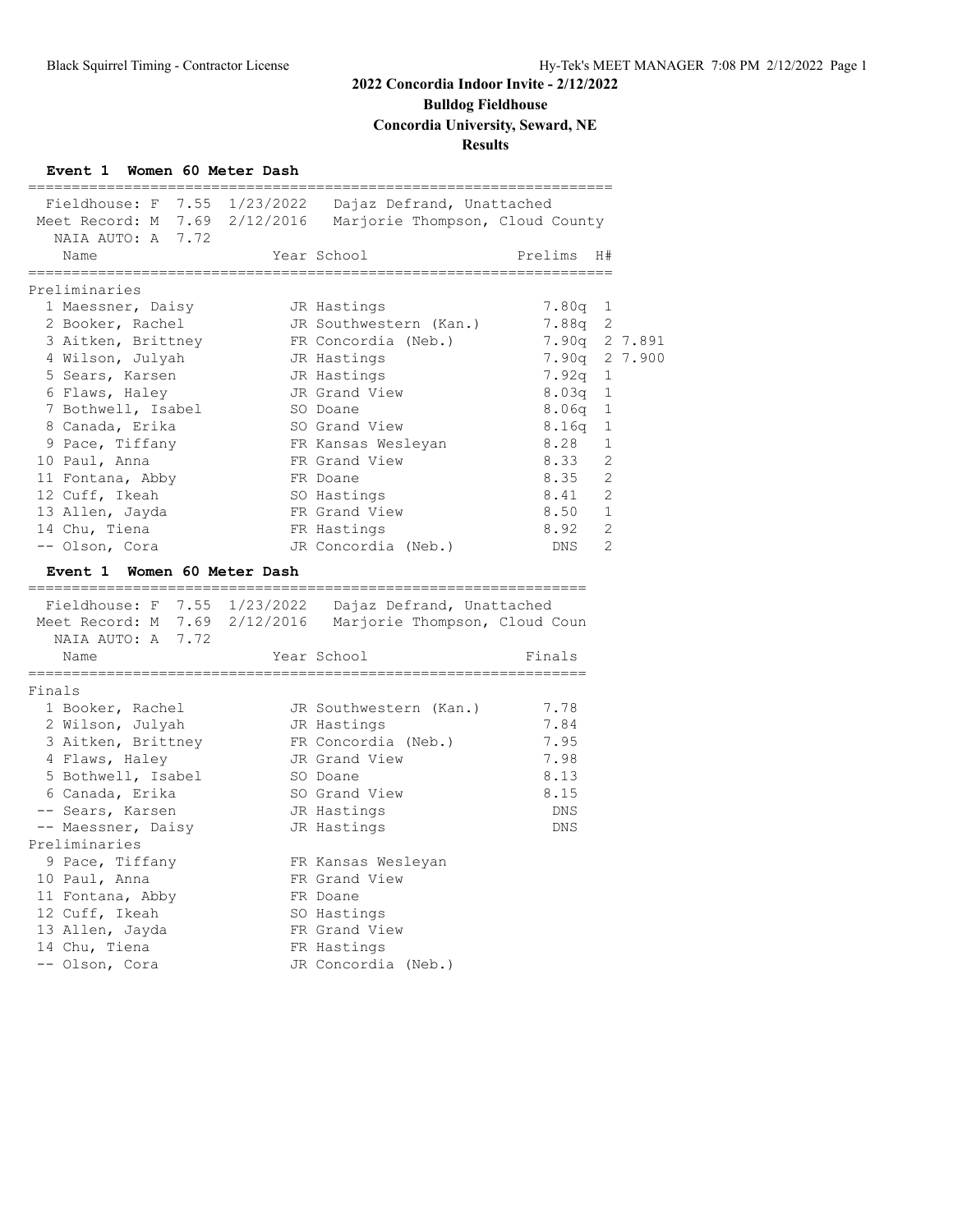# 2022 Concordia Indoor Invite - 2/12/2022

**Bulldog Fieldhouse**

**Concordia University, Seward, NE**

**Results**

### Event 1 Women 60 Meter Dash

Fieldhouse: F 7.55 1/23/2022 Dajaz Defrand, Unattached
Meet Record: M 7.69 2/12/2016 Marjorie Thompson, Cloud County
NAIA AUTO: A 7.72

**Preliminaries**

| Place | Name | Year | School | Prelims | H# | |
|---|---|---|---|---|---|---|
| 1 | Maessner, Daisy | JR | Hastings | 7.80q | 1 | |
| 2 | Booker, Rachel | JR | Southwestern (Kan.) | 7.88q | 2 | |
| 3 | Aitken, Brittney | FR | Concordia (Neb.) | 7.90q | 2 | 7.891 |
| 4 | Wilson, Julyah | JR | Hastings | 7.90q | 2 | 7.900 |
| 5 | Sears, Karsen | JR | Hastings | 7.92q | 1 | |
| 6 | Flaws, Haley | JR | Grand View | 8.03q | 1 | |
| 7 | Bothwell, Isabel | SO | Doane | 8.06q | 1 | |
| 8 | Canada, Erika | SO | Grand View | 8.16q | 1 | |
| 9 | Pace, Tiffany | FR | Kansas Wesleyan | 8.28 | 1 | |
| 10 | Paul, Anna | FR | Grand View | 8.33 | 2 | |
| 11 | Fontana, Abby | FR | Doane | 8.35 | 2 | |
| 12 | Cuff, Ikeah | SO | Hastings | 8.41 | 2 | |
| 13 | Allen, Jayda | FR | Grand View | 8.50 | 1 | |
| 14 | Chu, Tiena | FR | Hastings | 8.92 | 2 | |
| -- | Olson, Cora | JR | Concordia (Neb.) | DNS | 2 | |

### Event 1 Women 60 Meter Dash

Fieldhouse: F 7.55 1/23/2022 Dajaz Defrand, Unattached
Meet Record: M 7.69 2/12/2016 Marjorie Thompson, Cloud Coun
NAIA AUTO: A 7.72

**Finals**

| Place | Name | Year | School | Finals |
|---|---|---|---|---|
| 1 | Booker, Rachel | JR | Southwestern (Kan.) | 7.78 |
| 2 | Wilson, Julyah | JR | Hastings | 7.84 |
| 3 | Aitken, Brittney | FR | Concordia (Neb.) | 7.95 |
| 4 | Flaws, Haley | JR | Grand View | 7.98 |
| 5 | Bothwell, Isabel | SO | Doane | 8.13 |
| 6 | Canada, Erika | SO | Grand View | 8.15 |
| -- | Sears, Karsen | JR | Hastings | DNS |
| -- | Maessner, Daisy | JR | Hastings | DNS |

**Preliminaries**

| Place | Name | Year | School |
|---|---|---|---|
| 9 | Pace, Tiffany | FR | Kansas Wesleyan |
| 10 | Paul, Anna | FR | Grand View |
| 11 | Fontana, Abby | FR | Doane |
| 12 | Cuff, Ikeah | SO | Hastings |
| 13 | Allen, Jayda | FR | Grand View |
| 14 | Chu, Tiena | FR | Hastings |
| -- | Olson, Cora | JR | Concordia (Neb.) |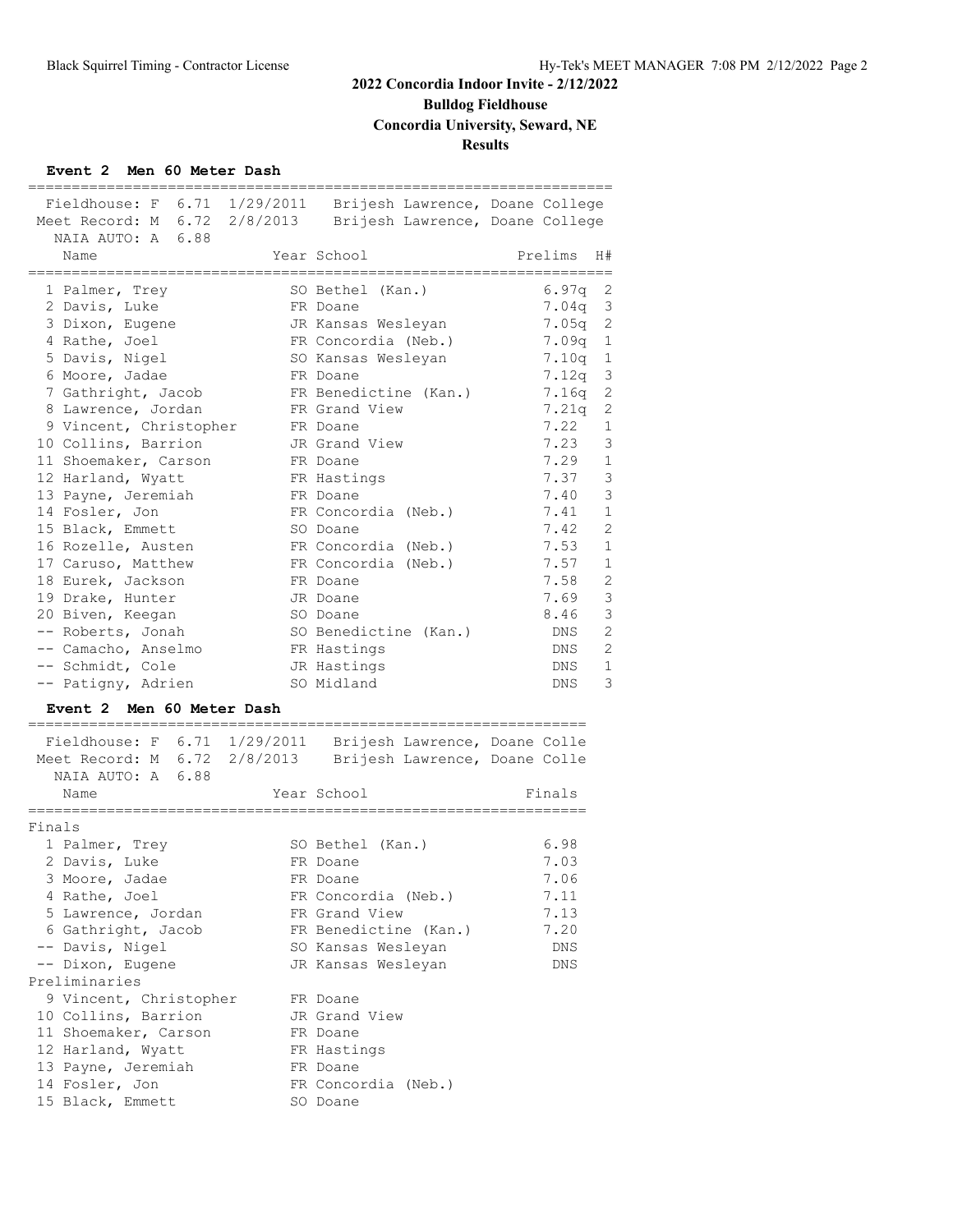# 2022 Concordia Indoor Invite - 2/12/2022

**Bulldog Fieldhouse**

**Concordia University, Seward, NE**

**Results**

### Event 2 Men 60 Meter Dash

Fieldhouse: F 6.71 1/29/2011 Brijesh Lawrence, Doane College
Meet Record: M 6.72 2/8/2013 Brijesh Lawrence, Doane College
NAIA AUTO: A 6.88

| | Name | Year | School | Prelims | H# |
|---|---|---|---|---|---|
| 1 | Palmer, Trey | SO | Bethel (Kan.) | 6.97q | 2 |
| 2 | Davis, Luke | FR | Doane | 7.04q | 3 |
| 3 | Dixon, Eugene | JR | Kansas Wesleyan | 7.05q | 2 |
| 4 | Rathe, Joel | FR | Concordia (Neb.) | 7.09q | 1 |
| 5 | Davis, Nigel | SO | Kansas Wesleyan | 7.10q | 1 |
| 6 | Moore, Jadae | FR | Doane | 7.12q | 3 |
| 7 | Gathright, Jacob | FR | Benedictine (Kan.) | 7.16q | 2 |
| 8 | Lawrence, Jordan | FR | Grand View | 7.21q | 2 |
| 9 | Vincent, Christopher | FR | Doane | 7.22 | 1 |
| 10 | Collins, Barrion | JR | Grand View | 7.23 | 3 |
| 11 | Shoemaker, Carson | FR | Doane | 7.29 | 1 |
| 12 | Harland, Wyatt | FR | Hastings | 7.37 | 3 |
| 13 | Payne, Jeremiah | FR | Doane | 7.40 | 3 |
| 14 | Fosler, Jon | FR | Concordia (Neb.) | 7.41 | 1 |
| 15 | Black, Emmett | SO | Doane | 7.42 | 2 |
| 16 | Rozelle, Austen | FR | Concordia (Neb.) | 7.53 | 1 |
| 17 | Caruso, Matthew | FR | Concordia (Neb.) | 7.57 | 1 |
| 18 | Eurek, Jackson | FR | Doane | 7.58 | 2 |
| 19 | Drake, Hunter | JR | Doane | 7.69 | 3 |
| 20 | Biven, Keegan | SO | Doane | 8.46 | 3 |
| -- | Roberts, Jonah | SO | Benedictine (Kan.) | DNS | 2 |
| -- | Camacho, Anselmo | FR | Hastings | DNS | 2 |
| -- | Schmidt, Cole | JR | Hastings | DNS | 1 |
| -- | Patigny, Adrien | SO | Midland | DNS | 3 |

### Event 2 Men 60 Meter Dash

Fieldhouse: F 6.71 1/29/2011 Brijesh Lawrence, Doane Colle
Meet Record: M 6.72 2/8/2013 Brijesh Lawrence, Doane Colle
NAIA AUTO: A 6.88

| | Name | Year | School | Finals |
|---|---|---|---|---|
| **Finals** | | | | |
| 1 | Palmer, Trey | SO | Bethel (Kan.) | 6.98 |
| 2 | Davis, Luke | FR | Doane | 7.03 |
| 3 | Moore, Jadae | FR | Doane | 7.06 |
| 4 | Rathe, Joel | FR | Concordia (Neb.) | 7.11 |
| 5 | Lawrence, Jordan | FR | Grand View | 7.13 |
| 6 | Gathright, Jacob | FR | Benedictine (Kan.) | 7.20 |
| -- | Davis, Nigel | SO | Kansas Wesleyan | DNS |
| -- | Dixon, Eugene | JR | Kansas Wesleyan | DNS |
| **Preliminaries** | | | | |
| 9 | Vincent, Christopher | FR | Doane | |
| 10 | Collins, Barrion | JR | Grand View | |
| 11 | Shoemaker, Carson | FR | Doane | |
| 12 | Harland, Wyatt | FR | Hastings | |
| 13 | Payne, Jeremiah | FR | Doane | |
| 14 | Fosler, Jon | FR | Concordia (Neb.) | |
| 15 | Black, Emmett | SO | Doane | |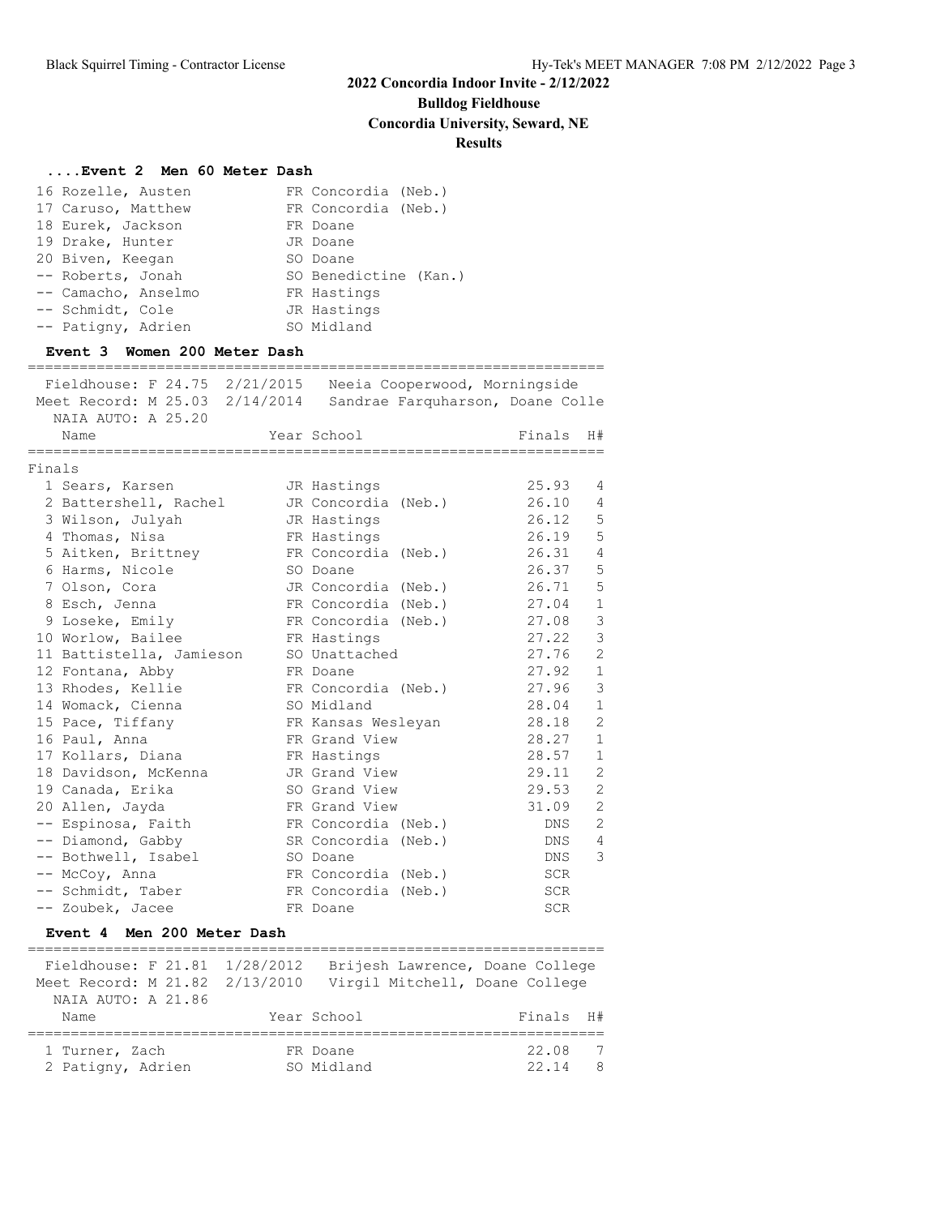## 2022 Concordia Indoor Invite - 2/12/2022

### Bulldog Fieldhouse

### Concordia University, Seward, NE

### Results

#### ....Event 2 Men 60 Meter Dash

| Place | Name | Year | School |
|---|---|---|---|
| 16 | Rozelle, Austen | FR | Concordia (Neb.) |
| 17 | Caruso, Matthew | FR | Concordia (Neb.) |
| 18 | Eurek, Jackson | FR | Doane |
| 19 | Drake, Hunter | JR | Doane |
| 20 | Biven, Keegan | SO | Doane |
| -- | Roberts, Jonah | SO | Benedictine (Kan.) |
| -- | Camacho, Anselmo | FR | Hastings |
| -- | Schmidt, Cole | JR | Hastings |
| -- | Patigny, Adrien | SO | Midland |

#### Event 3 Women 200 Meter Dash

Fieldhouse: F 24.75 2/21/2015 Neeia Cooperwood, Morningside
Meet Record: M 25.03 2/14/2014 Sandrae Farquharson, Doane Colle
NAIA AUTO: A 25.20

Finals

| Place | Name | Year | School | Finals | H# |
|---|---|---|---|---|---|
| 1 | Sears, Karsen | JR | Hastings | 25.93 | 4 |
| 2 | Battershell, Rachel | JR | Concordia (Neb.) | 26.10 | 4 |
| 3 | Wilson, Julyah | JR | Hastings | 26.12 | 5 |
| 4 | Thomas, Nisa | FR | Hastings | 26.19 | 5 |
| 5 | Aitken, Brittney | FR | Concordia (Neb.) | 26.31 | 4 |
| 6 | Harms, Nicole | SO | Doane | 26.37 | 5 |
| 7 | Olson, Cora | JR | Concordia (Neb.) | 26.71 | 5 |
| 8 | Esch, Jenna | FR | Concordia (Neb.) | 27.04 | 1 |
| 9 | Loseke, Emily | FR | Concordia (Neb.) | 27.08 | 3 |
| 10 | Worlow, Bailee | FR | Hastings | 27.22 | 3 |
| 11 | Battistella, Jamieson | SO | Unattached | 27.76 | 2 |
| 12 | Fontana, Abby | FR | Doane | 27.92 | 1 |
| 13 | Rhodes, Kellie | FR | Concordia (Neb.) | 27.96 | 3 |
| 14 | Womack, Cienna | SO | Midland | 28.04 | 1 |
| 15 | Pace, Tiffany | FR | Kansas Wesleyan | 28.18 | 2 |
| 16 | Paul, Anna | FR | Grand View | 28.27 | 1 |
| 17 | Kollars, Diana | FR | Hastings | 28.57 | 1 |
| 18 | Davidson, McKenna | JR | Grand View | 29.11 | 2 |
| 19 | Canada, Erika | SO | Grand View | 29.53 | 2 |
| 20 | Allen, Jayda | FR | Grand View | 31.09 | 2 |
| -- | Espinosa, Faith | FR | Concordia (Neb.) | DNS | 2 |
| -- | Diamond, Gabby | SR | Concordia (Neb.) | DNS | 4 |
| -- | Bothwell, Isabel | SO | Doane | DNS | 3 |
| -- | McCoy, Anna | FR | Concordia (Neb.) | SCR | |
| -- | Schmidt, Taber | FR | Concordia (Neb.) | SCR | |
| -- | Zoubek, Jacee | FR | Doane | SCR | |

#### Event 4 Men 200 Meter Dash

Fieldhouse: F 21.81 1/28/2012 Brijesh Lawrence, Doane College
Meet Record: M 21.82 2/13/2010 Virgil Mitchell, Doane College
NAIA AUTO: A 21.86

| Place | Name | Year | School | Finals | H# |
|---|---|---|---|---|---|
| 1 | Turner, Zach | FR | Doane | 22.08 | 7 |
| 2 | Patigny, Adrien | SO | Midland | 22.14 | 8 |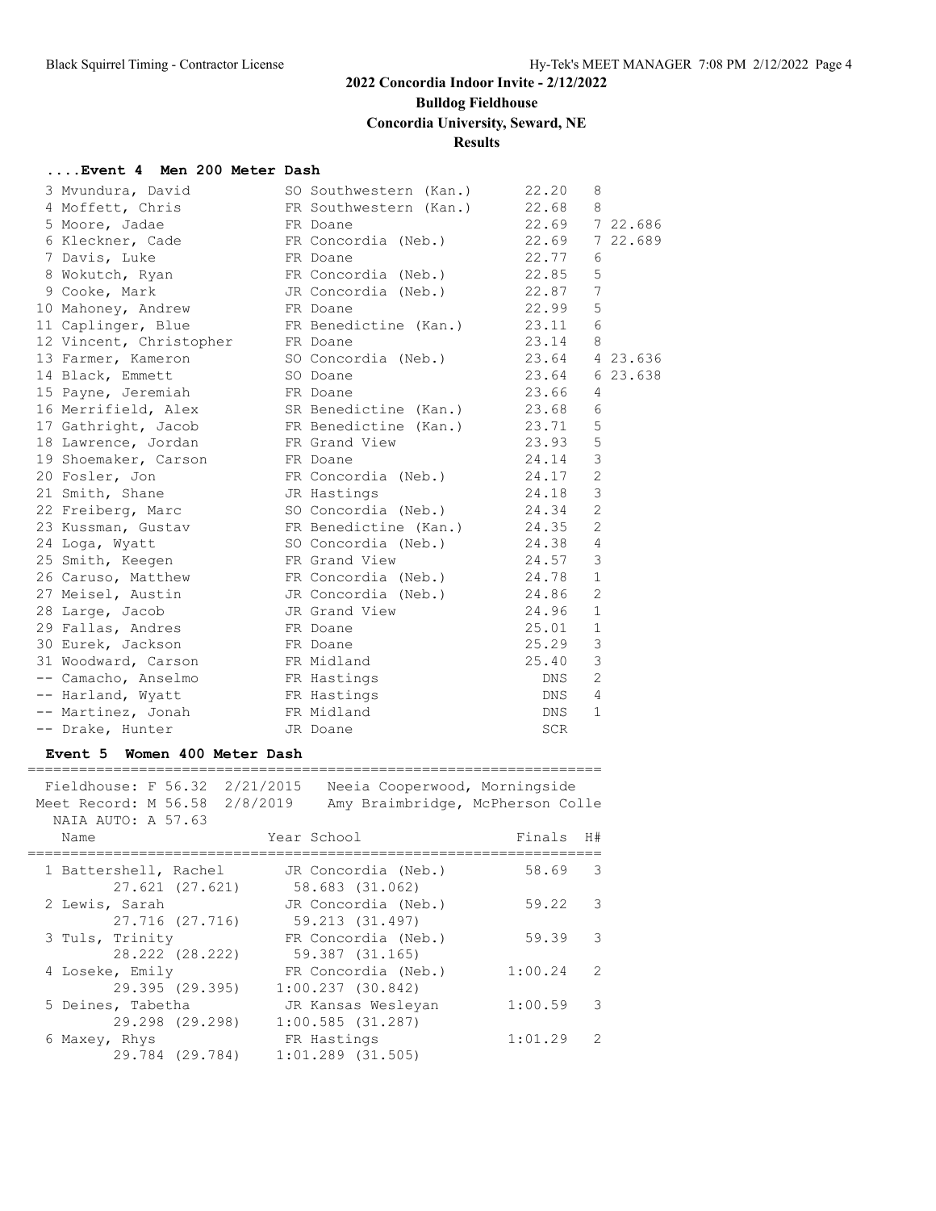**2022 Concordia Indoor Invite - 2/12/2022**

**Bulldog Fieldhouse**

**Concordia University, Seward, NE**

**Results**

### ....Event 4 Men 200 Meter Dash

| Place | Name | Year | School | Finals | H# | |
|---|---|---|---|---|---|---|
| 3 | Mvundura, David | SO | Southwestern (Kan.) | 22.20 | 8 | |
| 4 | Moffett, Chris | FR | Southwestern (Kan.) | 22.68 | 8 | |
| 5 | Moore, Jadae | FR | Doane | 22.69 | 7 | 22.686 |
| 6 | Kleckner, Cade | FR | Concordia (Neb.) | 22.69 | 7 | 22.689 |
| 7 | Davis, Luke | FR | Doane | 22.77 | 6 | |
| 8 | Wokutch, Ryan | FR | Concordia (Neb.) | 22.85 | 5 | |
| 9 | Cooke, Mark | JR | Concordia (Neb.) | 22.87 | 7 | |
| 10 | Mahoney, Andrew | FR | Doane | 22.99 | 5 | |
| 11 | Caplinger, Blue | FR | Benedictine (Kan.) | 23.11 | 6 | |
| 12 | Vincent, Christopher | FR | Doane | 23.14 | 8 | |
| 13 | Farmer, Kameron | SO | Concordia (Neb.) | 23.64 | 4 | 23.636 |
| 14 | Black, Emmett | SO | Doane | 23.64 | 6 | 23.638 |
| 15 | Payne, Jeremiah | FR | Doane | 23.66 | 4 | |
| 16 | Merrifield, Alex | SR | Benedictine (Kan.) | 23.68 | 6 | |
| 17 | Gathright, Jacob | FR | Benedictine (Kan.) | 23.71 | 5 | |
| 18 | Lawrence, Jordan | FR | Grand View | 23.93 | 5 | |
| 19 | Shoemaker, Carson | FR | Doane | 24.14 | 3 | |
| 20 | Fosler, Jon | FR | Concordia (Neb.) | 24.17 | 2 | |
| 21 | Smith, Shane | JR | Hastings | 24.18 | 3 | |
| 22 | Freiberg, Marc | SO | Concordia (Neb.) | 24.34 | 2 | |
| 23 | Kussman, Gustav | FR | Benedictine (Kan.) | 24.35 | 2 | |
| 24 | Loga, Wyatt | SO | Concordia (Neb.) | 24.38 | 4 | |
| 25 | Smith, Keegen | FR | Grand View | 24.57 | 3 | |
| 26 | Caruso, Matthew | FR | Concordia (Neb.) | 24.78 | 1 | |
| 27 | Meisel, Austin | JR | Concordia (Neb.) | 24.86 | 2 | |
| 28 | Large, Jacob | JR | Grand View | 24.96 | 1 | |
| 29 | Fallas, Andres | FR | Doane | 25.01 | 1 | |
| 30 | Eurek, Jackson | FR | Doane | 25.29 | 3 | |
| 31 | Woodward, Carson | FR | Midland | 25.40 | 3 | |
| -- | Camacho, Anselmo | FR | Hastings | DNS | 2 | |
| -- | Harland, Wyatt | FR | Hastings | DNS | 4 | |
| -- | Martinez, Jonah | FR | Midland | DNS | 1 | |
| -- | Drake, Hunter | JR | Doane | SCR | | |

### Event 5 Women 400 Meter Dash

Fieldhouse: F 56.32 2/21/2015 Neeia Cooperwood, Morningside
Meet Record: M 56.58 2/8/2019 Amy Braimbridge, McPherson Colle
NAIA AUTO: A 57.63

| Place | Name | Year | School | Finals | H# |
|---|---|---|---|---|---|
| 1 | Battershell, Rachel | JR | Concordia (Neb.) | 58.69 | 3 |
| | 27.621 (27.621) | | 58.683 (31.062) | | |
| 2 | Lewis, Sarah | JR | Concordia (Neb.) | 59.22 | 3 |
| | 27.716 (27.716) | | 59.213 (31.497) | | |
| 3 | Tuls, Trinity | FR | Concordia (Neb.) | 59.39 | 3 |
| | 28.222 (28.222) | | 59.387 (31.165) | | |
| 4 | Loseke, Emily | FR | Concordia (Neb.) | 1:00.24 | 2 |
| | 29.395 (29.395) | | 1:00.237 (30.842) | | |
| 5 | Deines, Tabetha | JR | Kansas Wesleyan | 1:00.59 | 3 |
| | 29.298 (29.298) | | 1:00.585 (31.287) | | |
| 6 | Maxey, Rhys | FR | Hastings | 1:01.29 | 2 |
| | 29.784 (29.784) | | 1:01.289 (31.505) | | |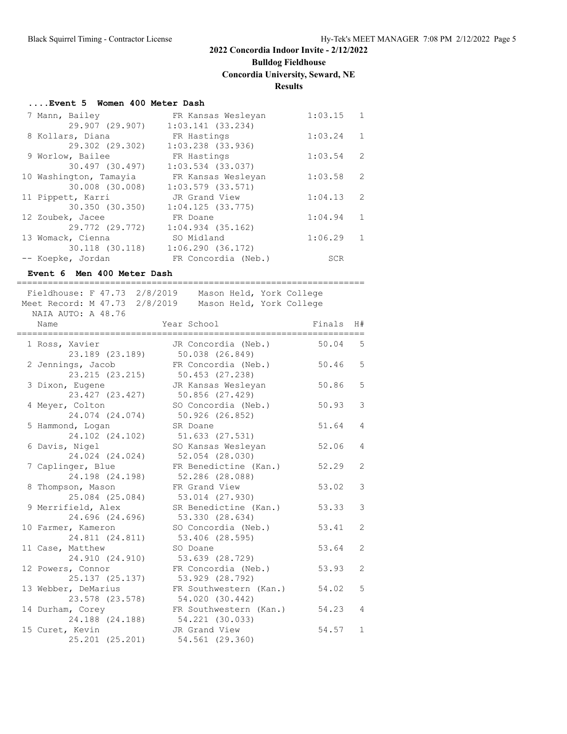# 2022 Concordia Indoor Invite - 2/12/2022

**Bulldog Fieldhouse**

**Concordia University, Seward, NE**

**Results**

### ....Event 5 Women 400 Meter Dash

| Place | Name | Year | School | Finals | H# | Splits |
|---|---|---|---|---|---|---|
| 7 | Mann, Bailey | FR | Kansas Wesleyan | 1:03.15 | 1 | 29.907 (29.907) 1:03.141 (33.234) |
| 8 | Kollars, Diana | FR | Hastings | 1:03.24 | 1 | 29.302 (29.302) 1:03.238 (33.936) |
| 9 | Worlow, Bailee | FR | Hastings | 1:03.54 | 2 | 30.497 (30.497) 1:03.534 (33.037) |
| 10 | Washington, Tamayia | FR | Kansas Wesleyan | 1:03.58 | 2 | 30.008 (30.008) 1:03.579 (33.571) |
| 11 | Pippett, Karri | JR | Grand View | 1:04.13 | 2 | 30.350 (30.350) 1:04.125 (33.775) |
| 12 | Zoubek, Jacee | FR | Doane | 1:04.94 | 1 | 29.772 (29.772) 1:04.934 (35.162) |
| 13 | Womack, Cienna | SO | Midland | 1:06.29 | 1 | 30.118 (30.118) 1:06.290 (36.172) |
| -- | Koepke, Jordan | FR | Concordia (Neb.) | SCR | | |

### Event 6 Men 400 Meter Dash

Fieldhouse: F 47.73 2/8/2019 Mason Held, York College
Meet Record: M 47.73 2/8/2019 Mason Held, York College
NAIA AUTO: A 48.76

| Place | Name | Year | School | Finals | H# | Splits |
|---|---|---|---|---|---|---|
| 1 | Ross, Xavier | JR | Concordia (Neb.) | 50.04 | 5 | 23.189 (23.189) 50.038 (26.849) |
| 2 | Jennings, Jacob | FR | Concordia (Neb.) | 50.46 | 5 | 23.215 (23.215) 50.453 (27.238) |
| 3 | Dixon, Eugene | JR | Kansas Wesleyan | 50.86 | 5 | 23.427 (23.427) 50.856 (27.429) |
| 4 | Meyer, Colton | SO | Concordia (Neb.) | 50.93 | 3 | 24.074 (24.074) 50.926 (26.852) |
| 5 | Hammond, Logan | SR | Doane | 51.64 | 4 | 24.102 (24.102) 51.633 (27.531) |
| 6 | Davis, Nigel | SO | Kansas Wesleyan | 52.06 | 4 | 24.024 (24.024) 52.054 (28.030) |
| 7 | Caplinger, Blue | FR | Benedictine (Kan.) | 52.29 | 2 | 24.198 (24.198) 52.286 (28.088) |
| 8 | Thompson, Mason | FR | Grand View | 53.02 | 3 | 25.084 (25.084) 53.014 (27.930) |
| 9 | Merrifield, Alex | SR | Benedictine (Kan.) | 53.33 | 3 | 24.696 (24.696) 53.330 (28.634) |
| 10 | Farmer, Kameron | SO | Concordia (Neb.) | 53.41 | 2 | 24.811 (24.811) 53.406 (28.595) |
| 11 | Case, Matthew | SO | Doane | 53.64 | 2 | 24.910 (24.910) 53.639 (28.729) |
| 12 | Powers, Connor | FR | Concordia (Neb.) | 53.93 | 2 | 25.137 (25.137) 53.929 (28.792) |
| 13 | Webber, DeMarius | FR | Southwestern (Kan.) | 54.02 | 5 | 23.578 (23.578) 54.020 (30.442) |
| 14 | Durham, Corey | FR | Southwestern (Kan.) | 54.23 | 4 | 24.188 (24.188) 54.221 (30.033) |
| 15 | Curet, Kevin | JR | Grand View | 54.57 | 1 | 25.201 (25.201) 54.561 (29.360) |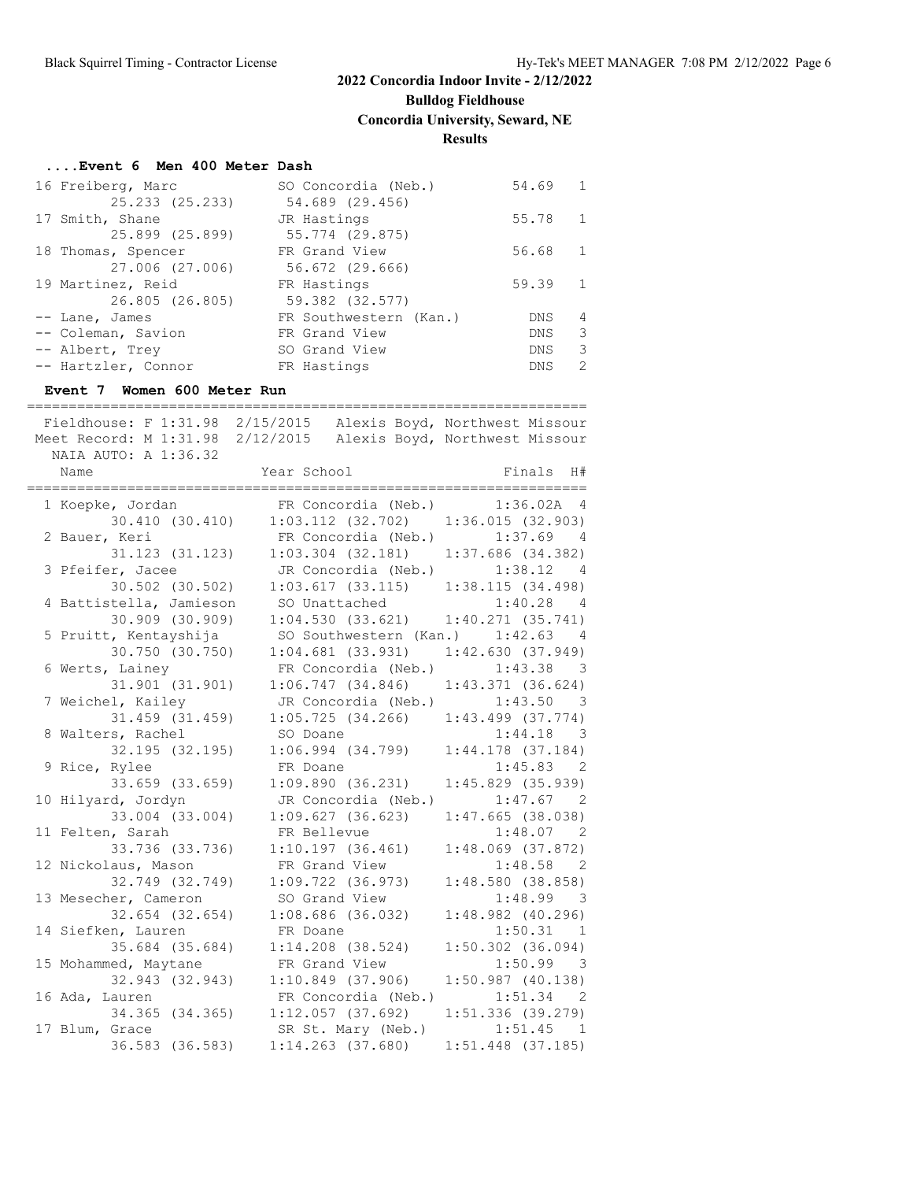## 2022 Concordia Indoor Invite - 2/12/2022

**Bulldog Fieldhouse**

**Concordia University, Seward, NE**

**Results**

### ....Event 6 Men 400 Meter Dash

| Place | Name | Year | School | Finals | H# |
|---|---|---|---|---|---|
| 16 | Freiberg, Marc | SO | Concordia (Neb.) | 54.69 | 1 |
| | 25.233 (25.233) | | 54.689 (29.456) | | |
| 17 | Smith, Shane | JR | Hastings | 55.78 | 1 |
| | 25.899 (25.899) | | 55.774 (29.875) | | |
| 18 | Thomas, Spencer | FR | Grand View | 56.68 | 1 |
| | 27.006 (27.006) | | 56.672 (29.666) | | |
| 19 | Martinez, Reid | FR | Hastings | 59.39 | 1 |
| | 26.805 (26.805) | | 59.382 (32.577) | | |
| -- | Lane, James | FR | Southwestern (Kan.) | DNS | 4 |
| -- | Coleman, Savion | FR | Grand View | DNS | 3 |
| -- | Albert, Trey | SO | Grand View | DNS | 3 |
| -- | Hartzler, Connor | FR | Hastings | DNS | 2 |

### Event 7 Women 600 Meter Run

Fieldhouse: F 1:31.98 2/15/2015 Alexis Boyd, Northwest Missour
Meet Record: M 1:31.98 2/12/2015 Alexis Boyd, Northwest Missour
NAIA AUTO: A 1:36.32

| Place | Name | Year | School | Finals | H# |
|---|---|---|---|---|---|
| 1 | Koepke, Jordan | FR | Concordia (Neb.) | 1:36.02A | 4 |
| | 30.410 (30.410) | | 1:03.112 (32.702) | 1:36.015 (32.903) | |
| 2 | Bauer, Keri | FR | Concordia (Neb.) | 1:37.69 | 4 |
| | 31.123 (31.123) | | 1:03.304 (32.181) | 1:37.686 (34.382) | |
| 3 | Pfeifer, Jacee | JR | Concordia (Neb.) | 1:38.12 | 4 |
| | 30.502 (30.502) | | 1:03.617 (33.115) | 1:38.115 (34.498) | |
| 4 | Battistella, Jamieson | SO | Unattached | 1:40.28 | 4 |
| | 30.909 (30.909) | | 1:04.530 (33.621) | 1:40.271 (35.741) | |
| 5 | Pruitt, Kentayshija | SO | Southwestern (Kan.) | 1:42.63 | 4 |
| | 30.750 (30.750) | | 1:04.681 (33.931) | 1:42.630 (37.949) | |
| 6 | Werts, Lainey | FR | Concordia (Neb.) | 1:43.38 | 3 |
| | 31.901 (31.901) | | 1:06.747 (34.846) | 1:43.371 (36.624) | |
| 7 | Weichel, Kailey | JR | Concordia (Neb.) | 1:43.50 | 3 |
| | 31.459 (31.459) | | 1:05.725 (34.266) | 1:43.499 (37.774) | |
| 8 | Walters, Rachel | SO | Doane | 1:44.18 | 3 |
| | 32.195 (32.195) | | 1:06.994 (34.799) | 1:44.178 (37.184) | |
| 9 | Rice, Rylee | FR | Doane | 1:45.83 | 2 |
| | 33.659 (33.659) | | 1:09.890 (36.231) | 1:45.829 (35.939) | |
| 10 | Hilyard, Jordyn | JR | Concordia (Neb.) | 1:47.67 | 2 |
| | 33.004 (33.004) | | 1:09.627 (36.623) | 1:47.665 (38.038) | |
| 11 | Felten, Sarah | FR | Bellevue | 1:48.07 | 2 |
| | 33.736 (33.736) | | 1:10.197 (36.461) | 1:48.069 (37.872) | |
| 12 | Nickolaus, Mason | FR | Grand View | 1:48.58 | 2 |
| | 32.749 (32.749) | | 1:09.722 (36.973) | 1:48.580 (38.858) | |
| 13 | Mesecher, Cameron | SO | Grand View | 1:48.99 | 3 |
| | 32.654 (32.654) | | 1:08.686 (36.032) | 1:48.982 (40.296) | |
| 14 | Siefken, Lauren | FR | Doane | 1:50.31 | 1 |
| | 35.684 (35.684) | | 1:14.208 (38.524) | 1:50.302 (36.094) | |
| 15 | Mohammed, Maytane | FR | Grand View | 1:50.99 | 3 |
| | 32.943 (32.943) | | 1:10.849 (37.906) | 1:50.987 (40.138) | |
| 16 | Ada, Lauren | FR | Concordia (Neb.) | 1:51.34 | 2 |
| | 34.365 (34.365) | | 1:12.057 (37.692) | 1:51.336 (39.279) | |
| 17 | Blum, Grace | SR | St. Mary (Neb.) | 1:51.45 | 1 |
| | 36.583 (36.583) | | 1:14.263 (37.680) | 1:51.448 (37.185) | |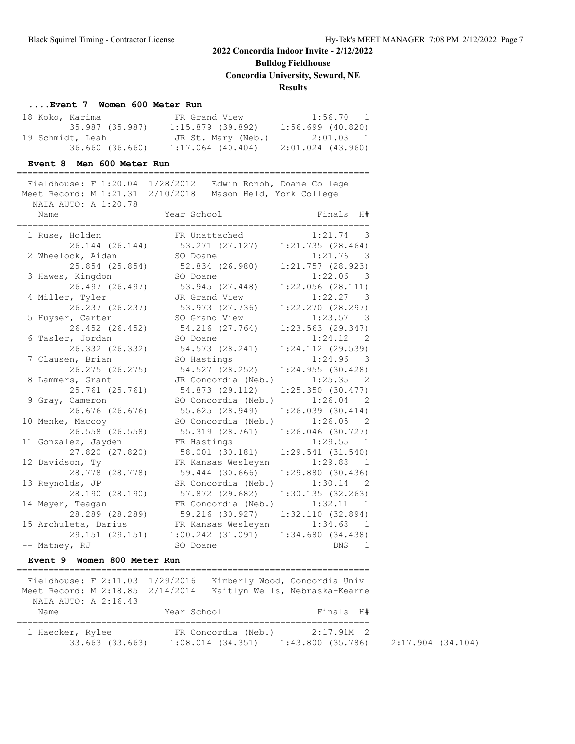## 2022 Concordia Indoor Invite - 2/12/2022

**Bulldog Fieldhouse**

**Concordia University, Seward, NE**

**Results**

### ....Event 7 Women 600 Meter Run

| Place | Name | Year | School | Finals | H# |
|---|---|---|---|---|---|
| 18 | Koko, Karima | FR | Grand View | 1:56.70 | 1 |
| | 35.987 (35.987) | | 1:15.879 (39.892) | 1:56.699 (40.820) | |
| 19 | Schmidt, Leah | JR | St. Mary (Neb.) | 2:01.03 | 1 |
| | 36.660 (36.660) | | 1:17.064 (40.404) | 2:01.024 (43.960) | |

### Event 8 Men 600 Meter Run

Fieldhouse: F 1:20.04 1/28/2012 Edwin Ronoh, Doane College
Meet Record: M 1:21.31 2/10/2018 Mason Held, York College
NAIA AUTO: A 1:20.78

| Place | Name | Year | School | Finals | H# |
|---|---|---|---|---|---|
| 1 | Ruse, Holden | FR | Unattached | 1:21.74 | 3 |
| | 26.144 (26.144) | | 53.271 (27.127) | 1:21.735 (28.464) | |
| 2 | Wheelock, Aidan | SO | Doane | 1:21.76 | 3 |
| | 25.854 (25.854) | | 52.834 (26.980) | 1:21.757 (28.923) | |
| 3 | Hawes, Kingdon | SO | Doane | 1:22.06 | 3 |
| | 26.497 (26.497) | | 53.945 (27.448) | 1:22.056 (28.111) | |
| 4 | Miller, Tyler | JR | Grand View | 1:22.27 | 3 |
| | 26.237 (26.237) | | 53.973 (27.736) | 1:22.270 (28.297) | |
| 5 | Huyser, Carter | SO | Grand View | 1:23.57 | 3 |
| | 26.452 (26.452) | | 54.216 (27.764) | 1:23.563 (29.347) | |
| 6 | Tasler, Jordan | SO | Doane | 1:24.12 | 2 |
| | 26.332 (26.332) | | 54.573 (28.241) | 1:24.112 (29.539) | |
| 7 | Clausen, Brian | SO | Hastings | 1:24.96 | 3 |
| | 26.275 (26.275) | | 54.527 (28.252) | 1:24.955 (30.428) | |
| 8 | Lammers, Grant | JR | Concordia (Neb.) | 1:25.35 | 2 |
| | 25.761 (25.761) | | 54.873 (29.112) | 1:25.350 (30.477) | |
| 9 | Gray, Cameron | SO | Concordia (Neb.) | 1:26.04 | 2 |
| | 26.676 (26.676) | | 55.625 (28.949) | 1:26.039 (30.414) | |
| 10 | Menke, Maccoy | SO | Concordia (Neb.) | 1:26.05 | 2 |
| | 26.558 (26.558) | | 55.319 (28.761) | 1:26.046 (30.727) | |
| 11 | Gonzalez, Jayden | FR | Hastings | 1:29.55 | 1 |
| | 27.820 (27.820) | | 58.001 (30.181) | 1:29.541 (31.540) | |
| 12 | Davidson, Ty | FR | Kansas Wesleyan | 1:29.88 | 1 |
| | 28.778 (28.778) | | 59.444 (30.666) | 1:29.880 (30.436) | |
| 13 | Reynolds, JP | SR | Concordia (Neb.) | 1:30.14 | 2 |
| | 28.190 (28.190) | | 57.872 (29.682) | 1:30.135 (32.263) | |
| 14 | Meyer, Teagan | FR | Concordia (Neb.) | 1:32.11 | 1 |
| | 28.289 (28.289) | | 59.216 (30.927) | 1:32.110 (32.894) | |
| 15 | Archuleta, Darius | FR | Kansas Wesleyan | 1:34.68 | 1 |
| | 29.151 (29.151) | | 1:00.242 (31.091) | 1:34.680 (34.438) | |
| -- | Matney, RJ | SO | Doane | DNS | 1 |

### Event 9 Women 800 Meter Run

Fieldhouse: F 2:11.03 1/29/2016 Kimberly Wood, Concordia Univ
Meet Record: M 2:18.85 2/14/2014 Kaitlyn Wells, Nebraska-Kearne
NAIA AUTO: A 2:16.43

| Place | Name | Year | School | Finals | H# | |
|---|---|---|---|---|---|---|
| 1 | Haecker, Rylee | FR | Concordia (Neb.) | 2:17.91M | 2 | |
| | 33.663 (33.663) | | 1:08.014 (34.351) | 1:43.800 (35.786) | | 2:17.904 (34.104) |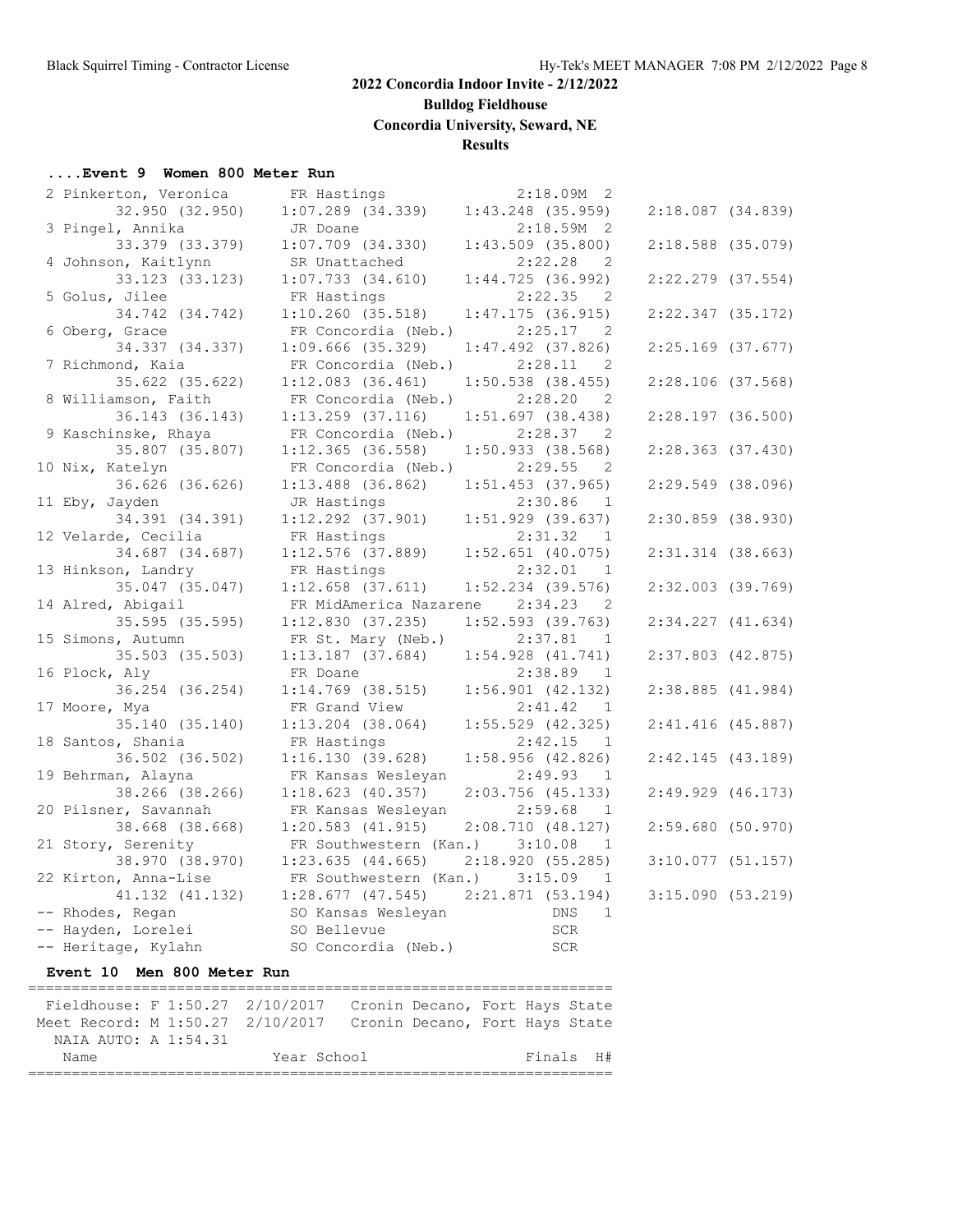## 2022 Concordia Indoor Invite - 2/12/2022

**Bulldog Fieldhouse**

**Concordia University, Seward, NE**

**Results**

### ....Event 9 Women 800 Meter Run

```
  2 Pinkerton, Veronica      FR Hastings               2:18.09M  2 
       32.950 (32.950)     1:07.289 (34.339)    1:43.248 (35.959)    2:18.087 (34.839)
  3 Pingel, Annika           JR Doane                  2:18.59M  2 
       33.379 (33.379)     1:07.709 (34.330)    1:43.509 (35.800)    2:18.588 (35.079)
  4 Johnson, Kaitlynn        SR Unattached             2:22.28   2 
       33.123 (33.123)     1:07.733 (34.610)    1:44.725 (36.992)    2:22.279 (37.554)
  5 Golus, Jilee             FR Hastings               2:22.35   2 
       34.742 (34.742)     1:10.260 (35.518)    1:47.175 (36.915)    2:22.347 (35.172)
  6 Oberg, Grace             FR Concordia (Neb.)       2:25.17   2 
       34.337 (34.337)     1:09.666 (35.329)    1:47.492 (37.826)    2:25.169 (37.677)
  7 Richmond, Kaia           FR Concordia (Neb.)       2:28.11   2 
       35.622 (35.622)     1:12.083 (36.461)    1:50.538 (38.455)    2:28.106 (37.568)
  8 Williamson, Faith        FR Concordia (Neb.)       2:28.20   2 
       36.143 (36.143)     1:13.259 (37.116)    1:51.697 (38.438)    2:28.197 (36.500)
  9 Kaschinske, Rhaya        FR Concordia (Neb.)       2:28.37   2 
       35.807 (35.807)     1:12.365 (36.558)    1:50.933 (38.568)    2:28.363 (37.430)
 10 Nix, Katelyn             FR Concordia (Neb.)       2:29.55   2 
       36.626 (36.626)     1:13.488 (36.862)    1:51.453 (37.965)    2:29.549 (38.096)
 11 Eby, Jayden              JR Hastings               2:30.86   1 
       34.391 (34.391)     1:12.292 (37.901)    1:51.929 (39.637)    2:30.859 (38.930)
 12 Velarde, Cecilia         FR Hastings               2:31.32   1 
       34.687 (34.687)     1:12.576 (37.889)    1:52.651 (40.075)    2:31.314 (38.663)
 13 Hinkson, Landry          FR Hastings               2:32.01   1 
       35.047 (35.047)     1:12.658 (37.611)    1:52.234 (39.576)    2:32.003 (39.769)
 14 Alred, Abigail           FR MidAmerica Nazarene    2:34.23   2 
       35.595 (35.595)     1:12.830 (37.235)    1:52.593 (39.763)    2:34.227 (41.634)
 15 Simons, Autumn           FR St. Mary (Neb.)        2:37.81   1 
       35.503 (35.503)     1:13.187 (37.684)    1:54.928 (41.741)    2:37.803 (42.875)
 16 Plock, Aly               FR Doane                  2:38.89   1 
       36.254 (36.254)     1:14.769 (38.515)    1:56.901 (42.132)    2:38.885 (41.984)
 17 Moore, Mya               FR Grand View             2:41.42   1 
       35.140 (35.140)     1:13.204 (38.064)    1:55.529 (42.325)    2:41.416 (45.887)
 18 Santos, Shania           FR Hastings               2:42.15   1 
       36.502 (36.502)     1:16.130 (39.628)    1:58.956 (42.826)    2:42.145 (43.189)
 19 Behrman, Alayna          FR Kansas Wesleyan        2:49.93   1 
       38.266 (38.266)     1:18.623 (40.357)    2:03.756 (45.133)    2:49.929 (46.173)
 20 Pilsner, Savannah        FR Kansas Wesleyan        2:59.68   1 
       38.668 (38.668)     1:20.583 (41.915)    2:08.710 (48.127)    2:59.680 (50.970)
 21 Story, Serenity          FR Southwestern (Kan.)    3:10.08   1 
       38.970 (38.970)     1:23.635 (44.665)    2:18.920 (55.285)    3:10.077 (51.157)
 22 Kirton, Anna-Lise        FR Southwestern (Kan.)    3:15.09   1 
       41.132 (41.132)     1:28.677 (47.545)    2:21.871 (53.194)    3:15.090 (53.219)
 -- Rhodes, Regan            SO Kansas Wesleyan            DNS   1 
 -- Hayden, Lorelei          SO Bellevue                   SCR     
 -- Heritage, Kylahn         SO Concordia (Neb.)           SCR     
```

### Event 10 Men 800 Meter Run

```
===================================================================
  Fieldhouse: F 1:50.27  2/10/2017   Cronin Decano, Fort Hays State
 Meet Record: M 1:50.27  2/10/2017   Cronin Decano, Fort Hays State
   NAIA AUTO: A 1:54.31
    Name                    Year School                 Finals  H# 
===================================================================
```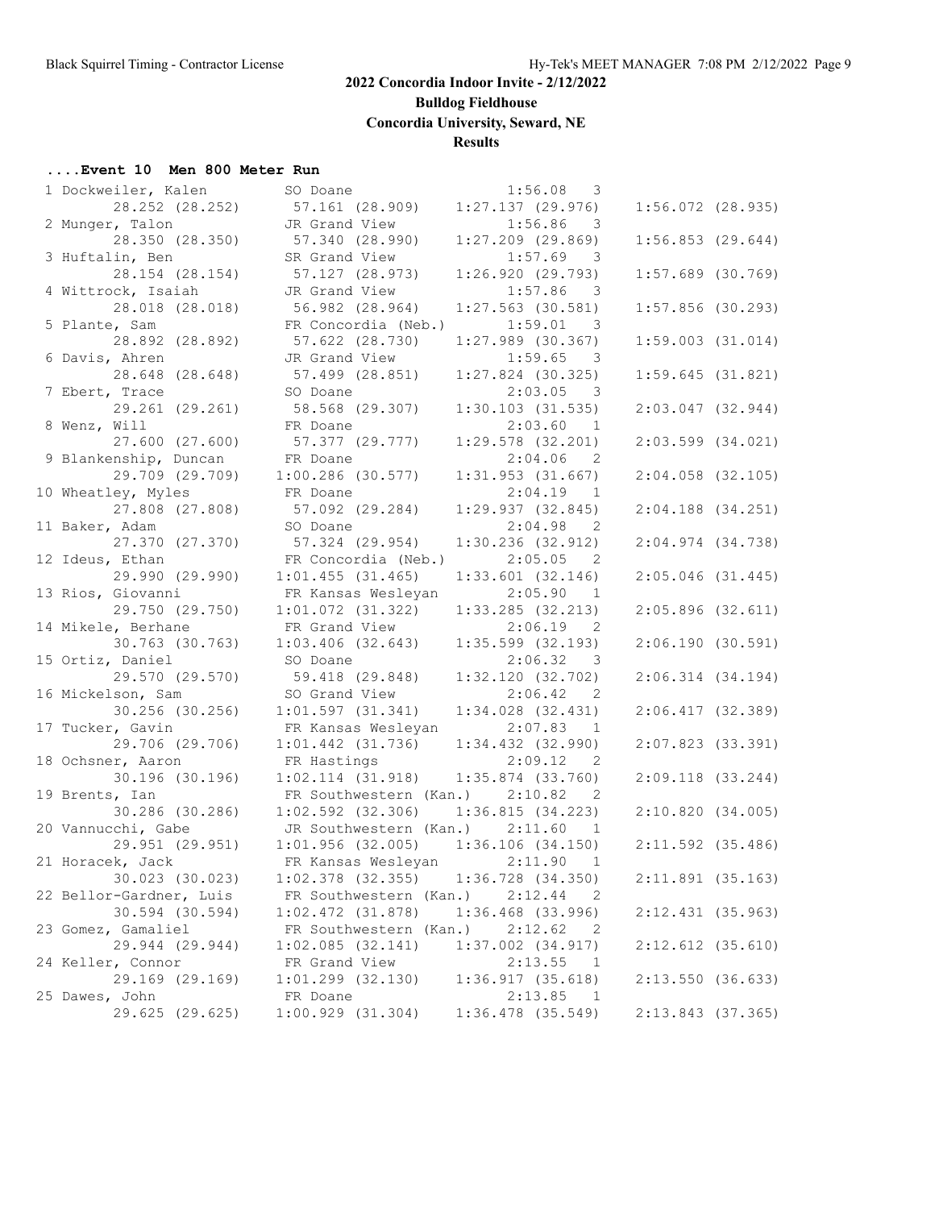## 2022 Concordia Indoor Invite - 2/12/2022

**Bulldog Fieldhouse**

**Concordia University, Seward, NE**

**Results**

### ....Event 10 Men 800 Meter Run

| Place | Name | Year | School | Finals | H# |
|---|---|---|---|---|---|
| 1 | Dockweiler, Kalen | SO | Doane | 1:56.08 | 3 |
| | 28.252 (28.252) | 57.161 (28.909) | 1:27.137 (29.976) | 1:56.072 (28.935) | |
| 2 | Munger, Talon | JR | Grand View | 1:56.86 | 3 |
| | 28.350 (28.350) | 57.340 (28.990) | 1:27.209 (29.869) | 1:56.853 (29.644) | |
| 3 | Huftalin, Ben | SR | Grand View | 1:57.69 | 3 |
| | 28.154 (28.154) | 57.127 (28.973) | 1:26.920 (29.793) | 1:57.689 (30.769) | |
| 4 | Wittrock, Isaiah | JR | Grand View | 1:57.86 | 3 |
| | 28.018 (28.018) | 56.982 (28.964) | 1:27.563 (30.581) | 1:57.856 (30.293) | |
| 5 | Plante, Sam | FR | Concordia (Neb.) | 1:59.01 | 3 |
| | 28.892 (28.892) | 57.622 (28.730) | 1:27.989 (30.367) | 1:59.003 (31.014) | |
| 6 | Davis, Ahren | JR | Grand View | 1:59.65 | 3 |
| | 28.648 (28.648) | 57.499 (28.851) | 1:27.824 (30.325) | 1:59.645 (31.821) | |
| 7 | Ebert, Trace | SO | Doane | 2:03.05 | 3 |
| | 29.261 (29.261) | 58.568 (29.307) | 1:30.103 (31.535) | 2:03.047 (32.944) | |
| 8 | Wenz, Will | FR | Doane | 2:03.60 | 1 |
| | 27.600 (27.600) | 57.377 (29.777) | 1:29.578 (32.201) | 2:03.599 (34.021) | |
| 9 | Blankenship, Duncan | FR | Doane | 2:04.06 | 2 |
| | 29.709 (29.709) | 1:00.286 (30.577) | 1:31.953 (31.667) | 2:04.058 (32.105) | |
| 10 | Wheatley, Myles | FR | Doane | 2:04.19 | 1 |
| | 27.808 (27.808) | 57.092 (29.284) | 1:29.937 (32.845) | 2:04.188 (34.251) | |
| 11 | Baker, Adam | SO | Doane | 2:04.98 | 2 |
| | 27.370 (27.370) | 57.324 (29.954) | 1:30.236 (32.912) | 2:04.974 (34.738) | |
| 12 | Ideus, Ethan | FR | Concordia (Neb.) | 2:05.05 | 2 |
| | 29.990 (29.990) | 1:01.455 (31.465) | 1:33.601 (32.146) | 2:05.046 (31.445) | |
| 13 | Rios, Giovanni | FR | Kansas Wesleyan | 2:05.90 | 1 |
| | 29.750 (29.750) | 1:01.072 (31.322) | 1:33.285 (32.213) | 2:05.896 (32.611) | |
| 14 | Mikele, Berhane | FR | Grand View | 2:06.19 | 2 |
| | 30.763 (30.763) | 1:03.406 (32.643) | 1:35.599 (32.193) | 2:06.190 (30.591) | |
| 15 | Ortiz, Daniel | SO | Doane | 2:06.32 | 3 |
| | 29.570 (29.570) | 59.418 (29.848) | 1:32.120 (32.702) | 2:06.314 (34.194) | |
| 16 | Mickelson, Sam | SO | Grand View | 2:06.42 | 2 |
| | 30.256 (30.256) | 1:01.597 (31.341) | 1:34.028 (32.431) | 2:06.417 (32.389) | |
| 17 | Tucker, Gavin | FR | Kansas Wesleyan | 2:07.83 | 1 |
| | 29.706 (29.706) | 1:01.442 (31.736) | 1:34.432 (32.990) | 2:07.823 (33.391) | |
| 18 | Ochsner, Aaron | FR | Hastings | 2:09.12 | 2 |
| | 30.196 (30.196) | 1:02.114 (31.918) | 1:35.874 (33.760) | 2:09.118 (33.244) | |
| 19 | Brents, Ian | FR | Southwestern (Kan.) | 2:10.82 | 2 |
| | 30.286 (30.286) | 1:02.592 (32.306) | 1:36.815 (34.223) | 2:10.820 (34.005) | |
| 20 | Vannucchi, Gabe | JR | Southwestern (Kan.) | 2:11.60 | 1 |
| | 29.951 (29.951) | 1:01.956 (32.005) | 1:36.106 (34.150) | 2:11.592 (35.486) | |
| 21 | Horacek, Jack | FR | Kansas Wesleyan | 2:11.90 | 1 |
| | 30.023 (30.023) | 1:02.378 (32.355) | 1:36.728 (34.350) | 2:11.891 (35.163) | |
| 22 | Bellor-Gardner, Luis | FR | Southwestern (Kan.) | 2:12.44 | 2 |
| | 30.594 (30.594) | 1:02.472 (31.878) | 1:36.468 (33.996) | 2:12.431 (35.963) | |
| 23 | Gomez, Gamaliel | FR | Southwestern (Kan.) | 2:12.62 | 2 |
| | 29.944 (29.944) | 1:02.085 (32.141) | 1:37.002 (34.917) | 2:12.612 (35.610) | |
| 24 | Keller, Connor | FR | Grand View | 2:13.55 | 1 |
| | 29.169 (29.169) | 1:01.299 (32.130) | 1:36.917 (35.618) | 2:13.550 (36.633) | |
| 25 | Dawes, John | FR | Doane | 2:13.85 | 1 |
| | 29.625 (29.625) | 1:00.929 (31.304) | 1:36.478 (35.549) | 2:13.843 (37.365) | |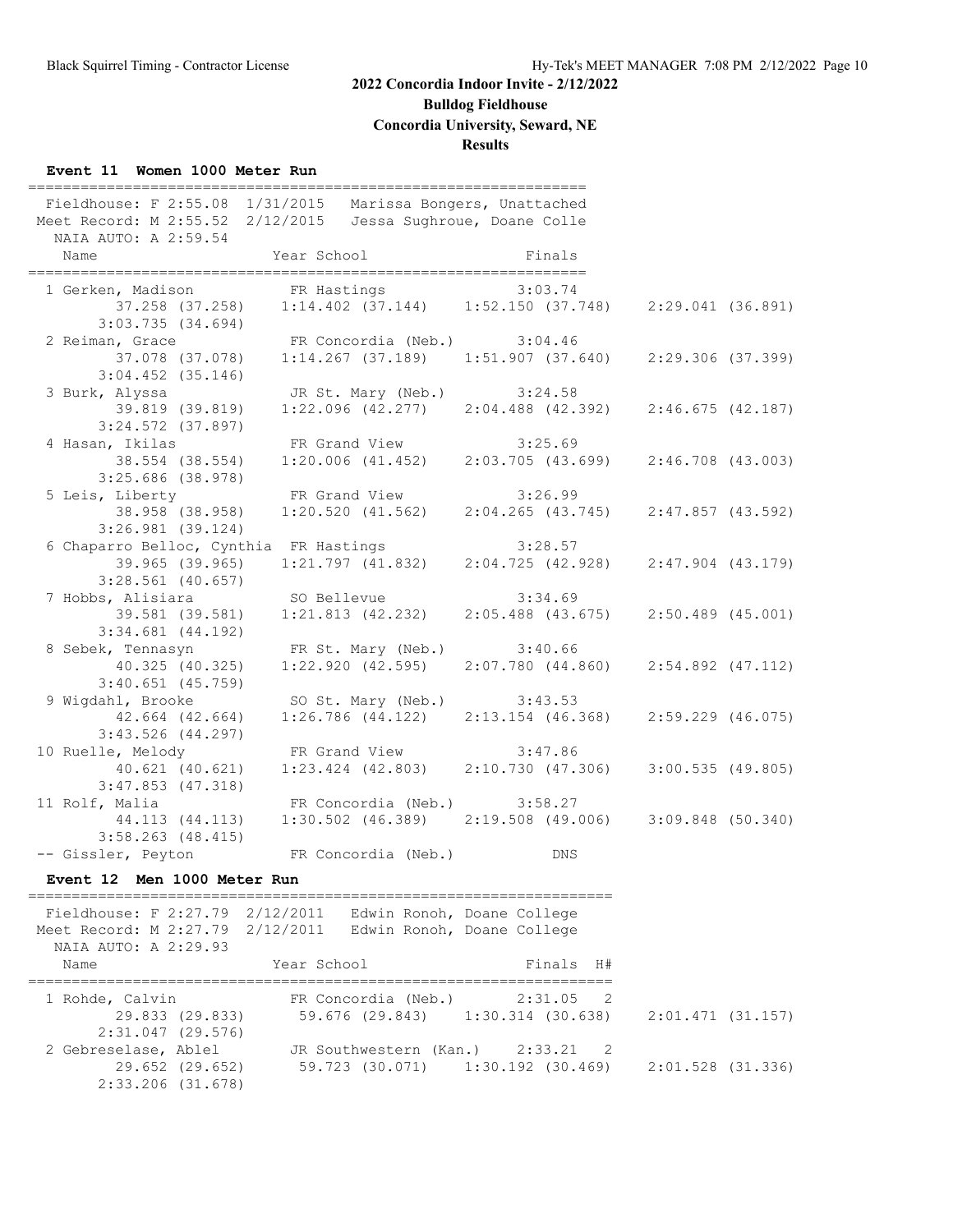# 2022 Concordia Indoor Invite - 2/12/2022

**Bulldog Fieldhouse**

**Concordia University, Seward, NE**

**Results**

### Event 11 Women 1000 Meter Run

Fieldhouse: F 2:55.08 1/31/2015 Marissa Bongers, Unattached
Meet Record: M 2:55.52 2/12/2015 Jessa Sughroue, Doane Colle
NAIA AUTO: A 2:59.54

| Place | Name | Year | School | Finals | Splits |
|---|---|---|---|---|---|
| 1 | Gerken, Madison | FR | Hastings | 3:03.74 | 37.258 (37.258), 1:14.402 (37.144), 1:52.150 (37.748), 2:29.041 (36.891), 3:03.735 (34.694) |
| 2 | Reiman, Grace | FR | Concordia (Neb.) | 3:04.46 | 37.078 (37.078), 1:14.267 (37.189), 1:51.907 (37.640), 2:29.306 (37.399), 3:04.452 (35.146) |
| 3 | Burk, Alyssa | JR | St. Mary (Neb.) | 3:24.58 | 39.819 (39.819), 1:22.096 (42.277), 2:04.488 (42.392), 2:46.675 (42.187), 3:24.572 (37.897) |
| 4 | Hasan, Ikilas | FR | Grand View | 3:25.69 | 38.554 (38.554), 1:20.006 (41.452), 2:03.705 (43.699), 2:46.708 (43.003), 3:25.686 (38.978) |
| 5 | Leis, Liberty | FR | Grand View | 3:26.99 | 38.958 (38.958), 1:20.520 (41.562), 2:04.265 (43.745), 2:47.857 (43.592), 3:26.981 (39.124) |
| 6 | Chaparro Belloc, Cynthia | FR | Hastings | 3:28.57 | 39.965 (39.965), 1:21.797 (41.832), 2:04.725 (42.928), 2:47.904 (43.179), 3:28.561 (40.657) |
| 7 | Hobbs, Alisiara | SO | Bellevue | 3:34.69 | 39.581 (39.581), 1:21.813 (42.232), 2:05.488 (43.675), 2:50.489 (45.001), 3:34.681 (44.192) |
| 8 | Sebek, Tennasyn | FR | St. Mary (Neb.) | 3:40.66 | 40.325 (40.325), 1:22.920 (42.595), 2:07.780 (44.860), 2:54.892 (47.112), 3:40.651 (45.759) |
| 9 | Wigdahl, Brooke | SO | St. Mary (Neb.) | 3:43.53 | 42.664 (42.664), 1:26.786 (44.122), 2:13.154 (46.368), 2:59.229 (46.075), 3:43.526 (44.297) |
| 10 | Ruelle, Melody | FR | Grand View | 3:47.86 | 40.621 (40.621), 1:23.424 (42.803), 2:10.730 (47.306), 3:00.535 (49.805), 3:47.853 (47.318) |
| 11 | Rolf, Malia | FR | Concordia (Neb.) | 3:58.27 | 44.113 (44.113), 1:30.502 (46.389), 2:19.508 (49.006), 3:09.848 (50.340), 3:58.263 (48.415) |
| -- | Gissler, Peyton | FR | Concordia (Neb.) | DNS | |

### Event 12 Men 1000 Meter Run

Fieldhouse: F 2:27.79 2/12/2011 Edwin Ronoh, Doane College
Meet Record: M 2:27.79 2/12/2011 Edwin Ronoh, Doane College
NAIA AUTO: A 2:29.93

| Place | Name | Year | School | Finals | H# | Splits |
|---|---|---|---|---|---|---|
| 1 | Rohde, Calvin | FR | Concordia (Neb.) | 2:31.05 | 2 | 29.833 (29.833), 59.676 (29.843), 1:30.314 (30.638), 2:01.471 (31.157), 2:31.047 (29.576) |
| 2 | Gebreselase, Ablel | JR | Southwestern (Kan.) | 2:33.21 | 2 | 29.652 (29.652), 59.723 (30.071), 1:30.192 (30.469), 2:01.528 (31.336), 2:33.206 (31.678) |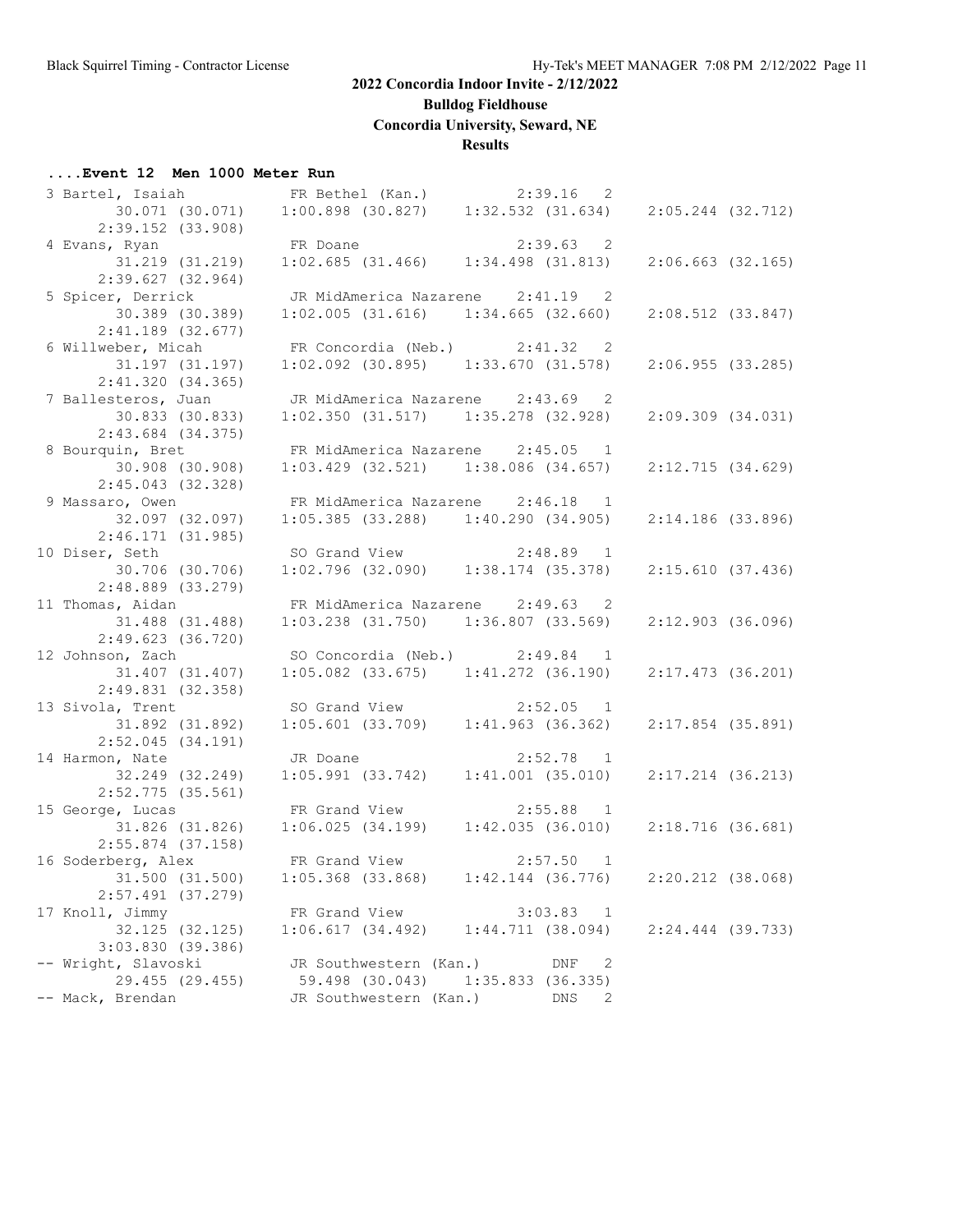## 2022 Concordia Indoor Invite - 2/12/2022

**Bulldog Fieldhouse**

**Concordia University, Seward, NE**

**Results**

### ....Event 12 Men 1000 Meter Run

```
  3 Bartel, Isaiah           FR Bethel (Kan.)           2:39.16  2 
       30.071 (30.071)    1:00.898 (30.827)    1:32.532 (31.634)    2:05.244 (32.712)
     2:39.152 (33.908)
  4 Evans, Ryan              FR Doane                   2:39.63  2 
       31.219 (31.219)    1:02.685 (31.466)    1:34.498 (31.813)    2:06.663 (32.165)
     2:39.627 (32.964)
  5 Spicer, Derrick          JR MidAmerica Nazarene     2:41.19  2 
       30.389 (30.389)    1:02.005 (31.616)    1:34.665 (32.660)    2:08.512 (33.847)
     2:41.189 (32.677)
  6 Willweber, Micah         FR Concordia (Neb.)        2:41.32  2 
       31.197 (31.197)    1:02.092 (30.895)    1:33.670 (31.578)    2:06.955 (33.285)
     2:41.320 (34.365)
  7 Ballesteros, Juan        JR MidAmerica Nazarene     2:43.69  2 
       30.833 (30.833)    1:02.350 (31.517)    1:35.278 (32.928)    2:09.309 (34.031)
     2:43.684 (34.375)
  8 Bourquin, Bret           FR MidAmerica Nazarene     2:45.05  1 
       30.908 (30.908)    1:03.429 (32.521)    1:38.086 (34.657)    2:12.715 (34.629)
     2:45.043 (32.328)
  9 Massaro, Owen            FR MidAmerica Nazarene     2:46.18  1 
       32.097 (32.097)    1:05.385 (33.288)    1:40.290 (34.905)    2:14.186 (33.896)
     2:46.171 (31.985)
 10 Diser, Seth              SO Grand View              2:48.89  1 
       30.706 (30.706)    1:02.796 (32.090)    1:38.174 (35.378)    2:15.610 (37.436)
     2:48.889 (33.279)
 11 Thomas, Aidan            FR MidAmerica Nazarene     2:49.63  2 
       31.488 (31.488)    1:03.238 (31.750)    1:36.807 (33.569)    2:12.903 (36.096)
     2:49.623 (36.720)
 12 Johnson, Zach            SO Concordia (Neb.)        2:49.84  1 
       31.407 (31.407)    1:05.082 (33.675)    1:41.272 (36.190)    2:17.473 (36.201)
     2:49.831 (32.358)
 13 Sivola, Trent            SO Grand View              2:52.05  1 
       31.892 (31.892)    1:05.601 (33.709)    1:41.963 (36.362)    2:17.854 (35.891)
     2:52.045 (34.191)
 14 Harmon, Nate             JR Doane                   2:52.78  1 
       32.249 (32.249)    1:05.991 (33.742)    1:41.001 (35.010)    2:17.214 (36.213)
     2:52.775 (35.561)
 15 George, Lucas            FR Grand View              2:55.88  1 
       31.826 (31.826)    1:06.025 (34.199)    1:42.035 (36.010)    2:18.716 (36.681)
     2:55.874 (37.158)
 16 Soderberg, Alex          FR Grand View              2:57.50  1 
       31.500 (31.500)    1:05.368 (33.868)    1:42.144 (36.776)    2:20.212 (38.068)
     2:57.491 (37.279)
 17 Knoll, Jimmy             FR Grand View              3:03.83  1 
       32.125 (32.125)    1:06.617 (34.492)    1:44.711 (38.094)    2:24.444 (39.733)
     3:03.830 (39.386)
 -- Wright, Slavoski         JR Southwestern (Kan.)         DNF  2 
       29.455 (29.455)      59.498 (30.043)    1:35.833 (36.335)
 -- Mack, Brendan            JR Southwestern (Kan.)         DNS  2 
```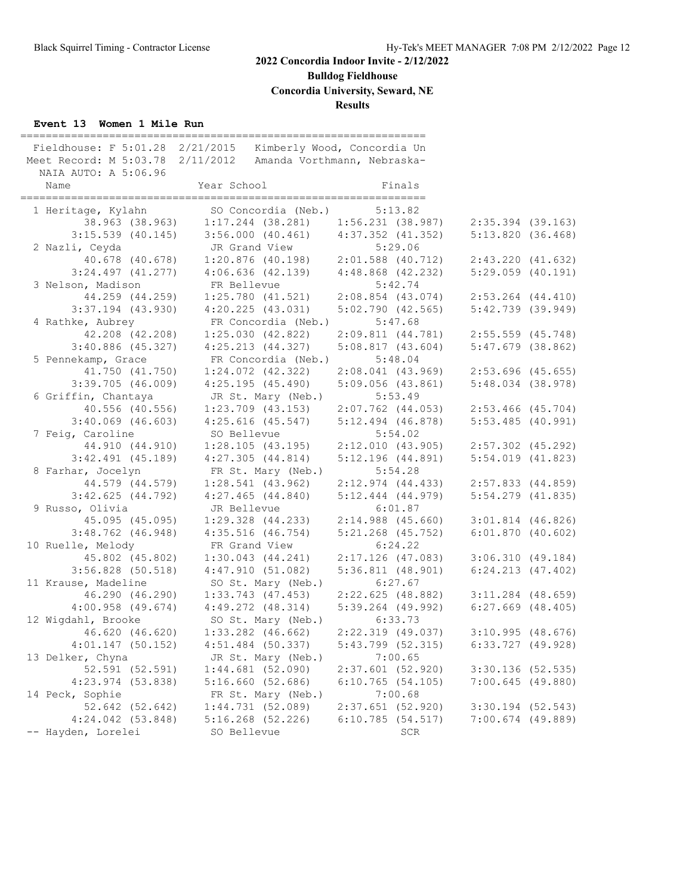# 2022 Concordia Indoor Invite - 2/12/2022

**Bulldog Fieldhouse**

**Concordia University, Seward, NE**

**Results**

### Event 13 Women 1 Mile Run

Fieldhouse: F 5:01.28 2/21/2015 Kimberly Wood, Concordia Un
Meet Record: M 5:03.78 2/11/2012 Amanda Vorthmann, Nebraska-
NAIA AUTO: A 5:06.96

| Place | Name | Year | School | Finals |
|---|---|---|---|---|
| 1 | Heritage, Kylahn | SO | Concordia (Neb.) | 5:13.82 |
| | 38.963 (38.963) | 1:17.244 (38.281) | 1:56.231 (38.987) | 2:35.394 (39.163) |
| | 3:15.539 (40.145) | 3:56.000 (40.461) | 4:37.352 (41.352) | 5:13.820 (36.468) |
| 2 | Nazli, Ceyda | JR | Grand View | 5:29.06 |
| | 40.678 (40.678) | 1:20.876 (40.198) | 2:01.588 (40.712) | 2:43.220 (41.632) |
| | 3:24.497 (41.277) | 4:06.636 (42.139) | 4:48.868 (42.232) | 5:29.059 (40.191) |
| 3 | Nelson, Madison | FR | Bellevue | 5:42.74 |
| | 44.259 (44.259) | 1:25.780 (41.521) | 2:08.854 (43.074) | 2:53.264 (44.410) |
| | 3:37.194 (43.930) | 4:20.225 (43.031) | 5:02.790 (42.565) | 5:42.739 (39.949) |
| 4 | Rathke, Aubrey | FR | Concordia (Neb.) | 5:47.68 |
| | 42.208 (42.208) | 1:25.030 (42.822) | 2:09.811 (44.781) | 2:55.559 (45.748) |
| | 3:40.886 (45.327) | 4:25.213 (44.327) | 5:08.817 (43.604) | 5:47.679 (38.862) |
| 5 | Pennekamp, Grace | FR | Concordia (Neb.) | 5:48.04 |
| | 41.750 (41.750) | 1:24.072 (42.322) | 2:08.041 (43.969) | 2:53.696 (45.655) |
| | 3:39.705 (46.009) | 4:25.195 (45.490) | 5:09.056 (43.861) | 5:48.034 (38.978) |
| 6 | Griffin, Chantaya | JR | St. Mary (Neb.) | 5:53.49 |
| | 40.556 (40.556) | 1:23.709 (43.153) | 2:07.762 (44.053) | 2:53.466 (45.704) |
| | 3:40.069 (46.603) | 4:25.616 (45.547) | 5:12.494 (46.878) | 5:53.485 (40.991) |
| 7 | Feig, Caroline | SO | Bellevue | 5:54.02 |
| | 44.910 (44.910) | 1:28.105 (43.195) | 2:12.010 (43.905) | 2:57.302 (45.292) |
| | 3:42.491 (45.189) | 4:27.305 (44.814) | 5:12.196 (44.891) | 5:54.019 (41.823) |
| 8 | Farhar, Jocelyn | FR | St. Mary (Neb.) | 5:54.28 |
| | 44.579 (44.579) | 1:28.541 (43.962) | 2:12.974 (44.433) | 2:57.833 (44.859) |
| | 3:42.625 (44.792) | 4:27.465 (44.840) | 5:12.444 (44.979) | 5:54.279 (41.835) |
| 9 | Russo, Olivia | JR | Bellevue | 6:01.87 |
| | 45.095 (45.095) | 1:29.328 (44.233) | 2:14.988 (45.660) | 3:01.814 (46.826) |
| | 3:48.762 (46.948) | 4:35.516 (46.754) | 5:21.268 (45.752) | 6:01.870 (40.602) |
| 10 | Ruelle, Melody | FR | Grand View | 6:24.22 |
| | 45.802 (45.802) | 1:30.043 (44.241) | 2:17.126 (47.083) | 3:06.310 (49.184) |
| | 3:56.828 (50.518) | 4:47.910 (51.082) | 5:36.811 (48.901) | 6:24.213 (47.402) |
| 11 | Krause, Madeline | SO | St. Mary (Neb.) | 6:27.67 |
| | 46.290 (46.290) | 1:33.743 (47.453) | 2:22.625 (48.882) | 3:11.284 (48.659) |
| | 4:00.958 (49.674) | 4:49.272 (48.314) | 5:39.264 (49.992) | 6:27.669 (48.405) |
| 12 | Wigdahl, Brooke | SO | St. Mary (Neb.) | 6:33.73 |
| | 46.620 (46.620) | 1:33.282 (46.662) | 2:22.319 (49.037) | 3:10.995 (48.676) |
| | 4:01.147 (50.152) | 4:51.484 (50.337) | 5:43.799 (52.315) | 6:33.727 (49.928) |
| 13 | Delker, Chyna | JR | St. Mary (Neb.) | 7:00.65 |
| | 52.591 (52.591) | 1:44.681 (52.090) | 2:37.601 (52.920) | 3:30.136 (52.535) |
| | 4:23.974 (53.838) | 5:16.660 (52.686) | 6:10.765 (54.105) | 7:00.645 (49.880) |
| 14 | Peck, Sophie | FR | St. Mary (Neb.) | 7:00.68 |
| | 52.642 (52.642) | 1:44.731 (52.089) | 2:37.651 (52.920) | 3:30.194 (52.543) |
| | 4:24.042 (53.848) | 5:16.268 (52.226) | 6:10.785 (54.517) | 7:00.674 (49.889) |
| -- | Hayden, Lorelei | SO | Bellevue | SCR |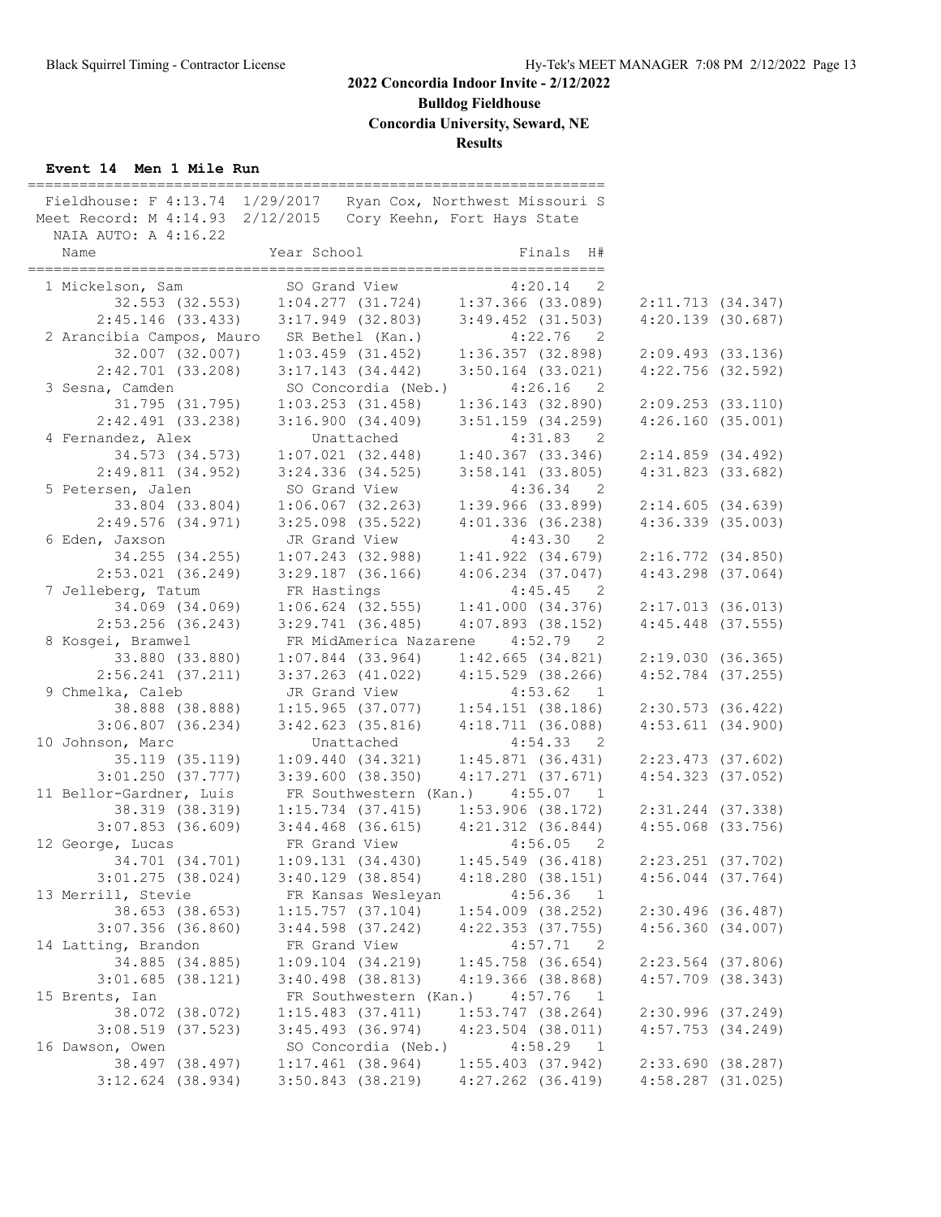## 2022 Concordia Indoor Invite - 2/12/2022

**Bulldog Fieldhouse**

**Concordia University, Seward, NE**

**Results**

### Event 14 Men 1 Mile Run

```
===================================================================
 Fieldhouse: F 4:13.74  1/29/2017   Ryan Cox, Northwest Missouri S
Meet Record: M 4:14.93  2/12/2015   Cory Keehn, Fort Hays State
  NAIA AUTO: A 4:16.22
    Name                    Year School                  Finals  H#
===================================================================
  1 Mickelson, Sam            SO Grand View             4:20.14   2
         32.553 (32.553)    1:04.277 (31.724)    1:37.366 (33.089)    2:11.713 (34.347)
       2:45.146 (33.433)    3:17.949 (32.803)    3:49.452 (31.503)    4:20.139 (30.687)
  2 Arancibia Campos, Mauro   SR Bethel (Kan.)          4:22.76   2
         32.007 (32.007)    1:03.459 (31.452)    1:36.357 (32.898)    2:09.493 (33.136)
       2:42.701 (33.208)    3:17.143 (34.442)    3:50.164 (33.021)    4:22.756 (32.592)
  3 Sesna, Camden             SO Concordia (Neb.)       4:26.16   2
         31.795 (31.795)    1:03.253 (31.458)    1:36.143 (32.890)    2:09.253 (33.110)
       2:42.491 (33.238)    3:16.900 (34.409)    3:51.159 (34.259)    4:26.160 (35.001)
  4 Fernandez, Alex              Unattached             4:31.83   2
         34.573 (34.573)    1:07.021 (32.448)    1:40.367 (33.346)    2:14.859 (34.492)
       2:49.811 (34.952)    3:24.336 (34.525)    3:58.141 (33.805)    4:31.823 (33.682)
  5 Petersen, Jalen           SO Grand View             4:36.34   2
         33.804 (33.804)    1:06.067 (32.263)    1:39.966 (33.899)    2:14.605 (34.639)
       2:49.576 (34.971)    3:25.098 (35.522)    4:01.336 (36.238)    4:36.339 (35.003)
  6 Eden, Jaxson              JR Grand View             4:43.30   2
         34.255 (34.255)    1:07.243 (32.988)    1:41.922 (34.679)    2:16.772 (34.850)
       2:53.021 (36.249)    3:29.187 (36.166)    4:06.234 (37.047)    4:43.298 (37.064)
  7 Jelleberg, Tatum          FR Hastings               4:45.45   2
         34.069 (34.069)    1:06.624 (32.555)    1:41.000 (34.376)    2:17.013 (36.013)
       2:53.256 (36.243)    3:29.741 (36.485)    4:07.893 (38.152)    4:45.448 (37.555)
  8 Kosgei, Bramwel           FR MidAmerica Nazarene    4:52.79   2
         33.880 (33.880)    1:07.844 (33.964)    1:42.665 (34.821)    2:19.030 (36.365)
       2:56.241 (37.211)    3:37.263 (41.022)    4:15.529 (38.266)    4:52.784 (37.255)
  9 Chmelka, Caleb            JR Grand View             4:53.62   1
         38.888 (38.888)    1:15.965 (37.077)    1:54.151 (38.186)    2:30.573 (36.422)
       3:06.807 (36.234)    3:42.623 (35.816)    4:18.711 (36.088)    4:53.611 (34.900)
 10 Johnson, Marc                Unattached             4:54.33   2
         35.119 (35.119)    1:09.440 (34.321)    1:45.871 (36.431)    2:23.473 (37.602)
       3:01.250 (37.777)    3:39.600 (38.350)    4:17.271 (37.671)    4:54.323 (37.052)
 11 Bellor-Gardner, Luis      FR Southwestern (Kan.)    4:55.07   1
         38.319 (38.319)    1:15.734 (37.415)    1:53.906 (38.172)    2:31.244 (37.338)
       3:07.853 (36.609)    3:44.468 (36.615)    4:21.312 (36.844)    4:55.068 (33.756)
 12 George, Lucas             FR Grand View             4:56.05   2
         34.701 (34.701)    1:09.131 (34.430)    1:45.549 (36.418)    2:23.251 (37.702)
       3:01.275 (38.024)    3:40.129 (38.854)    4:18.280 (38.151)    4:56.044 (37.764)
 13 Merrill, Stevie           FR Kansas Wesleyan        4:56.36   1
         38.653 (38.653)    1:15.757 (37.104)    1:54.009 (38.252)    2:30.496 (36.487)
       3:07.356 (36.860)    3:44.598 (37.242)    4:22.353 (37.755)    4:56.360 (34.007)
 14 Latting, Brandon          FR Grand View             4:57.71   2
         34.885 (34.885)    1:09.104 (34.219)    1:45.758 (36.654)    2:23.564 (37.806)
       3:01.685 (38.121)    3:40.498 (38.813)    4:19.366 (38.868)    4:57.709 (38.343)
 15 Brents, Ian               FR Southwestern (Kan.)    4:57.76   1
         38.072 (38.072)    1:15.483 (37.411)    1:53.747 (38.264)    2:30.996 (37.249)
       3:08.519 (37.523)    3:45.493 (36.974)    4:23.504 (38.011)    4:57.753 (34.249)
 16 Dawson, Owen              SO Concordia (Neb.)       4:58.29   1
         38.497 (38.497)    1:17.461 (38.964)    1:55.403 (37.942)    2:33.690 (38.287)
       3:12.624 (38.934)    3:50.843 (38.219)    4:27.262 (36.419)    4:58.287 (31.025)
```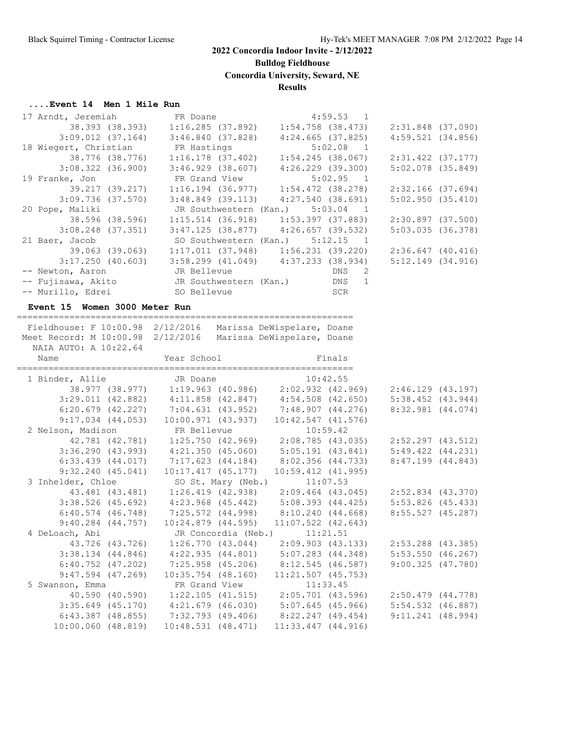## 2022 Concordia Indoor Invite - 2/12/2022

**Bulldog Fieldhouse**

**Concordia University, Seward, NE**

**Results**

### ....Event 14 Men 1 Mile Run

```
17 Arndt, Jeremiah          FR Doane                    4:59.53   1
        38.393 (38.393)    1:16.285 (37.892)    1:54.758 (38.473)    2:31.848 (37.090)
      3:09.012 (37.164)    3:46.840 (37.828)    4:24.665 (37.825)    4:59.521 (34.856)
18 Wiegert, Christian       FR Hastings                 5:02.08   1
        38.776 (38.776)    1:16.178 (37.402)    1:54.245 (38.067)    2:31.422 (37.177)
      3:08.322 (36.900)    3:46.929 (38.607)    4:26.229 (39.300)    5:02.078 (35.849)
19 Franke, Jon              FR Grand View               5:02.95   1
        39.217 (39.217)    1:16.194 (36.977)    1:54.472 (38.278)    2:32.166 (37.694)
      3:09.736 (37.570)    3:48.849 (39.113)    4:27.540 (38.691)    5:02.950 (35.410)
20 Pope, Maliki             JR Southwestern (Kan.)      5:03.04   1
        38.596 (38.596)    1:15.514 (36.918)    1:53.397 (37.883)    2:30.897 (37.500)
      3:08.248 (37.351)    3:47.125 (38.877)    4:26.657 (39.532)    5:03.035 (36.378)
21 Baer, Jacob              SO Southwestern (Kan.)      5:12.15   1
        39.063 (39.063)    1:17.011 (37.948)    1:56.231 (39.220)    2:36.647 (40.416)
      3:17.250 (40.603)    3:58.299 (41.049)    4:37.233 (38.934)    5:12.149 (34.916)
-- Newton, Aaron            JR Bellevue                     DNS   2
-- Fujisawa, Akito          JR Southwestern (Kan.)          DNS   1
-- Murillo, Edrei           SO Bellevue                     SCR
```

### Event 15 Women 3000 Meter Run

```
================================================================
 Fieldhouse: F 10:00.98  2/12/2016   Marissa DeWispelare, Doane
 Meet Record: M 10:00.98  2/12/2016   Marissa DeWispelare, Doane
  NAIA AUTO: A 10:22.64
    Name                   Year School                  Finals
================================================================
  1 Binder, Allie           JR Doane                   10:42.55
        38.977 (38.977)    1:19.963 (40.986)    2:02.932 (42.969)    2:46.129 (43.197)
      3:29.011 (42.882)    4:11.858 (42.847)    4:54.508 (42.650)    5:38.452 (43.944)
      6:20.679 (42.227)    7:04.631 (43.952)    7:48.907 (44.276)    8:32.981 (44.074)
      9:17.034 (44.053)   10:00.971 (43.937)   10:42.547 (41.576)
  2 Nelson, Madison         FR Bellevue                10:59.42
        42.781 (42.781)    1:25.750 (42.969)    2:08.785 (43.035)    2:52.297 (43.512)
      3:36.290 (43.993)    4:21.350 (45.060)    5:05.191 (43.841)    5:49.422 (44.231)
      6:33.439 (44.017)    7:17.623 (44.184)    8:02.356 (44.733)    8:47.199 (44.843)
      9:32.240 (45.041)   10:17.417 (45.177)   10:59.412 (41.995)
  3 Inhelder, Chloe         SO St. Mary (Neb.)         11:07.53
        43.481 (43.481)    1:26.419 (42.938)    2:09.464 (43.045)    2:52.834 (43.370)
      3:38.526 (45.692)    4:23.968 (45.442)    5:08.393 (44.425)    5:53.826 (45.433)
      6:40.574 (46.748)    7:25.572 (44.998)    8:10.240 (44.668)    8:55.527 (45.287)
      9:40.284 (44.757)   10:24.879 (44.595)   11:07.522 (42.643)
  4 DeLoach, Abi            JR Concordia (Neb.)        11:21.51
        43.726 (43.726)    1:26.770 (43.044)    2:09.903 (43.133)    2:53.288 (43.385)
      3:38.134 (44.846)    4:22.935 (44.801)    5:07.283 (44.348)    5:53.550 (46.267)
      6:40.752 (47.202)    7:25.958 (45.206)    8:12.545 (46.587)    9:00.325 (47.780)
      9:47.594 (47.269)   10:35.754 (48.160)   11:21.507 (45.753)
  5 Swanson, Emma           FR Grand View              11:33.45
        40.590 (40.590)    1:22.105 (41.515)    2:05.701 (43.596)    2:50.479 (44.778)
      3:35.649 (45.170)    4:21.679 (46.030)    5:07.645 (45.966)    5:54.532 (46.887)
      6:43.387 (48.855)    7:32.793 (49.406)    8:22.247 (49.454)    9:11.241 (48.994)
     10:00.060 (48.819)   10:48.531 (48.471)   11:33.447 (44.916)
```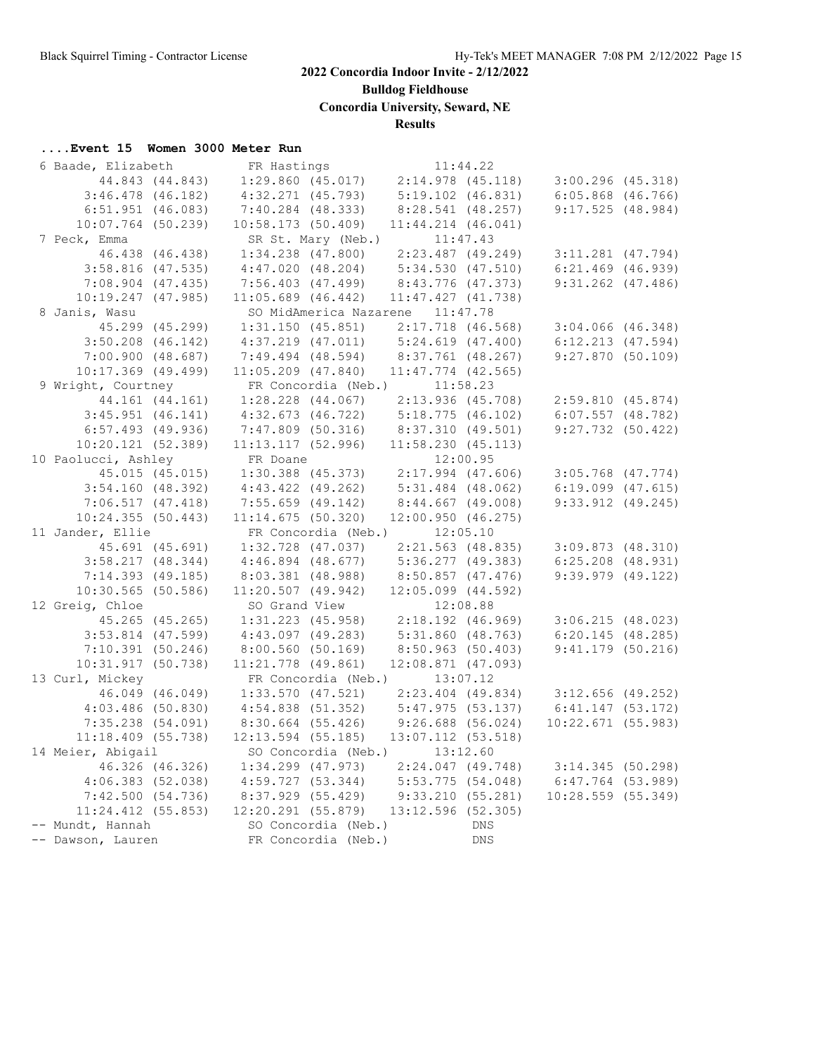## 2022 Concordia Indoor Invite - 2/12/2022

**Bulldog Fieldhouse**

**Concordia University, Seward, NE**

**Results**

### ....Event 15 Women 3000 Meter Run

```
  6 Baade, Elizabeth           FR Hastings               11:44.22
         44.843 (44.843)     1:29.860 (45.017)     2:14.978 (45.118)     3:00.296 (45.318)
       3:46.478 (46.182)     4:32.271 (45.793)     5:19.102 (46.831)     6:05.868 (46.766)
       6:51.951 (46.083)     7:40.284 (48.333)     8:28.541 (48.257)     9:17.525 (48.984)
      10:07.764 (50.239)    10:58.173 (50.409)    11:44.214 (46.041)
  7 Peck, Emma                 SR St. Mary (Neb.)        11:47.43
         46.438 (46.438)     1:34.238 (47.800)     2:23.487 (49.249)     3:11.281 (47.794)
       3:58.816 (47.535)     4:47.020 (48.204)     5:34.530 (47.510)     6:21.469 (46.939)
       7:08.904 (47.435)     7:56.403 (47.499)     8:43.776 (47.373)     9:31.262 (47.486)
      10:19.247 (47.985)    11:05.689 (46.442)    11:47.427 (41.738)
  8 Janis, Wasu                SO MidAmerica Nazarene    11:47.78
         45.299 (45.299)     1:31.150 (45.851)     2:17.718 (46.568)     3:04.066 (46.348)
       3:50.208 (46.142)     4:37.219 (47.011)     5:24.619 (47.400)     6:12.213 (47.594)
       7:00.900 (48.687)     7:49.494 (48.594)     8:37.761 (48.267)     9:27.870 (50.109)
      10:17.369 (49.499)    11:05.209 (47.840)    11:47.774 (42.565)
  9 Wright, Courtney           FR Concordia (Neb.)       11:58.23
         44.161 (44.161)     1:28.228 (44.067)     2:13.936 (45.708)     2:59.810 (45.874)
       3:45.951 (46.141)     4:32.673 (46.722)     5:18.775 (46.102)     6:07.557 (48.782)
       6:57.493 (49.936)     7:47.809 (50.316)     8:37.310 (49.501)     9:27.732 (50.422)
      10:20.121 (52.389)    11:13.117 (52.996)    11:58.230 (45.113)
 10 Paolucci, Ashley           FR Doane                  12:00.95
         45.015 (45.015)     1:30.388 (45.373)     2:17.994 (47.606)     3:05.768 (47.774)
       3:54.160 (48.392)     4:43.422 (49.262)     5:31.484 (48.062)     6:19.099 (47.615)
       7:06.517 (47.418)     7:55.659 (49.142)     8:44.667 (49.008)     9:33.912 (49.245)
      10:24.355 (50.443)    11:14.675 (50.320)    12:00.950 (46.275)
 11 Jander, Ellie              FR Concordia (Neb.)       12:05.10
         45.691 (45.691)     1:32.728 (47.037)     2:21.563 (48.835)     3:09.873 (48.310)
       3:58.217 (48.344)     4:46.894 (48.677)     5:36.277 (49.383)     6:25.208 (48.931)
       7:14.393 (49.185)     8:03.381 (48.988)     8:50.857 (47.476)     9:39.979 (49.122)
      10:30.565 (50.586)    11:20.507 (49.942)    12:05.099 (44.592)
 12 Greig, Chloe               SO Grand View             12:08.88
         45.265 (45.265)     1:31.223 (45.958)     2:18.192 (46.969)     3:06.215 (48.023)
       3:53.814 (47.599)     4:43.097 (49.283)     5:31.860 (48.763)     6:20.145 (48.285)
       7:10.391 (50.246)     8:00.560 (50.169)     8:50.963 (50.403)     9:41.179 (50.216)
      10:31.917 (50.738)    11:21.778 (49.861)    12:08.871 (47.093)
 13 Curl, Mickey               FR Concordia (Neb.)       13:07.12
         46.049 (46.049)     1:33.570 (47.521)     2:23.404 (49.834)     3:12.656 (49.252)
       4:03.486 (50.830)     4:54.838 (51.352)     5:47.975 (53.137)     6:41.147 (53.172)
       7:35.238 (54.091)     8:30.664 (55.426)     9:26.688 (56.024)    10:22.671 (55.983)
      11:18.409 (55.738)    12:13.594 (55.185)    13:07.112 (53.518)
 14 Meier, Abigail             SO Concordia (Neb.)       13:12.60
         46.326 (46.326)     1:34.299 (47.973)     2:24.047 (49.748)     3:14.345 (50.298)
       4:06.383 (52.038)     4:59.727 (53.344)     5:53.775 (54.048)     6:47.764 (53.989)
       7:42.500 (54.736)     8:37.929 (55.429)     9:33.210 (55.281)    10:28.559 (55.349)
      11:24.412 (55.853)    12:20.291 (55.879)    13:12.596 (52.305)
 -- Mundt, Hannah              SO Concordia (Neb.)            DNS
 -- Dawson, Lauren             FR Concordia (Neb.)            DNS
```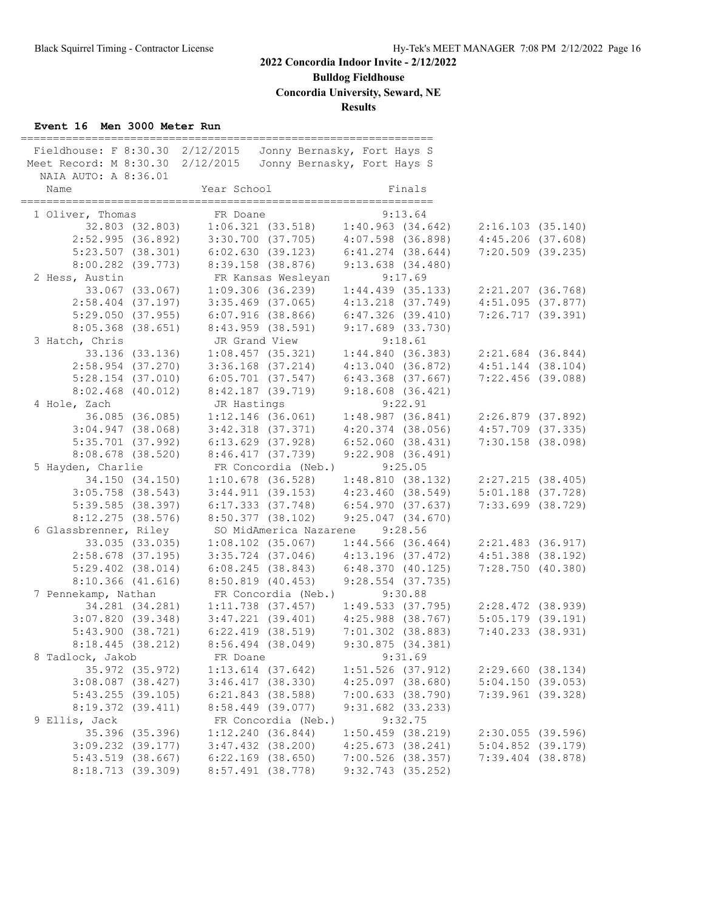## 2022 Concordia Indoor Invite - 2/12/2022

**Bulldog Fieldhouse**

**Concordia University, Seward, NE**

**Results**

### Event 16 Men 3000 Meter Run

```
================================================================
 Fieldhouse: F 8:30.30  2/12/2015   Jonny Bernasky, Fort Hays S
Meet Record: M 8:30.30  2/12/2015   Jonny Bernasky, Fort Hays S
  NAIA AUTO: A 8:36.01
    Name                    Year School                  Finals
================================================================
  1 Oliver, Thomas             FR Doane                  9:13.64
         32.803 (32.803)     1:06.321 (33.518)     1:40.963 (34.642)     2:16.103 (35.140)
       2:52.995 (36.892)     3:30.700 (37.705)     4:07.598 (36.898)     4:45.206 (37.608)
       5:23.507 (38.301)     6:02.630 (39.123)     6:41.274 (38.644)     7:20.509 (39.235)
       8:00.282 (39.773)     8:39.158 (38.876)     9:13.638 (34.480)
  2 Hess, Austin               FR Kansas Wesleyan        9:17.69
         33.067 (33.067)     1:09.306 (36.239)     1:44.439 (35.133)     2:21.207 (36.768)
       2:58.404 (37.197)     3:35.469 (37.065)     4:13.218 (37.749)     4:51.095 (37.877)
       5:29.050 (37.955)     6:07.916 (38.866)     6:47.326 (39.410)     7:26.717 (39.391)
       8:05.368 (38.651)     8:43.959 (38.591)     9:17.689 (33.730)
  3 Hatch, Chris               JR Grand View             9:18.61
         33.136 (33.136)     1:08.457 (35.321)     1:44.840 (36.383)     2:21.684 (36.844)
       2:58.954 (37.270)     3:36.168 (37.214)     4:13.040 (36.872)     4:51.144 (38.104)
       5:28.154 (37.010)     6:05.701 (37.547)     6:43.368 (37.667)     7:22.456 (39.088)
       8:02.468 (40.012)     8:42.187 (39.719)     9:18.608 (36.421)
  4 Hole, Zach                 JR Hastings               9:22.91
         36.085 (36.085)     1:12.146 (36.061)     1:48.987 (36.841)     2:26.879 (37.892)
       3:04.947 (38.068)     3:42.318 (37.371)     4:20.374 (38.056)     4:57.709 (37.335)
       5:35.701 (37.992)     6:13.629 (37.928)     6:52.060 (38.431)     7:30.158 (38.098)
       8:08.678 (38.520)     8:46.417 (37.739)     9:22.908 (36.491)
  5 Hayden, Charlie            FR Concordia (Neb.)       9:25.05
         34.150 (34.150)     1:10.678 (36.528)     1:48.810 (38.132)     2:27.215 (38.405)
       3:05.758 (38.543)     3:44.911 (39.153)     4:23.460 (38.549)     5:01.188 (37.728)
       5:39.585 (38.397)     6:17.333 (37.748)     6:54.970 (37.637)     7:33.699 (38.729)
       8:12.275 (38.576)     8:50.377 (38.102)     9:25.047 (34.670)
  6 Glassbrenner, Riley        SO MidAmerica Nazarene    9:28.56
         33.035 (33.035)     1:08.102 (35.067)     1:44.566 (36.464)     2:21.483 (36.917)
       2:58.678 (37.195)     3:35.724 (37.046)     4:13.196 (37.472)     4:51.388 (38.192)
       5:29.402 (38.014)     6:08.245 (38.843)     6:48.370 (40.125)     7:28.750 (40.380)
       8:10.366 (41.616)     8:50.819 (40.453)     9:28.554 (37.735)
  7 Pennekamp, Nathan          FR Concordia (Neb.)       9:30.88
         34.281 (34.281)     1:11.738 (37.457)     1:49.533 (37.795)     2:28.472 (38.939)
       3:07.820 (39.348)     3:47.221 (39.401)     4:25.988 (38.767)     5:05.179 (39.191)
       5:43.900 (38.721)     6:22.419 (38.519)     7:01.302 (38.883)     7:40.233 (38.931)
       8:18.445 (38.212)     8:56.494 (38.049)     9:30.875 (34.381)
  8 Tadlock, Jakob             FR Doane                  9:31.69
         35.972 (35.972)     1:13.614 (37.642)     1:51.526 (37.912)     2:29.660 (38.134)
       3:08.087 (38.427)     3:46.417 (38.330)     4:25.097 (38.680)     5:04.150 (39.053)
       5:43.255 (39.105)     6:21.843 (38.588)     7:00.633 (38.790)     7:39.961 (39.328)
       8:19.372 (39.411)     8:58.449 (39.077)     9:31.682 (33.233)
  9 Ellis, Jack                FR Concordia (Neb.)       9:32.75
         35.396 (35.396)     1:12.240 (36.844)     1:50.459 (38.219)     2:30.055 (39.596)
       3:09.232 (39.177)     3:47.432 (38.200)     4:25.673 (38.241)     5:04.852 (39.179)
       5:43.519 (38.667)     6:22.169 (38.650)     7:00.526 (38.357)     7:39.404 (38.878)
       8:18.713 (39.309)     8:57.491 (38.778)     9:32.743 (35.252)
```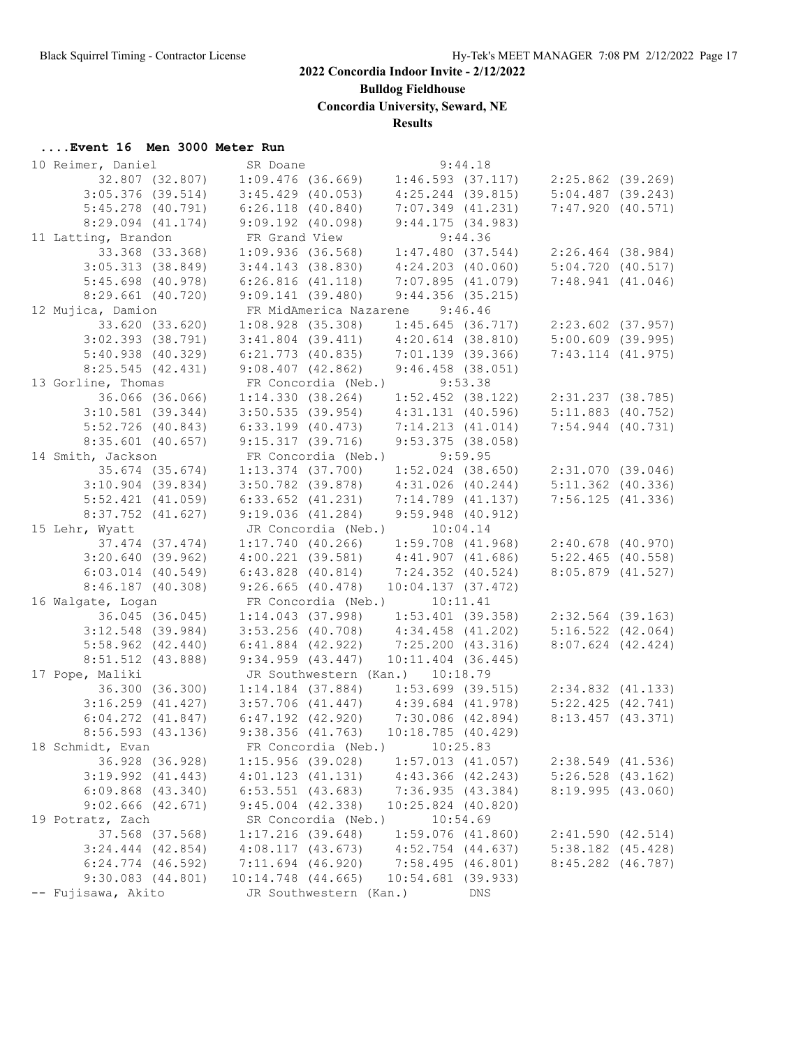# 2022 Concordia Indoor Invite - 2/12/2022

**Bulldog Fieldhouse**

**Concordia University, Seward, NE**

**Results**

### ....Event 16 Men 3000 Meter Run

```
 10 Reimer, Daniel            SR Doane                    9:44.18
       32.807 (32.807)    1:09.476 (36.669)    1:46.593 (37.117)    2:25.862 (39.269)
     3:05.376 (39.514)    3:45.429 (40.053)    4:25.244 (39.815)    5:04.487 (39.243)
     5:45.278 (40.791)    6:26.118 (40.840)    7:07.349 (41.231)    7:47.920 (40.571)
     8:29.094 (41.174)    9:09.192 (40.098)    9:44.175 (34.983)
 11 Latting, Brandon          FR Grand View               9:44.36
       33.368 (33.368)    1:09.936 (36.568)    1:47.480 (37.544)    2:26.464 (38.984)
     3:05.313 (38.849)    3:44.143 (38.830)    4:24.203 (40.060)    5:04.720 (40.517)
     5:45.698 (40.978)    6:26.816 (41.118)    7:07.895 (41.079)    7:48.941 (41.046)
     8:29.661 (40.720)    9:09.141 (39.480)    9:44.356 (35.215)
 12 Mujica, Damion            FR MidAmerica Nazarene      9:46.46
       33.620 (33.620)    1:08.928 (35.308)    1:45.645 (36.717)    2:23.602 (37.957)
     3:02.393 (38.791)    3:41.804 (39.411)    4:20.614 (38.810)    5:00.609 (39.995)
     5:40.938 (40.329)    6:21.773 (40.835)    7:01.139 (39.366)    7:43.114 (41.975)
     8:25.545 (42.431)    9:08.407 (42.862)    9:46.458 (38.051)
 13 Gorline, Thomas           FR Concordia (Neb.)         9:53.38
       36.066 (36.066)    1:14.330 (38.264)    1:52.452 (38.122)    2:31.237 (38.785)
     3:10.581 (39.344)    3:50.535 (39.954)    4:31.131 (40.596)    5:11.883 (40.752)
     5:52.726 (40.843)    6:33.199 (40.473)    7:14.213 (41.014)    7:54.944 (40.731)
     8:35.601 (40.657)    9:15.317 (39.716)    9:53.375 (38.058)
 14 Smith, Jackson            FR Concordia (Neb.)         9:59.95
       35.674 (35.674)    1:13.374 (37.700)    1:52.024 (38.650)    2:31.070 (39.046)
     3:10.904 (39.834)    3:50.782 (39.878)    4:31.026 (40.244)    5:11.362 (40.336)
     5:52.421 (41.059)    6:33.652 (41.231)    7:14.789 (41.137)    7:56.125 (41.336)
     8:37.752 (41.627)    9:19.036 (41.284)    9:59.948 (40.912)
 15 Lehr, Wyatt               JR Concordia (Neb.)        10:04.14
       37.474 (37.474)    1:17.740 (40.266)    1:59.708 (41.968)    2:40.678 (40.970)
     3:20.640 (39.962)    4:00.221 (39.581)    4:41.907 (41.686)    5:22.465 (40.558)
     6:03.014 (40.549)    6:43.828 (40.814)    7:24.352 (40.524)    8:05.879 (41.527)
     8:46.187 (40.308)    9:26.665 (40.478)   10:04.137 (37.472)
 16 Walgate, Logan            FR Concordia (Neb.)        10:11.41
       36.045 (36.045)    1:14.043 (37.998)    1:53.401 (39.358)    2:32.564 (39.163)
     3:12.548 (39.984)    3:53.256 (40.708)    4:34.458 (41.202)    5:16.522 (42.064)
     5:58.962 (42.440)    6:41.884 (42.922)    7:25.200 (43.316)    8:07.624 (42.424)
     8:51.512 (43.888)    9:34.959 (43.447)   10:11.404 (36.445)
 17 Pope, Maliki              JR Southwestern (Kan.)     10:18.79
       36.300 (36.300)    1:14.184 (37.884)    1:53.699 (39.515)    2:34.832 (41.133)
     3:16.259 (41.427)    3:57.706 (41.447)    4:39.684 (41.978)    5:22.425 (42.741)
     6:04.272 (41.847)    6:47.192 (42.920)    7:30.086 (42.894)    8:13.457 (43.371)
     8:56.593 (43.136)    9:38.356 (41.763)   10:18.785 (40.429)
 18 Schmidt, Evan             FR Concordia (Neb.)        10:25.83
       36.928 (36.928)    1:15.956 (39.028)    1:57.013 (41.057)    2:38.549 (41.536)
     3:19.992 (41.443)    4:01.123 (41.131)    4:43.366 (42.243)    5:26.528 (43.162)
     6:09.868 (43.340)    6:53.551 (43.683)    7:36.935 (43.384)    8:19.995 (43.060)
     9:02.666 (42.671)    9:45.004 (42.338)   10:25.824 (40.820)
 19 Potratz, Zach             SR Concordia (Neb.)        10:54.69
       37.568 (37.568)    1:17.216 (39.648)    1:59.076 (41.860)    2:41.590 (42.514)
     3:24.444 (42.854)    4:08.117 (43.673)    4:52.754 (44.637)    5:38.182 (45.428)
     6:24.774 (46.592)    7:11.694 (46.920)    7:58.495 (46.801)    8:45.282 (46.787)
     9:30.083 (44.801)   10:14.748 (44.665)   10:54.681 (39.933)
 -- Fujisawa, Akito           JR Southwestern (Kan.)          DNS
```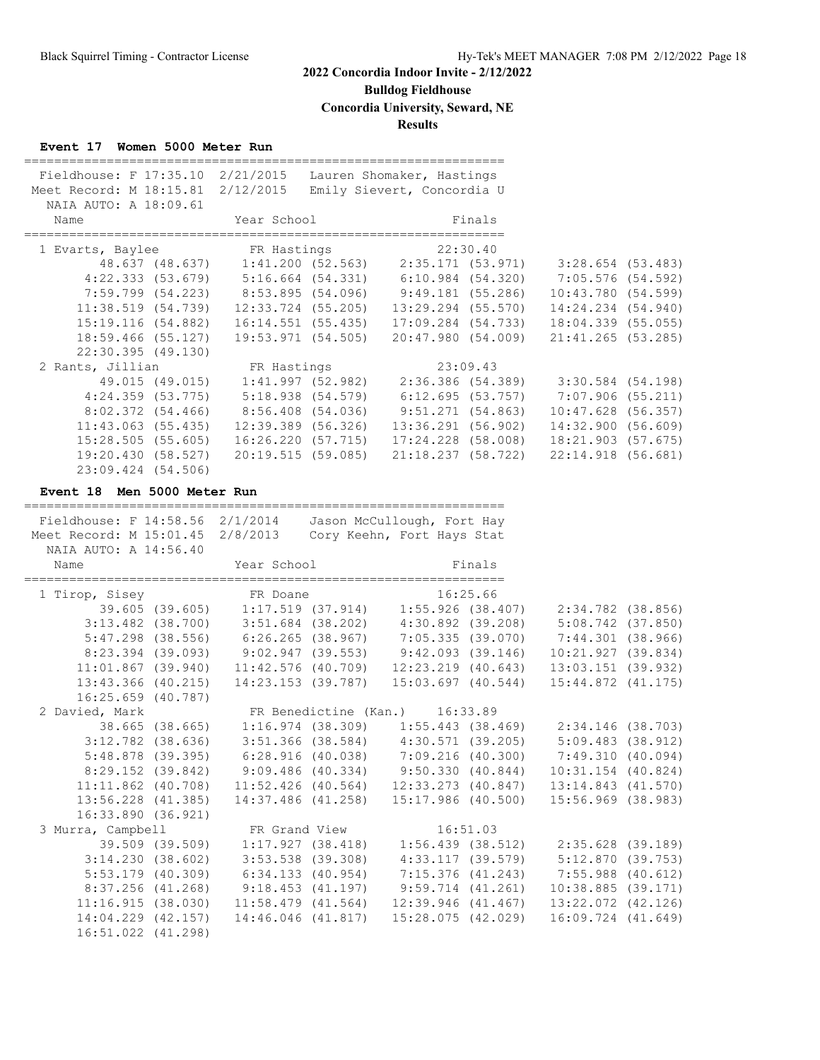# 2022 Concordia Indoor Invite - 2/12/2022

**Bulldog Fieldhouse**

**Concordia University, Seward, NE**

**Results**

### Event 17 Women 5000 Meter Run

```
===============================================================
 Fieldhouse: F 17:35.10  2/21/2015   Lauren Shomaker, Hastings
 Meet Record: M 18:15.81  2/12/2015   Emily Sievert, Concordia U
  NAIA AUTO: A 18:09.61
    Name                    Year School                  Finals
===============================================================
  1 Evarts, Baylee          FR Hastings                22:30.40
         48.637 (48.637)    1:41.200 (52.563)    2:35.171 (53.971)    3:28.654 (53.483)
       4:22.333 (53.679)    5:16.664 (54.331)    6:10.984 (54.320)    7:05.576 (54.592)
       7:59.799 (54.223)    8:53.895 (54.096)    9:49.181 (55.286)   10:43.780 (54.599)
      11:38.519 (54.739)   12:33.724 (55.205)   13:29.294 (55.570)   14:24.234 (54.940)
      15:19.116 (54.882)   16:14.551 (55.435)   17:09.284 (54.733)   18:04.339 (55.055)
      18:59.466 (55.127)   19:53.971 (54.505)   20:47.980 (54.009)   21:41.265 (53.285)
      22:30.395 (49.130)
  2 Rants, Jillian          FR Hastings                23:09.43
         49.015 (49.015)    1:41.997 (52.982)    2:36.386 (54.389)    3:30.584 (54.198)
       4:24.359 (53.775)    5:18.938 (54.579)    6:12.695 (53.757)    7:07.906 (55.211)
       8:02.372 (54.466)    8:56.408 (54.036)    9:51.271 (54.863)   10:47.628 (56.357)
      11:43.063 (55.435)   12:39.389 (56.326)   13:36.291 (56.902)   14:32.900 (56.609)
      15:28.505 (55.605)   16:26.220 (57.715)   17:24.228 (58.008)   18:21.903 (57.675)
      19:20.430 (58.527)   20:19.515 (59.085)   21:18.237 (58.722)   22:14.918 (56.681)
      23:09.424 (54.506)
```

### Event 18 Men 5000 Meter Run

```
===============================================================
 Fieldhouse: F 14:58.56  2/1/2014    Jason McCullough, Fort Hay
 Meet Record: M 15:01.45  2/8/2013    Cory Keehn, Fort Hays Stat
  NAIA AUTO: A 14:56.40
    Name                    Year School                  Finals
===============================================================
  1 Tirop, Sisey            FR Doane                   16:25.66
         39.605 (39.605)    1:17.519 (37.914)    1:55.926 (38.407)    2:34.782 (38.856)
       3:13.482 (38.700)    3:51.684 (38.202)    4:30.892 (39.208)    5:08.742 (37.850)
       5:47.298 (38.556)    6:26.265 (38.967)    7:05.335 (39.070)    7:44.301 (38.966)
       8:23.394 (39.093)    9:02.947 (39.553)    9:42.093 (39.146)   10:21.927 (39.834)
      11:01.867 (39.940)   11:42.576 (40.709)   12:23.219 (40.643)   13:03.151 (39.932)
      13:43.366 (40.215)   14:23.153 (39.787)   15:03.697 (40.544)   15:44.872 (41.175)
      16:25.659 (40.787)
  2 Davied, Mark            FR Benedictine (Kan.)      16:33.89
         38.665 (38.665)    1:16.974 (38.309)    1:55.443 (38.469)    2:34.146 (38.703)
       3:12.782 (38.636)    3:51.366 (38.584)    4:30.571 (39.205)    5:09.483 (38.912)
       5:48.878 (39.395)    6:28.916 (40.038)    7:09.216 (40.300)    7:49.310 (40.094)
       8:29.152 (39.842)    9:09.486 (40.334)    9:50.330 (40.844)   10:31.154 (40.824)
      11:11.862 (40.708)   11:52.426 (40.564)   12:33.273 (40.847)   13:14.843 (41.570)
      13:56.228 (41.385)   14:37.486 (41.258)   15:17.986 (40.500)   15:56.969 (38.983)
      16:33.890 (36.921)
  3 Murra, Campbell         FR Grand View              16:51.03
         39.509 (39.509)    1:17.927 (38.418)    1:56.439 (38.512)    2:35.628 (39.189)
       3:14.230 (38.602)    3:53.538 (39.308)    4:33.117 (39.579)    5:12.870 (39.753)
       5:53.179 (40.309)    6:34.133 (40.954)    7:15.376 (41.243)    7:55.988 (40.612)
       8:37.256 (41.268)    9:18.453 (41.197)    9:59.714 (41.261)   10:38.885 (39.171)
      11:16.915 (38.030)   11:58.479 (41.564)   12:39.946 (41.467)   13:22.072 (42.126)
      14:04.229 (42.157)   14:46.046 (41.817)   15:28.075 (42.029)   16:09.724 (41.649)
      16:51.022 (41.298)
```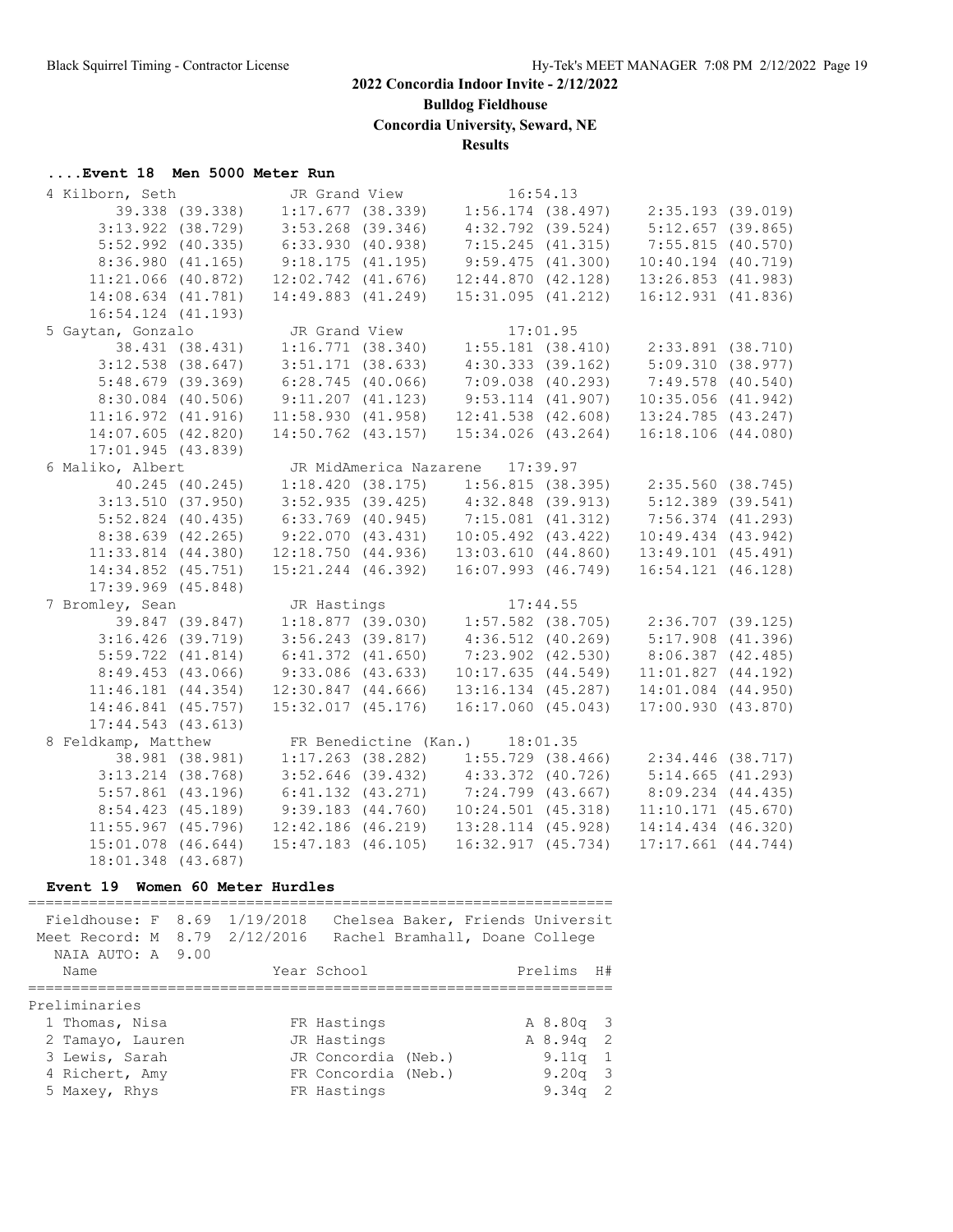# 2022 Concordia Indoor Invite - 2/12/2022

**Bulldog Fieldhouse**

**Concordia University, Seward, NE**

**Results**

### ....Event 18 Men 5000 Meter Run

```
 4 Kilborn, Seth              JR Grand View            16:54.13
         39.338 (39.338)    1:17.677 (38.339)    1:56.174 (38.497)    2:35.193 (39.019)
       3:13.922 (38.729)    3:53.268 (39.346)    4:32.792 (39.524)    5:12.657 (39.865)
       5:52.992 (40.335)    6:33.930 (40.938)    7:15.245 (41.315)    7:55.815 (40.570)
       8:36.980 (41.165)    9:18.175 (41.195)    9:59.475 (41.300)   10:40.194 (40.719)
      11:21.066 (40.872)   12:02.742 (41.676)   12:44.870 (42.128)   13:26.853 (41.983)
      14:08.634 (41.781)   14:49.883 (41.249)   15:31.095 (41.212)   16:12.931 (41.836)
      16:54.124 (41.193)
 5 Gaytan, Gonzalo            JR Grand View            17:01.95
         38.431 (38.431)    1:16.771 (38.340)    1:55.181 (38.410)    2:33.891 (38.710)
       3:12.538 (38.647)    3:51.171 (38.633)    4:30.333 (39.162)    5:09.310 (38.977)
       5:48.679 (39.369)    6:28.745 (40.066)    7:09.038 (40.293)    7:49.578 (40.540)
       8:30.084 (40.506)    9:11.207 (41.123)    9:53.114 (41.907)   10:35.056 (41.942)
      11:16.972 (41.916)   11:58.930 (41.958)   12:41.538 (42.608)   13:24.785 (43.247)
      14:07.605 (42.820)   14:50.762 (43.157)   15:34.026 (43.264)   16:18.106 (44.080)
      17:01.945 (43.839)
 6 Maliko, Albert             JR MidAmerica Nazarene   17:39.97
         40.245 (40.245)    1:18.420 (38.175)    1:56.815 (38.395)    2:35.560 (38.745)
       3:13.510 (37.950)    3:52.935 (39.425)    4:32.848 (39.913)    5:12.389 (39.541)
       5:52.824 (40.435)    6:33.769 (40.945)    7:15.081 (41.312)    7:56.374 (41.293)
       8:38.639 (42.265)    9:22.070 (43.431)   10:05.492 (43.422)   10:49.434 (43.942)
      11:33.814 (44.380)   12:18.750 (44.936)   13:03.610 (44.860)   13:49.101 (45.491)
      14:34.852 (45.751)   15:21.244 (46.392)   16:07.993 (46.749)   16:54.121 (46.128)
      17:39.969 (45.848)
 7 Bromley, Sean              JR Hastings              17:44.55
         39.847 (39.847)    1:18.877 (39.030)    1:57.582 (38.705)    2:36.707 (39.125)
       3:16.426 (39.719)    3:56.243 (39.817)    4:36.512 (40.269)    5:17.908 (41.396)
       5:59.722 (41.814)    6:41.372 (41.650)    7:23.902 (42.530)    8:06.387 (42.485)
       8:49.453 (43.066)    9:33.086 (43.633)   10:17.635 (44.549)   11:01.827 (44.192)
      11:46.181 (44.354)   12:30.847 (44.666)   13:16.134 (45.287)   14:01.084 (44.950)
      14:46.841 (45.757)   15:32.017 (45.176)   16:17.060 (45.043)   17:00.930 (43.870)
      17:44.543 (43.613)
 8 Feldkamp, Matthew          FR Benedictine (Kan.)    18:01.35
         38.981 (38.981)    1:17.263 (38.282)    1:55.729 (38.466)    2:34.446 (38.717)
       3:13.214 (38.768)    3:52.646 (39.432)    4:33.372 (40.726)    5:14.665 (41.293)
       5:57.861 (43.196)    6:41.132 (43.271)    7:24.799 (43.667)    8:09.234 (44.435)
       8:54.423 (45.189)    9:39.183 (44.760)   10:24.501 (45.318)   11:10.171 (45.670)
      11:55.967 (45.796)   12:42.186 (46.219)   13:28.114 (45.928)   14:14.434 (46.320)
      15:01.078 (46.644)   15:47.183 (46.105)   16:32.917 (45.734)   17:17.661 (44.744)
      18:01.348 (43.687)
```

### Event 19 Women 60 Meter Hurdles

```
===================================================================
   Fieldhouse: F  8.69  1/19/2018   Chelsea Baker, Friends Universit
 Meet Record: M  8.79  2/12/2016   Rachel Bramhall, Doane College
   NAIA AUTO: A  9.00
    Name                    Year School                 Prelims  H#
===================================================================
Preliminaries
  1 Thomas, Nisa             FR Hastings               A 8.80q   3
  2 Tamayo, Lauren           JR Hastings               A 8.94q   2
  3 Lewis, Sarah             JR Concordia (Neb.)         9.11q   1
  4 Richert, Amy             FR Concordia (Neb.)         9.20q   3
  5 Maxey, Rhys              FR Hastings                 9.34q   2
```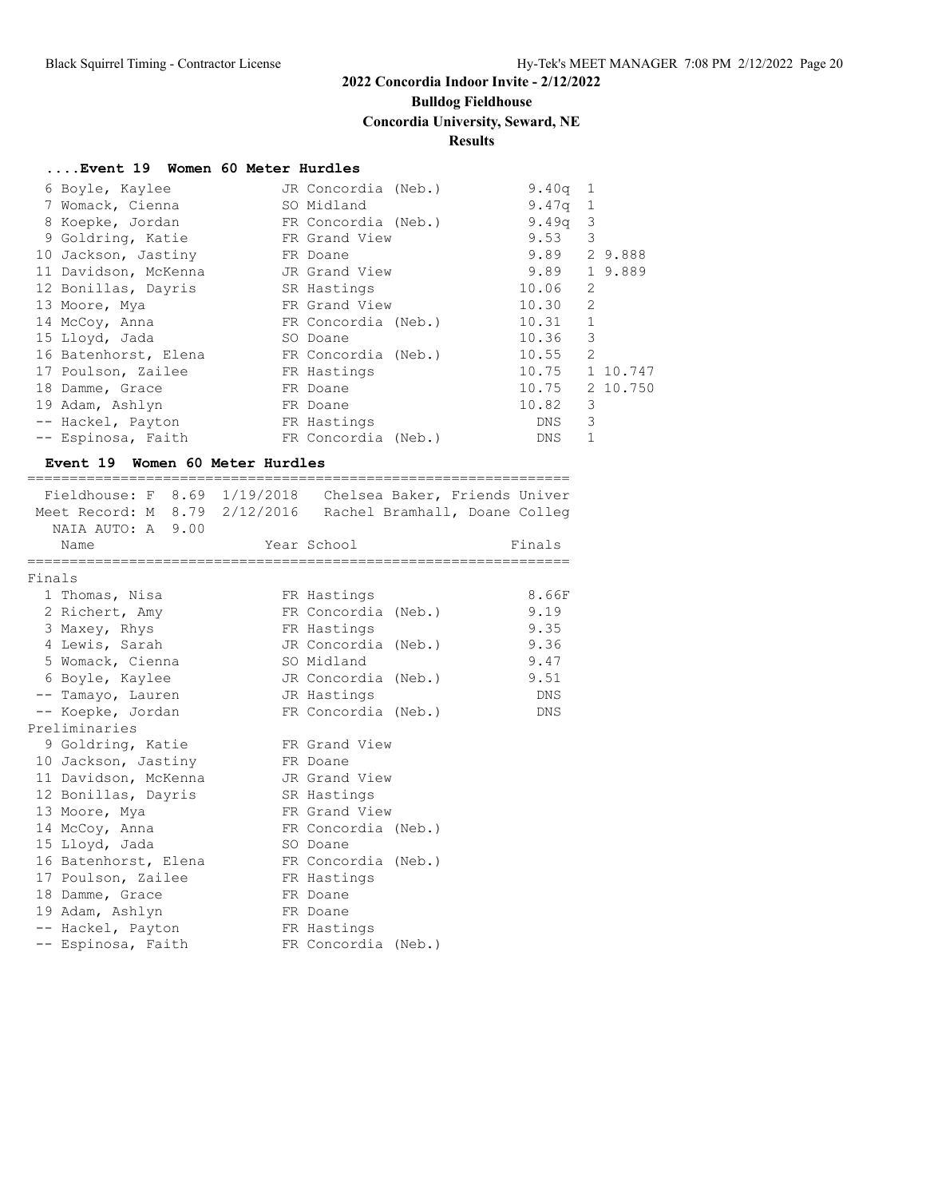## 2022 Concordia Indoor Invite - 2/12/2022

**Bulldog Fieldhouse**

**Concordia University, Seward, NE**

**Results**

### ....Event 19 Women 60 Meter Hurdles

| Place | Name | Year School | Prelims | H# | |
|---|---|---|---|---|---|
| 6 | Boyle, Kaylee | JR Concordia (Neb.) | 9.40q | 1 | |
| 7 | Womack, Cienna | SO Midland | 9.47q | 1 | |
| 8 | Koepke, Jordan | FR Concordia (Neb.) | 9.49q | 3 | |
| 9 | Goldring, Katie | FR Grand View | 9.53 | 3 | |
| 10 | Jackson, Jastiny | FR Doane | 9.89 | 2 | 9.888 |
| 11 | Davidson, McKenna | JR Grand View | 9.89 | 1 | 9.889 |
| 12 | Bonillas, Dayris | SR Hastings | 10.06 | 2 | |
| 13 | Moore, Mya | FR Grand View | 10.30 | 2 | |
| 14 | McCoy, Anna | FR Concordia (Neb.) | 10.31 | 1 | |
| 15 | Lloyd, Jada | SO Doane | 10.36 | 3 | |
| 16 | Batenhorst, Elena | FR Concordia (Neb.) | 10.55 | 2 | |
| 17 | Poulson, Zailee | FR Hastings | 10.75 | 1 | 10.747 |
| 18 | Damme, Grace | FR Doane | 10.75 | 2 | 10.750 |
| 19 | Adam, Ashlyn | FR Doane | 10.82 | 3 | |
| -- | Hackel, Payton | FR Hastings | DNS | 3 | |
| -- | Espinosa, Faith | FR Concordia (Neb.) | DNS | 1 | |

### Event 19 Women 60 Meter Hurdles

```
Fieldhouse: F  8.69  1/19/2018   Chelsea Baker, Friends Univer
Meet Record: M  8.79  2/12/2016   Rachel Bramhall, Doane Colleg
  NAIA AUTO: A  9.00
```

| Place | Name | Year School | Finals |
|---|---|---|---|
| **Finals** | | | |
| 1 | Thomas, Nisa | FR Hastings | 8.66F |
| 2 | Richert, Amy | FR Concordia (Neb.) | 9.19 |
| 3 | Maxey, Rhys | FR Hastings | 9.35 |
| 4 | Lewis, Sarah | JR Concordia (Neb.) | 9.36 |
| 5 | Womack, Cienna | SO Midland | 9.47 |
| 6 | Boyle, Kaylee | JR Concordia (Neb.) | 9.51 |
| -- | Tamayo, Lauren | JR Hastings | DNS |
| -- | Koepke, Jordan | FR Concordia (Neb.) | DNS |
| **Preliminaries** | | | |
| 9 | Goldring, Katie | FR Grand View | |
| 10 | Jackson, Jastiny | FR Doane | |
| 11 | Davidson, McKenna | JR Grand View | |
| 12 | Bonillas, Dayris | SR Hastings | |
| 13 | Moore, Mya | FR Grand View | |
| 14 | McCoy, Anna | FR Concordia (Neb.) | |
| 15 | Lloyd, Jada | SO Doane | |
| 16 | Batenhorst, Elena | FR Concordia (Neb.) | |
| 17 | Poulson, Zailee | FR Hastings | |
| 18 | Damme, Grace | FR Doane | |
| 19 | Adam, Ashlyn | FR Doane | |
| -- | Hackel, Payton | FR Hastings | |
| -- | Espinosa, Faith | FR Concordia (Neb.) | |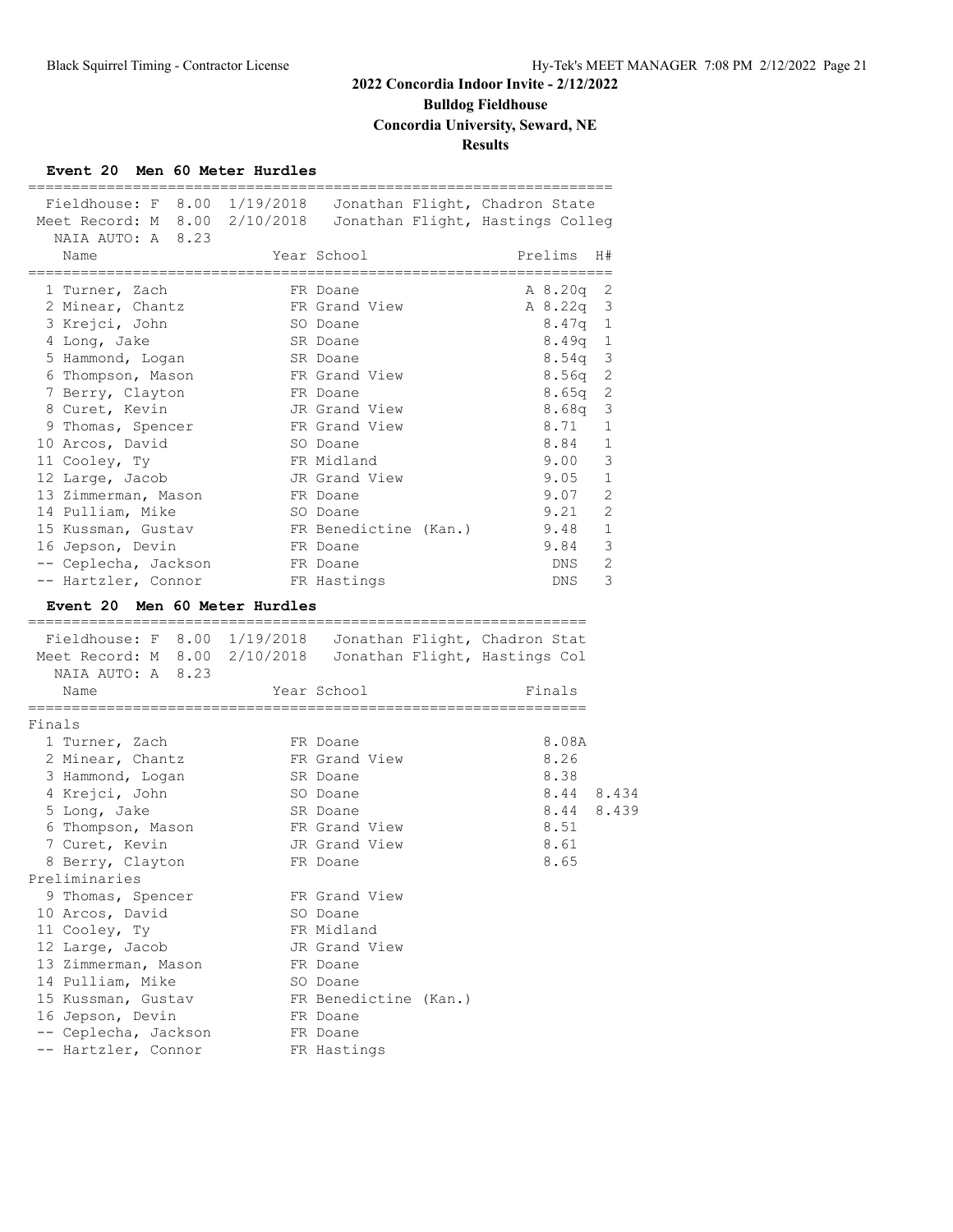**2022 Concordia Indoor Invite - 2/12/2022**

**Bulldog Fieldhouse**

**Concordia University, Seward, NE**

**Results**

### Event 20 Men 60 Meter Hurdles

Fieldhouse: F 8.00 1/19/2018 Jonathan Flight, Chadron State
Meet Record: M 8.00 2/10/2018 Jonathan Flight, Hastings Colleg
NAIA AUTO: A 8.23

| Place | Name | Year | School | Prelims | H# |
|---|---|---|---|---|---|
| 1 | Turner, Zach | FR | Doane | A 8.20q | 2 |
| 2 | Minear, Chantz | FR | Grand View | A 8.22q | 3 |
| 3 | Krejci, John | SO | Doane | 8.47q | 1 |
| 4 | Long, Jake | SR | Doane | 8.49q | 1 |
| 5 | Hammond, Logan | SR | Doane | 8.54q | 3 |
| 6 | Thompson, Mason | FR | Grand View | 8.56q | 2 |
| 7 | Berry, Clayton | FR | Doane | 8.65q | 2 |
| 8 | Curet, Kevin | JR | Grand View | 8.68q | 3 |
| 9 | Thomas, Spencer | FR | Grand View | 8.71 | 1 |
| 10 | Arcos, David | SO | Doane | 8.84 | 1 |
| 11 | Cooley, Ty | FR | Midland | 9.00 | 3 |
| 12 | Large, Jacob | JR | Grand View | 9.05 | 1 |
| 13 | Zimmerman, Mason | FR | Doane | 9.07 | 2 |
| 14 | Pulliam, Mike | SO | Doane | 9.21 | 2 |
| 15 | Kussman, Gustav | FR | Benedictine (Kan.) | 9.48 | 1 |
| 16 | Jepson, Devin | FR | Doane | 9.84 | 3 |
| -- | Ceplecha, Jackson | FR | Doane | DNS | 2 |
| -- | Hartzler, Connor | FR | Hastings | DNS | 3 |

### Event 20 Men 60 Meter Hurdles

Fieldhouse: F 8.00 1/19/2018 Jonathan Flight, Chadron Stat
Meet Record: M 8.00 2/10/2018 Jonathan Flight, Hastings Col
NAIA AUTO: A 8.23

| Place | Name | Year | School | Finals | |
|---|---|---|---|---|---|
| **Finals** | | | | | |
| 1 | Turner, Zach | FR | Doane | 8.08A | |
| 2 | Minear, Chantz | FR | Grand View | 8.26 | |
| 3 | Hammond, Logan | SR | Doane | 8.38 | |
| 4 | Krejci, John | SO | Doane | 8.44 | 8.434 |
| 5 | Long, Jake | SR | Doane | 8.44 | 8.439 |
| 6 | Thompson, Mason | FR | Grand View | 8.51 | |
| 7 | Curet, Kevin | JR | Grand View | 8.61 | |
| 8 | Berry, Clayton | FR | Doane | 8.65 | |
| **Preliminaries** | | | | | |
| 9 | Thomas, Spencer | FR | Grand View | | |
| 10 | Arcos, David | SO | Doane | | |
| 11 | Cooley, Ty | FR | Midland | | |
| 12 | Large, Jacob | JR | Grand View | | |
| 13 | Zimmerman, Mason | FR | Doane | | |
| 14 | Pulliam, Mike | SO | Doane | | |
| 15 | Kussman, Gustav | FR | Benedictine (Kan.) | | |
| 16 | Jepson, Devin | FR | Doane | | |
| -- | Ceplecha, Jackson | FR | Doane | | |
| -- | Hartzler, Connor | FR | Hastings | | |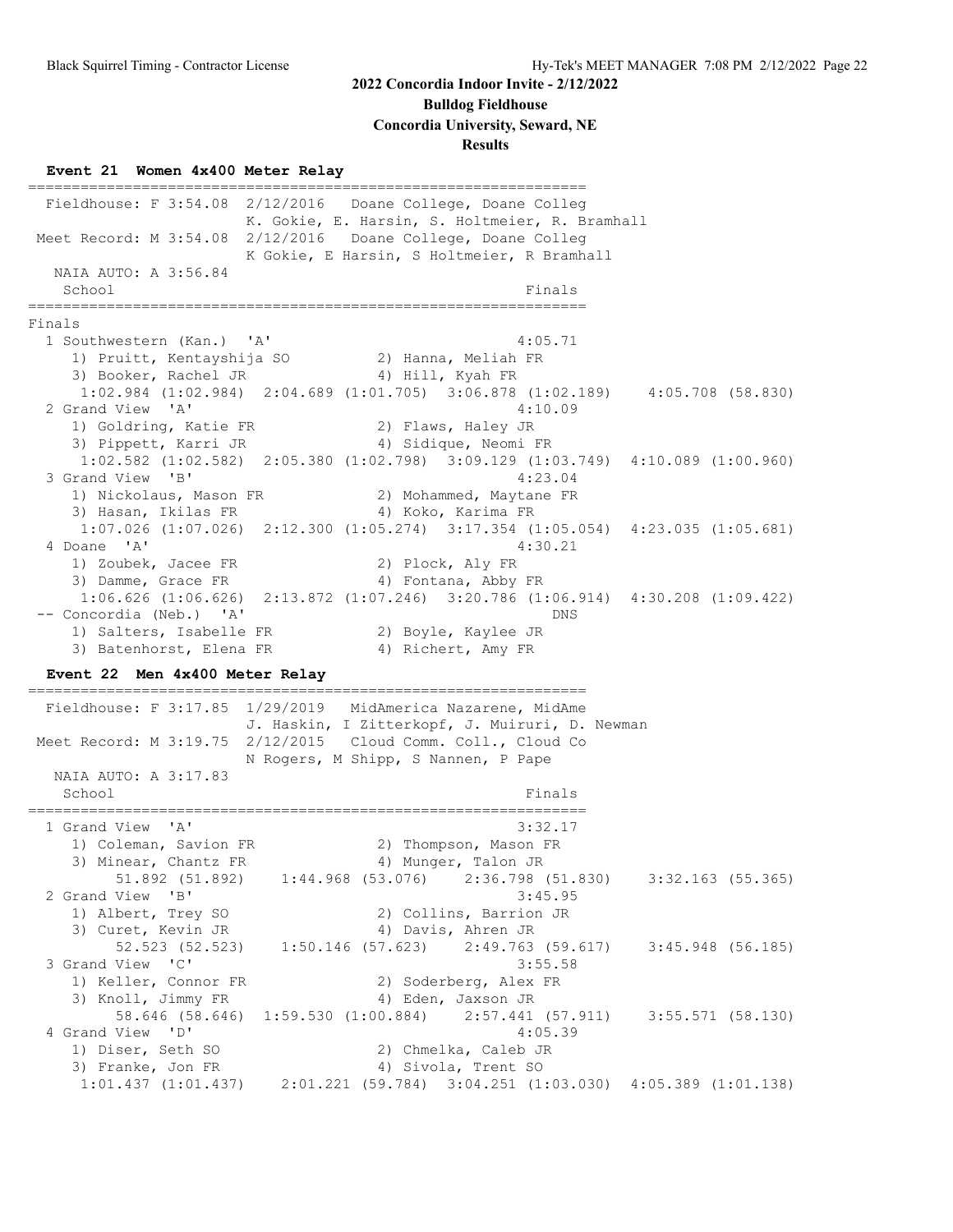## 2022 Concordia Indoor Invite - 2/12/2022

**Bulldog Fieldhouse**

**Concordia University, Seward, NE**

**Results**

### Event 21 Women 4x400 Meter Relay

```
===============================================================
  Fieldhouse: F 3:54.08  2/12/2016   Doane College, Doane Colleg
                         K. Gokie, E. Harsin, S. Holtmeier, R. Bramhall
 Meet Record: M 3:54.08  2/12/2016   Doane College, Doane Colleg
                         K Gokie, E Harsin, S Holtmeier, R Bramhall
   NAIA AUTO: A 3:56.84
    School                                               Finals
===============================================================
Finals
  1 Southwestern (Kan.)  'A'                            4:05.71
     1) Pruitt, Kentayshija SO         2) Hanna, Meliah FR
     3) Booker, Rachel JR              4) Hill, Kyah FR
      1:02.984 (1:02.984)  2:04.689 (1:01.705)  3:06.878 (1:02.189)    4:05.708 (58.830)
  2 Grand View  'A'                                     4:10.09
     1) Goldring, Katie FR             2) Flaws, Haley JR
     3) Pippett, Karri JR              4) Sidique, Neomi FR
      1:02.582 (1:02.582)  2:05.380 (1:02.798)  3:09.129 (1:03.749)  4:10.089 (1:00.960)
  3 Grand View  'B'                                     4:23.04
     1) Nickolaus, Mason FR            2) Mohammed, Maytane FR
     3) Hasan, Ikilas FR               4) Koko, Karima FR
      1:07.026 (1:07.026)  2:12.300 (1:05.274)  3:17.354 (1:05.054)  4:23.035 (1:05.681)
  4 Doane  'A'                                          4:30.21
     1) Zoubek, Jacee FR               2) Plock, Aly FR
     3) Damme, Grace FR                4) Fontana, Abby FR
      1:06.626 (1:06.626)  2:13.872 (1:07.246)  3:20.786 (1:06.914)  4:30.208 (1:09.422)
 -- Concordia (Neb.)  'A'                                   DNS
     1) Salters, Isabelle FR           2) Boyle, Kaylee JR
     3) Batenhorst, Elena FR           4) Richert, Amy FR
```

### Event 22 Men 4x400 Meter Relay

```
===============================================================
  Fieldhouse: F 3:17.85  1/29/2019   MidAmerica Nazarene, MidAme
                         J. Haskin, I Zitterkopf, J. Muiruri, D. Newman
 Meet Record: M 3:19.75  2/12/2015   Cloud Comm. Coll., Cloud Co
                         N Rogers, M Shipp, S Nannen, P Pape
   NAIA AUTO: A 3:17.83
    School                                               Finals
===============================================================
  1 Grand View  'A'                                     3:32.17
     1) Coleman, Savion FR             2) Thompson, Mason FR
     3) Minear, Chantz FR              4) Munger, Talon JR
          51.892 (51.892)    1:44.968 (53.076)    2:36.798 (51.830)    3:32.163 (55.365)
  2 Grand View  'B'                                     3:45.95
     1) Albert, Trey SO                2) Collins, Barrion JR
     3) Curet, Kevin JR                4) Davis, Ahren JR
          52.523 (52.523)    1:50.146 (57.623)    2:49.763 (59.617)    3:45.948 (56.185)
  3 Grand View  'C'                                     3:55.58
     1) Keller, Connor FR              2) Soderberg, Alex FR
     3) Knoll, Jimmy FR                4) Eden, Jaxson JR
          58.646 (58.646)  1:59.530 (1:00.884)    2:57.441 (57.911)    3:55.571 (58.130)
  4 Grand View  'D'                                     4:05.39
     1) Diser, Seth SO                 2) Chmelka, Caleb JR
     3) Franke, Jon FR                 4) Sivola, Trent SO
      1:01.437 (1:01.437)    2:01.221 (59.784)  3:04.251 (1:03.030)  4:05.389 (1:01.138)
```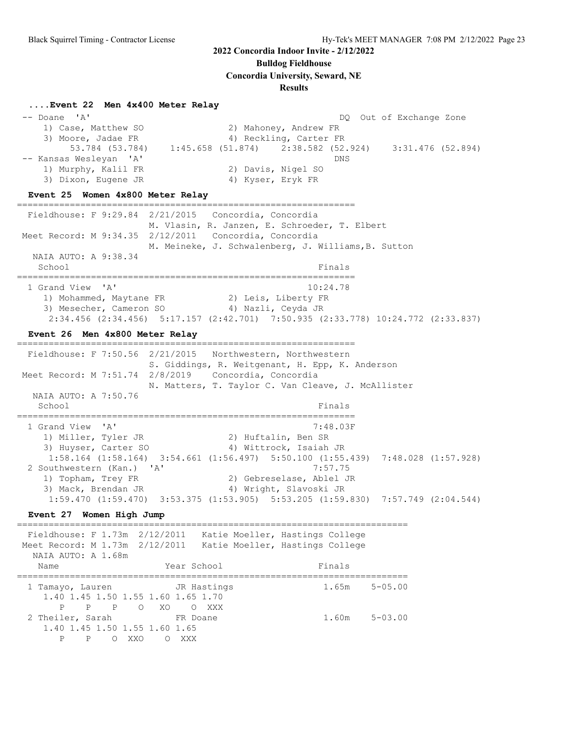## 2022 Concordia Indoor Invite - 2/12/2022

**Bulldog Fieldhouse**

**Concordia University, Seward, NE**

**Results**

### ....Event 22 Men 4x400 Meter Relay

```
-- Doane  'A'                                             DQ  Out of Exchange Zone
    1) Case, Matthew SO              2) Mahoney, Andrew FR
    3) Moore, Jadae FR               4) Reckling, Carter FR
         53.784 (53.784)    1:45.658 (51.874)    2:38.582 (52.924)    3:31.476 (52.894)
-- Kansas Wesleyan  'A'                                   DNS
    1) Murphy, Kalil FR              2) Davis, Nigel SO
    3) Dixon, Eugene JR              4) Kyser, Eryk FR
```

### Event 25 Women 4x800 Meter Relay

```
================================================================
  Fieldhouse: F 9:29.84  2/21/2015   Concordia, Concordia
                         M. Vlasin, R. Janzen, E. Schroeder, T. Elbert
 Meet Record: M 9:34.35  2/12/2011   Concordia, Concordia
                         M. Meineke, J. Schwalenberg, J. Williams,B. Sutton
   NAIA AUTO: A 9:38.34
   School                                                 Finals
================================================================
  1 Grand View  'A'                                     10:24.78
     1) Mohammed, Maytane FR           2) Leis, Liberty FR
     3) Mesecher, Cameron SO           4) Nazli, Ceyda JR
      2:34.456 (2:34.456)  5:17.157 (2:42.701)  7:50.935 (2:33.778) 10:24.772 (2:33.837)
```

### Event 26 Men 4x800 Meter Relay

```
================================================================
  Fieldhouse: F 7:50.56  2/21/2015   Northwestern, Northwestern
                         S. Giddings, R. Weitgenant, H. Epp, K. Anderson
 Meet Record: M 7:51.74  2/8/2019    Concordia, Concordia
                         N. Matters, T. Taylor C. Van Cleave, J. McAllister
   NAIA AUTO: A 7:50.76
   School                                                 Finals
================================================================
  1 Grand View  'A'                                      7:48.03F
     1) Miller, Tyler JR               2) Huftalin, Ben SR
     3) Huyser, Carter SO              4) Wittrock, Isaiah JR
      1:58.164 (1:58.164)  3:54.661 (1:56.497)  5:50.100 (1:55.439)  7:48.028 (1:57.928)
  2 Southwestern (Kan.)  'A'                             7:57.75
     1) Topham, Trey FR                2) Gebreselase, Ablel JR
     3) Mack, Brendan JR               4) Wright, Slavoski JR
      1:59.470 (1:59.470)  3:53.375 (1:53.905)  5:53.205 (1:59.830)  7:57.749 (2:04.544)
```

### Event 27 Women High Jump

```
=========================================================================
  Fieldhouse: F 1.73m  2/12/2011   Katie Moeller, Hastings College
 Meet Record: M 1.73m  2/12/2011   Katie Moeller, Hastings College
   NAIA AUTO: A 1.68m
   Name                    Year School                 Finals
=========================================================================
  1 Tamayo, Lauren          JR Hastings                1.65m    5-05.00
     1.40 1.45 1.50 1.55 1.60 1.65 1.70
        P    P    P    O   XO    O  XXX
  2 Theiler, Sarah          FR Doane                   1.60m    5-03.00
     1.40 1.45 1.50 1.55 1.60 1.65
        P    P    O  XXO    O  XXX
```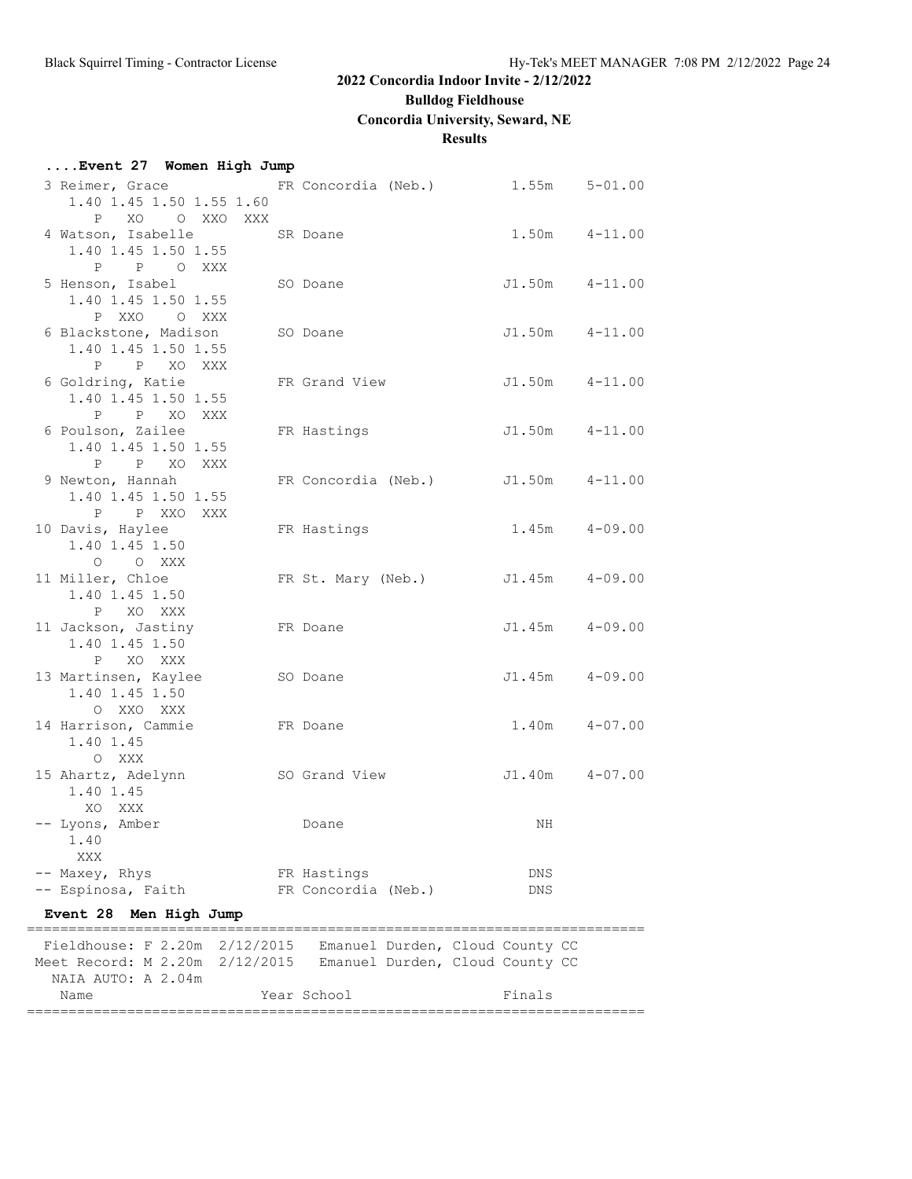**2022 Concordia Indoor Invite - 2/12/2022**
**Bulldog Fieldhouse**
**Concordia University, Seward, NE**
**Results**

### ....Event 27 Women High Jump

```
  3 Reimer, Grace              FR Concordia (Neb.)          1.55m    5-01.00 
     1.40 1.45 1.50 1.55 1.60 
        P   XO    O  XXO  XXX 
  4 Watson, Isabelle           SR Doane                     1.50m    4-11.00 
     1.40 1.45 1.50 1.55 
        P    P    O  XXX 
  5 Henson, Isabel             SO Doane                    J1.50m    4-11.00 
     1.40 1.45 1.50 1.55 
        P  XXO    O  XXX 
  6 Blackstone, Madison        SO Doane                    J1.50m    4-11.00 
     1.40 1.45 1.50 1.55 
        P    P   XO  XXX 
  6 Goldring, Katie            FR Grand View               J1.50m    4-11.00 
     1.40 1.45 1.50 1.55 
        P    P   XO  XXX 
  6 Poulson, Zailee            FR Hastings                 J1.50m    4-11.00 
     1.40 1.45 1.50 1.55 
        P    P   XO  XXX 
  9 Newton, Hannah             FR Concordia (Neb.)         J1.50m    4-11.00 
     1.40 1.45 1.50 1.55 
        P    P  XXO  XXX 
 10 Davis, Haylee              FR Hastings                  1.45m    4-09.00 
     1.40 1.45 1.50 
        O    O  XXX 
 11 Miller, Chloe              FR St. Mary (Neb.)          J1.45m    4-09.00 
     1.40 1.45 1.50 
        P   XO  XXX 
 11 Jackson, Jastiny           FR Doane                    J1.45m    4-09.00 
     1.40 1.45 1.50 
        P   XO  XXX 
 13 Martinsen, Kaylee          SO Doane                    J1.45m    4-09.00 
     1.40 1.45 1.50 
        O  XXO  XXX 
 14 Harrison, Cammie           FR Doane                     1.40m    4-07.00 
     1.40 1.45 
        O  XXX 
 15 Ahartz, Adelynn            SO Grand View               J1.40m    4-07.00 
     1.40 1.45 
       XO  XXX 
 -- Lyons, Amber                  Doane                        NH            
     1.40 
      XXX 
 -- Maxey, Rhys                FR Hastings                    DNS            
 -- Espinosa, Faith            FR Concordia (Neb.)            DNS            
```

### Event 28 Men High Jump

```
=========================================================================
  Fieldhouse: F 2.20m  2/12/2015   Emanuel Durden, Cloud County CC       
 Meet Record: M 2.20m  2/12/2015   Emanuel Durden, Cloud County CC       
   NAIA AUTO: A 2.04m
    Name                    Year School                  Finals          
=========================================================================
```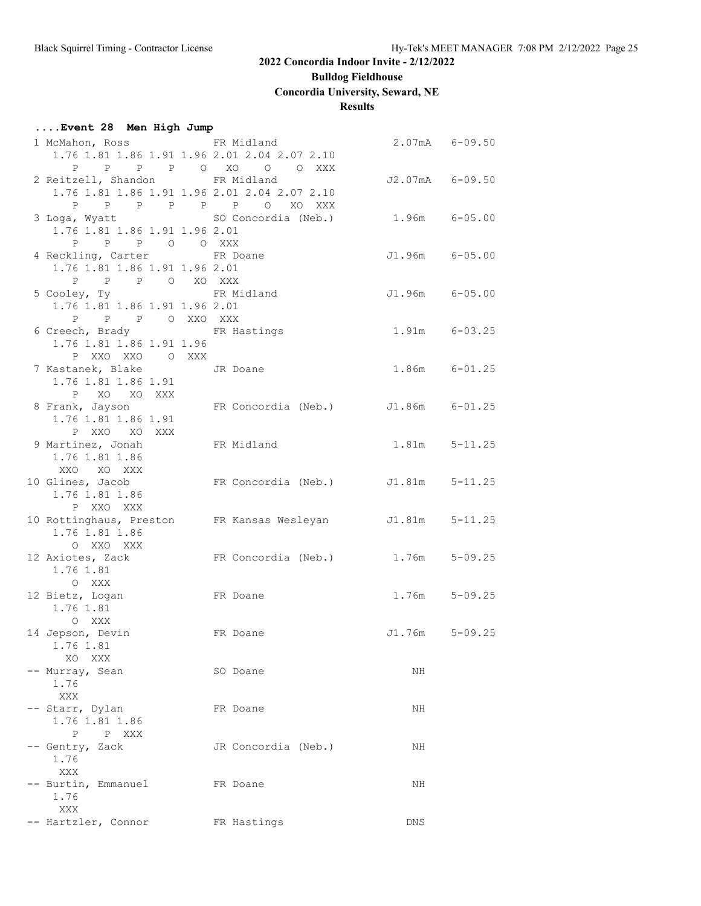# 2022 Concordia Indoor Invite - 2/12/2022

## Bulldog Fieldhouse

## Concordia University, Seward, NE

## Results

### ....Event 28 Men High Jump

```
 1 McMahon, Ross              FR Midland                  2.07mA   6-09.50
    1.76 1.81 1.86 1.91 1.96 2.01 2.04 2.07 2.10
       P    P    P    P    O   XO    O    O  XXX
 2 Reitzell, Shandon          FR Midland                 J2.07mA   6-09.50
    1.76 1.81 1.86 1.91 1.96 2.01 2.04 2.07 2.10
       P    P    P    P    P    P    O   XO  XXX
 3 Loga, Wyatt                SO Concordia (Neb.)         1.96m    6-05.00
    1.76 1.81 1.86 1.91 1.96 2.01
       P    P    P    O    O  XXX
 4 Reckling, Carter           FR Doane                   J1.96m    6-05.00
    1.76 1.81 1.86 1.91 1.96 2.01
       P    P    P    O   XO  XXX
 5 Cooley, Ty                 FR Midland                 J1.96m    6-05.00
    1.76 1.81 1.86 1.91 1.96 2.01
       P    P    P    O  XXO  XXX
 6 Creech, Brady              FR Hastings                 1.91m    6-03.25
    1.76 1.81 1.86 1.91 1.96
       P  XXO  XXO    O  XXX
 7 Kastanek, Blake            JR Doane                    1.86m    6-01.25
    1.76 1.81 1.86 1.91
       P   XO   XO  XXX
 8 Frank, Jayson              FR Concordia (Neb.)        J1.86m    6-01.25
    1.76 1.81 1.86 1.91
       P  XXO   XO  XXX
 9 Martinez, Jonah            FR Midland                  1.81m    5-11.25
    1.76 1.81 1.86
     XXO   XO  XXX
10 Glines, Jacob              FR Concordia (Neb.)        J1.81m    5-11.25
    1.76 1.81 1.86
       P  XXO  XXX
10 Rottinghaus, Preston       FR Kansas Wesleyan         J1.81m    5-11.25
    1.76 1.81 1.86
       O  XXO  XXX
12 Axiotes, Zack              FR Concordia (Neb.)         1.76m    5-09.25
    1.76 1.81
       O  XXX
12 Bietz, Logan               FR Doane                    1.76m    5-09.25
    1.76 1.81
       O  XXX
14 Jepson, Devin              FR Doane                   J1.76m    5-09.25
    1.76 1.81
      XO  XXX
-- Murray, Sean               SO Doane                       NH
    1.76
     XXX
-- Starr, Dylan               FR Doane                       NH
    1.76 1.81 1.86
       P    P  XXX
-- Gentry, Zack               JR Concordia (Neb.)            NH
    1.76
     XXX
-- Burtin, Emmanuel           FR Doane                       NH
    1.76
     XXX
-- Hartzler, Connor           FR Hastings                   DNS
```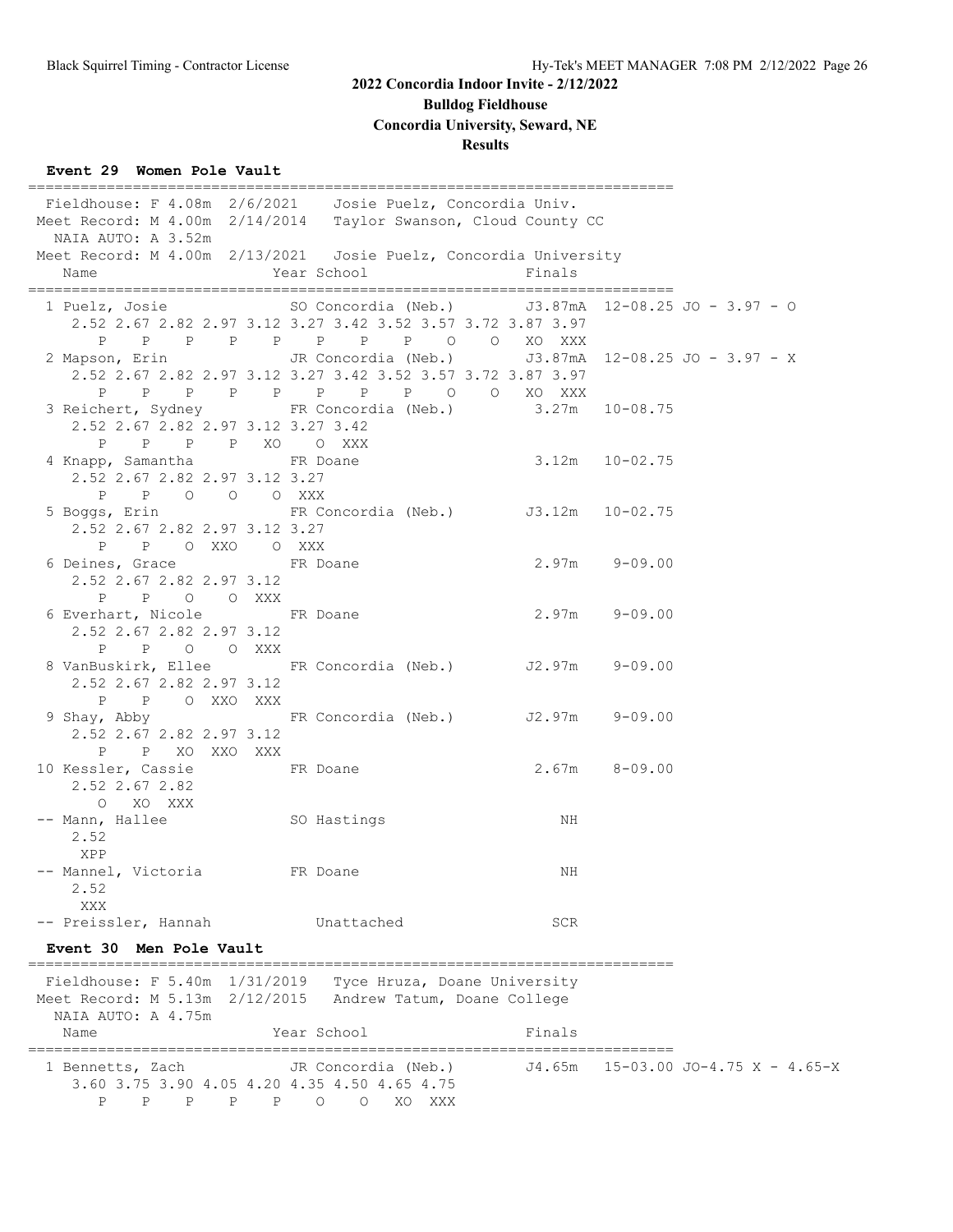**2022 Concordia Indoor Invite - 2/12/2022**
**Bulldog Fieldhouse**
**Concordia University, Seward, NE**
**Results**

### Event 29 Women Pole Vault

```
==========================================================================
  Fieldhouse: F 4.08m  2/6/2021    Josie Puelz, Concordia Univ.
 Meet Record: M 4.00m  2/14/2014   Taylor Swanson, Cloud County CC
   NAIA AUTO: A 3.52m
 Meet Record: M 4.00m  2/13/2021   Josie Puelz, Concordia University
    Name                    Year School                  Finals
==========================================================================
  1 Puelz, Josie            SO Concordia (Neb.)       J3.87mA  12-08.25 JO - 3.97 - O
     2.52 2.67 2.82 2.97 3.12 3.27 3.42 3.52 3.57 3.72 3.87 3.97
        P    P    P    P    P    P    P    P    O    O   XO  XXX
  2 Mapson, Erin            JR Concordia (Neb.)       J3.87mA  12-08.25 JO - 3.97 - X
     2.52 2.67 2.82 2.97 3.12 3.27 3.42 3.52 3.57 3.72 3.87 3.97
        P    P    P    P    P    P    P    P    O    O   XO  XXX
  3 Reichert, Sydney        FR Concordia (Neb.)         3.27m   10-08.75
     2.52 2.67 2.82 2.97 3.12 3.27 3.42
        P    P    P    P   XO    O  XXX
  4 Knapp, Samantha         FR Doane                    3.12m   10-02.75
     2.52 2.67 2.82 2.97 3.12 3.27
        P    P    O    O    O  XXX
  5 Boggs, Erin             FR Concordia (Neb.)        J3.12m   10-02.75
     2.52 2.67 2.82 2.97 3.12 3.27
        P    P    O  XXO    O  XXX
  6 Deines, Grace           FR Doane                    2.97m    9-09.00
     2.52 2.67 2.82 2.97 3.12
        P    P    O    O  XXX
  6 Everhart, Nicole        FR Doane                    2.97m    9-09.00
     2.52 2.67 2.82 2.97 3.12
        P    P    O    O  XXX
  8 VanBuskirk, Ellee       FR Concordia (Neb.)        J2.97m    9-09.00
     2.52 2.67 2.82 2.97 3.12
        P    P    O  XXO  XXX
  9 Shay, Abby              FR Concordia (Neb.)        J2.97m    9-09.00
     2.52 2.67 2.82 2.97 3.12
        P    P   XO  XXO  XXX
 10 Kessler, Cassie         FR Doane                    2.67m    8-09.00
     2.52 2.67 2.82
        O   XO  XXX
 -- Mann, Hallee            SO Hastings                    NH
     2.52
      XPP
 -- Mannel, Victoria        FR Doane                       NH
     2.52
      XXX
 -- Preissler, Hannah          Unattached                 SCR
```

### Event 30 Men Pole Vault

```
==========================================================================
  Fieldhouse: F 5.40m  1/31/2019   Tyce Hruza, Doane University
 Meet Record: M 5.13m  2/12/2015   Andrew Tatum, Doane College
   NAIA AUTO: A 4.75m
    Name                    Year School                  Finals
==========================================================================
  1 Bennetts, Zach          JR Concordia (Neb.)        J4.65m   15-03.00 JO-4.75 X - 4.65-X
     3.60 3.75 3.90 4.05 4.20 4.35 4.50 4.65 4.75
        P    P    P    P    P    O    O   XO  XXX
```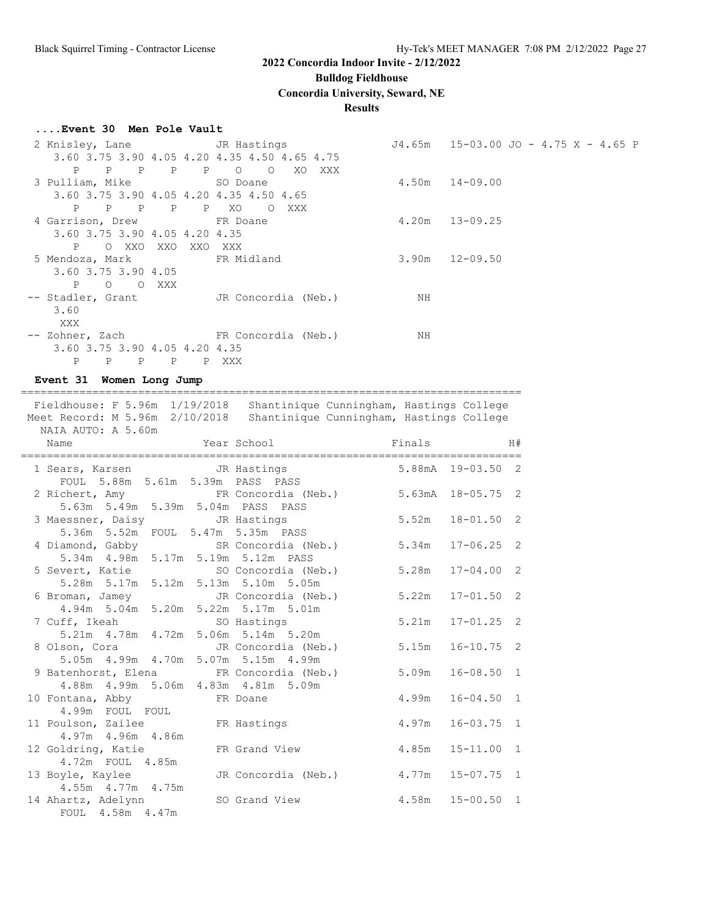## 2022 Concordia Indoor Invite - 2/12/2022

**Bulldog Fieldhouse**

**Concordia University, Seward, NE**

**Results**

### ....Event 30 Men Pole Vault

```
  2 Knisley, Lane              JR Hastings                J4.65m   15-03.00 JO - 4.75 X - 4.65 P
     3.60 3.75 3.90 4.05 4.20 4.35 4.50 4.65 4.75
        P    P    P    P    P    O    O   XO  XXX
  3 Pulliam, Mike              SO Doane                    4.50m   14-09.00
     3.60 3.75 3.90 4.05 4.20 4.35 4.50 4.65
        P    P    P    P    P   XO    O  XXX
  4 Garrison, Drew             FR Doane                    4.20m   13-09.25
     3.60 3.75 3.90 4.05 4.20 4.35
        P    O  XXO  XXO  XXO  XXX
  5 Mendoza, Mark              FR Midland                  3.90m   12-09.50
     3.60 3.75 3.90 4.05
        P    O    O  XXX
 -- Stadler, Grant             JR Concordia (Neb.)            NH
     3.60
      XXX
 -- Zohner, Zach               FR Concordia (Neb.)            NH
     3.60 3.75 3.90 4.05 4.20 4.35
        P    P    P    P    P  XXX
```

### Event 31 Women Long Jump

```
=============================================================================
  Fieldhouse: F 5.96m  1/19/2018   Shantinique Cunningham, Hastings College
 Meet Record: M 5.96m  2/10/2018   Shantinique Cunningham, Hastings College
   NAIA AUTO: A 5.60m
    Name                    Year School                  Finals            H#
=============================================================================
  1 Sears, Karsen              JR Hastings                5.88mA  19-03.50  2
      FOUL  5.88m  5.61m  5.39m  PASS  PASS
  2 Richert, Amy               FR Concordia (Neb.)        5.63mA  18-05.75  2
      5.63m  5.49m  5.39m  5.04m  PASS  PASS
  3 Maessner, Daisy            JR Hastings                 5.52m  18-01.50  2
      5.36m  5.52m  FOUL  5.47m  5.35m  PASS
  4 Diamond, Gabby             SR Concordia (Neb.)         5.34m  17-06.25  2
      5.34m  4.98m  5.17m  5.19m  5.12m  PASS
  5 Severt, Katie              SO Concordia (Neb.)         5.28m  17-04.00  2
      5.28m  5.17m  5.12m  5.13m  5.10m  5.05m
  6 Broman, Jamey              JR Concordia (Neb.)         5.22m  17-01.50  2
      4.94m  5.04m  5.20m  5.22m  5.17m  5.01m
  7 Cuff, Ikeah                SO Hastings                 5.21m  17-01.25  2
      5.21m  4.78m  4.72m  5.06m  5.14m  5.20m
  8 Olson, Cora                JR Concordia (Neb.)         5.15m  16-10.75  2
      5.05m  4.99m  4.70m  5.07m  5.15m  4.99m
  9 Batenhorst, Elena          FR Concordia (Neb.)         5.09m  16-08.50  1
      4.88m  4.99m  5.06m  4.83m  4.81m  5.09m
 10 Fontana, Abby              FR Doane                    4.99m  16-04.50  1
      4.99m  FOUL  FOUL
 11 Poulson, Zailee            FR Hastings                 4.97m  16-03.75  1
      4.97m  4.96m  4.86m
 12 Goldring, Katie            FR Grand View               4.85m  15-11.00  1
      4.72m  FOUL  4.85m
 13 Boyle, Kaylee              JR Concordia (Neb.)         4.77m  15-07.75  1
      4.55m  4.77m  4.75m
 14 Ahartz, Adelynn            SO Grand View               4.58m  15-00.50  1
      FOUL  4.58m  4.47m
```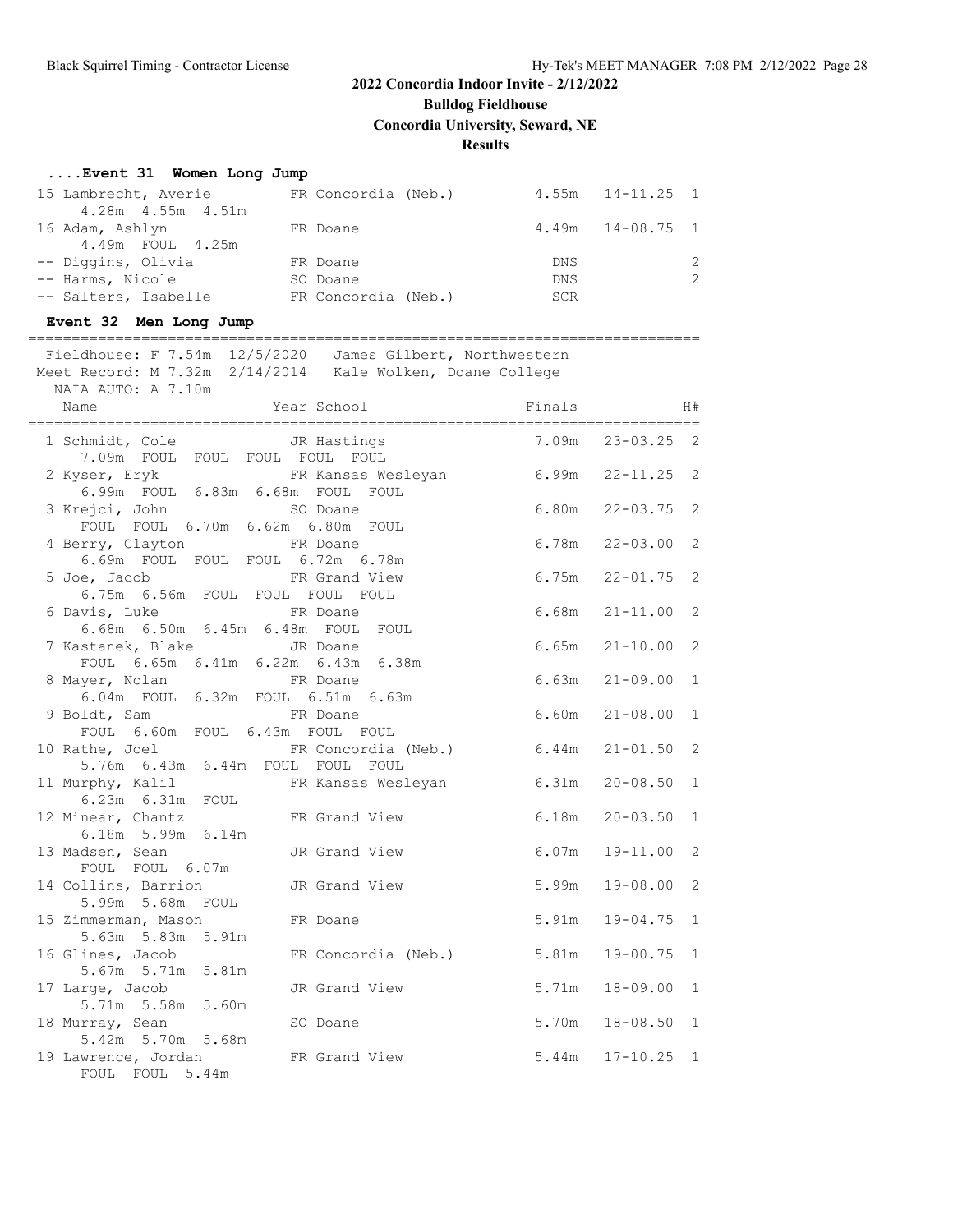# 2022 Concordia Indoor Invite - 2/12/2022

**Bulldog Fieldhouse**

**Concordia University, Seward, NE**

**Results**

### ....Event 31 Women Long Jump

| Place | Name | Year | School | Finals | | H# |
|---|---|---|---|---|---|---|
| 15 | Lambrecht, Averie | FR | Concordia (Neb.) | 4.55m | 14-11.25 | 1 |
| | 4.28m 4.55m 4.51m | | | | | |
| 16 | Adam, Ashlyn | FR | Doane | 4.49m | 14-08.75 | 1 |
| | 4.49m FOUL 4.25m | | | | | |
| -- | Diggins, Olivia | FR | Doane | DNS | | 2 |
| -- | Harms, Nicole | SO | Doane | DNS | | 2 |
| -- | Salters, Isabelle | FR | Concordia (Neb.) | SCR | | |

### Event 32 Men Long Jump

Fieldhouse: F 7.54m 12/5/2020 James Gilbert, Northwestern
Meet Record: M 7.32m 2/14/2014 Kale Wolken, Doane College
NAIA AUTO: A 7.10m

| Place | Name | Year | School | Finals | | H# |
|---|---|---|---|---|---|---|
| 1 | Schmidt, Cole | JR | Hastings | 7.09m | 23-03.25 | 2 |
| | 7.09m FOUL FOUL FOUL FOUL FOUL | | | | | |
| 2 | Kyser, Eryk | FR | Kansas Wesleyan | 6.99m | 22-11.25 | 2 |
| | 6.99m FOUL 6.83m 6.68m FOUL FOUL | | | | | |
| 3 | Krejci, John | SO | Doane | 6.80m | 22-03.75 | 2 |
| | FOUL FOUL 6.70m 6.62m 6.80m FOUL | | | | | |
| 4 | Berry, Clayton | FR | Doane | 6.78m | 22-03.00 | 2 |
| | 6.69m FOUL FOUL FOUL 6.72m 6.78m | | | | | |
| 5 | Joe, Jacob | FR | Grand View | 6.75m | 22-01.75 | 2 |
| | 6.75m 6.56m FOUL FOUL FOUL FOUL | | | | | |
| 6 | Davis, Luke | FR | Doane | 6.68m | 21-11.00 | 2 |
| | 6.68m 6.50m 6.45m 6.48m FOUL FOUL | | | | | |
| 7 | Kastanek, Blake | JR | Doane | 6.65m | 21-10.00 | 2 |
| | FOUL 6.65m 6.41m 6.22m 6.43m 6.38m | | | | | |
| 8 | Mayer, Nolan | FR | Doane | 6.63m | 21-09.00 | 1 |
| | 6.04m FOUL 6.32m FOUL 6.51m 6.63m | | | | | |
| 9 | Boldt, Sam | FR | Doane | 6.60m | 21-08.00 | 1 |
| | FOUL 6.60m FOUL 6.43m FOUL FOUL | | | | | |
| 10 | Rathe, Joel | FR | Concordia (Neb.) | 6.44m | 21-01.50 | 2 |
| | 5.76m 6.43m 6.44m FOUL FOUL FOUL | | | | | |
| 11 | Murphy, Kalil | FR | Kansas Wesleyan | 6.31m | 20-08.50 | 1 |
| | 6.23m 6.31m FOUL | | | | | |
| 12 | Minear, Chantz | FR | Grand View | 6.18m | 20-03.50 | 1 |
| | 6.18m 5.99m 6.14m | | | | | |
| 13 | Madsen, Sean | JR | Grand View | 6.07m | 19-11.00 | 2 |
| | FOUL FOUL 6.07m | | | | | |
| 14 | Collins, Barrion | JR | Grand View | 5.99m | 19-08.00 | 2 |
| | 5.99m 5.68m FOUL | | | | | |
| 15 | Zimmerman, Mason | FR | Doane | 5.91m | 19-04.75 | 1 |
| | 5.63m 5.83m 5.91m | | | | | |
| 16 | Glines, Jacob | FR | Concordia (Neb.) | 5.81m | 19-00.75 | 1 |
| | 5.67m 5.71m 5.81m | | | | | |
| 17 | Large, Jacob | JR | Grand View | 5.71m | 18-09.00 | 1 |
| | 5.71m 5.58m 5.60m | | | | | |
| 18 | Murray, Sean | SO | Doane | 5.70m | 18-08.50 | 1 |
| | 5.42m 5.70m 5.68m | | | | | |
| 19 | Lawrence, Jordan | FR | Grand View | 5.44m | 17-10.25 | 1 |
| | FOUL FOUL 5.44m | | | | | |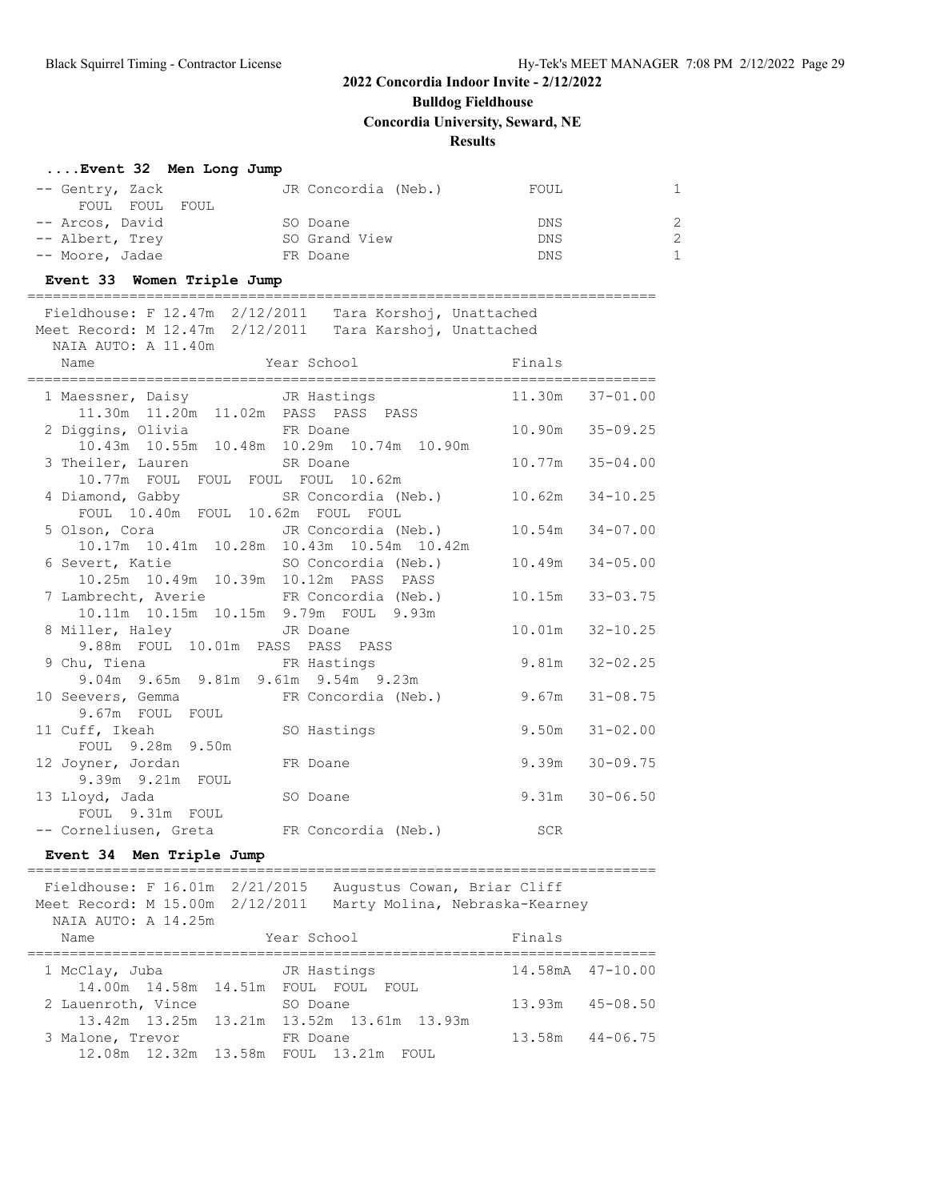**2022 Concordia Indoor Invite - 2/12/2022**
**Bulldog Fieldhouse**
**Concordia University, Seward, NE**
**Results**

### ....Event 32 Men Long Jump

```
 -- Gentry, Zack              JR Concordia (Neb.)          FOUL              1
      FOUL  FOUL  FOUL
 -- Arcos, David              SO Doane                      DNS              2
 -- Albert, Trey              SO Grand View                 DNS              2
 -- Moore, Jadae              FR Doane                      DNS              1
```

### Event 33 Women Triple Jump

```
==========================================================================
  Fieldhouse: F 12.47m  2/12/2011   Tara Korshoj, Unattached
 Meet Record: M 12.47m  2/12/2011   Tara Karshoj, Unattached
   NAIA AUTO: A 11.40m
    Name                    Year School                  Finals
==========================================================================
  1 Maessner, Daisy          JR Hastings               11.30m   37-01.00
      11.30m  11.20m  11.02m  PASS  PASS  PASS
  2 Diggins, Olivia          FR Doane                  10.90m   35-09.25
      10.43m  10.55m  10.48m  10.29m  10.74m  10.90m
  3 Theiler, Lauren          SR Doane                  10.77m   35-04.00
      10.77m  FOUL  FOUL  FOUL  FOUL  10.62m
  4 Diamond, Gabby           SR Concordia (Neb.)       10.62m   34-10.25
      FOUL  10.40m  FOUL  10.62m  FOUL  FOUL
  5 Olson, Cora              JR Concordia (Neb.)       10.54m   34-07.00
      10.17m  10.41m  10.28m  10.43m  10.54m  10.42m
  6 Severt, Katie            SO Concordia (Neb.)       10.49m   34-05.00
      10.25m  10.49m  10.39m  10.12m  PASS  PASS
  7 Lambrecht, Averie        FR Concordia (Neb.)       10.15m   33-03.75
      10.11m  10.15m  10.15m  9.79m  FOUL  9.93m
  8 Miller, Haley            JR Doane                  10.01m   32-10.25
      9.88m  FOUL  10.01m  PASS  PASS  PASS
  9 Chu, Tiena               FR Hastings                9.81m   32-02.25
      9.04m  9.65m  9.81m  9.61m  9.54m  9.23m
 10 Seevers, Gemma           FR Concordia (Neb.)        9.67m   31-08.75
      9.67m  FOUL  FOUL
 11 Cuff, Ikeah              SO Hastings                9.50m   31-02.00
      FOUL  9.28m  9.50m
 12 Joyner, Jordan           FR Doane                   9.39m   30-09.75
      9.39m  9.21m  FOUL
 13 Lloyd, Jada              SO Doane                   9.31m   30-06.50
      FOUL  9.31m  FOUL
 -- Corneliusen, Greta       FR Concordia (Neb.)          SCR
```

### Event 34 Men Triple Jump

```
==========================================================================
  Fieldhouse: F 16.01m  2/21/2015   Augustus Cowan, Briar Cliff
 Meet Record: M 15.00m  2/12/2011   Marty Molina, Nebraska-Kearney
   NAIA AUTO: A 14.25m
    Name                    Year School                  Finals
==========================================================================
  1 McClay, Juba             JR Hastings               14.58mA  47-10.00
      14.00m  14.58m  14.51m  FOUL  FOUL  FOUL
  2 Lauenroth, Vince         SO Doane                  13.93m   45-08.50
      13.42m  13.25m  13.21m  13.52m  13.61m  13.93m
  3 Malone, Trevor           FR Doane                  13.58m   44-06.75
      12.08m  12.32m  13.58m  FOUL  13.21m  FOUL
```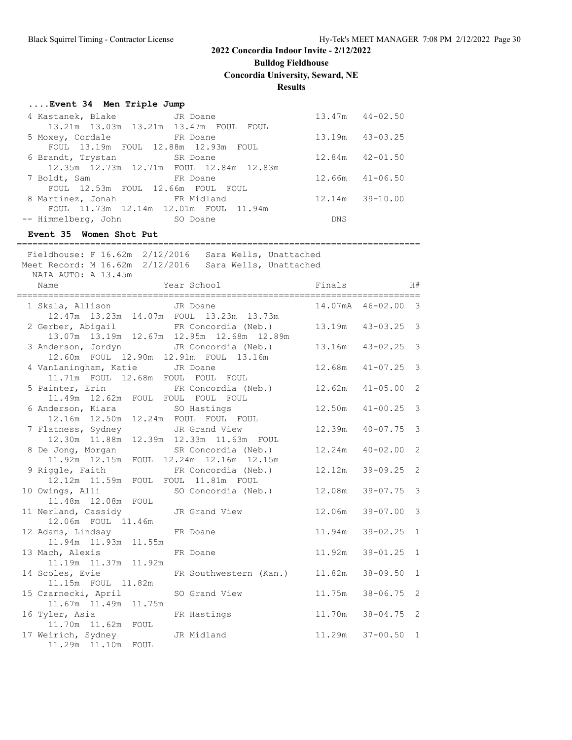# 2022 Concordia Indoor Invite - 2/12/2022

**Bulldog Fieldhouse**

**Concordia University, Seward, NE**

**Results**

### ....Event 34 Men Triple Jump

| Place | Name | Year | School | Finals | |
|---|---|---|---|---|---|
| 4 | Kastanek, Blake | JR | Doane | 13.47m | 44-02.50 |
| | 13.21m 13.03m 13.21m 13.47m FOUL FOUL | | | | |
| 5 | Moxey, Cordale | FR | Doane | 13.19m | 43-03.25 |
| | FOUL 13.19m FOUL 12.88m 12.93m FOUL | | | | |
| 6 | Brandt, Trystan | SR | Doane | 12.84m | 42-01.50 |
| | 12.35m 12.73m 12.71m FOUL 12.84m 12.83m | | | | |
| 7 | Boldt, Sam | FR | Doane | 12.66m | 41-06.50 |
| | FOUL 12.53m FOUL 12.66m FOUL FOUL | | | | |
| 8 | Martinez, Jonah | FR | Midland | 12.14m | 39-10.00 |
| | FOUL 11.73m 12.14m 12.01m FOUL 11.94m | | | | |
| -- | Himmelberg, John | SO | Doane | DNS | |

### Event 35 Women Shot Put

Fieldhouse: F 16.62m 2/12/2016 Sara Wells, Unattached
Meet Record: M 16.62m 2/12/2016 Sara Wells, Unattached
NAIA AUTO: A 13.45m

| Place | Name | Year | School | Finals | | H# |
|---|---|---|---|---|---|---|
| 1 | Skala, Allison | JR | Doane | 14.07mA | 46-02.00 | 3 |
| | 12.47m 13.23m 14.07m FOUL 13.23m 13.73m | | | | | |
| 2 | Gerber, Abigail | FR | Concordia (Neb.) | 13.19m | 43-03.25 | 3 |
| | 13.07m 13.19m 12.67m 12.95m 12.68m 12.89m | | | | | |
| 3 | Anderson, Jordyn | JR | Concordia (Neb.) | 13.16m | 43-02.25 | 3 |
| | 12.60m FOUL 12.90m 12.91m FOUL 13.16m | | | | | |
| 4 | VanLaningham, Katie | JR | Doane | 12.68m | 41-07.25 | 3 |
| | 11.71m FOUL 12.68m FOUL FOUL FOUL | | | | | |
| 5 | Painter, Erin | FR | Concordia (Neb.) | 12.62m | 41-05.00 | 2 |
| | 11.49m 12.62m FOUL FOUL FOUL FOUL | | | | | |
| 6 | Anderson, Kiara | SO | Hastings | 12.50m | 41-00.25 | 3 |
| | 12.16m 12.50m 12.24m FOUL FOUL FOUL | | | | | |
| 7 | Flatness, Sydney | JR | Grand View | 12.39m | 40-07.75 | 3 |
| | 12.30m 11.88m 12.39m 12.33m 11.63m FOUL | | | | | |
| 8 | De Jong, Morgan | SR | Concordia (Neb.) | 12.24m | 40-02.00 | 2 |
| | 11.92m 12.15m FOUL 12.24m 12.16m 12.15m | | | | | |
| 9 | Riggle, Faith | FR | Concordia (Neb.) | 12.12m | 39-09.25 | 2 |
| | 12.12m 11.59m FOUL FOUL 11.81m FOUL | | | | | |
| 10 | Owings, Alli | SO | Concordia (Neb.) | 12.08m | 39-07.75 | 3 |
| | 11.48m 12.08m FOUL | | | | | |
| 11 | Nerland, Cassidy | JR | Grand View | 12.06m | 39-07.00 | 3 |
| | 12.06m FOUL 11.46m | | | | | |
| 12 | Adams, Lindsay | FR | Doane | 11.94m | 39-02.25 | 1 |
| | 11.94m 11.93m 11.55m | | | | | |
| 13 | Mach, Alexis | FR | Doane | 11.92m | 39-01.25 | 1 |
| | 11.19m 11.37m 11.92m | | | | | |
| 14 | Scoles, Evie | FR | Southwestern (Kan.) | 11.82m | 38-09.50 | 1 |
| | 11.15m FOUL 11.82m | | | | | |
| 15 | Czarnecki, April | SO | Grand View | 11.75m | 38-06.75 | 2 |
| | 11.67m 11.49m 11.75m | | | | | |
| 16 | Tyler, Asia | FR | Hastings | 11.70m | 38-04.75 | 2 |
| | 11.70m 11.62m FOUL | | | | | |
| 17 | Weirich, Sydney | JR | Midland | 11.29m | 37-00.50 | 1 |
| | 11.29m 11.10m FOUL | | | | | |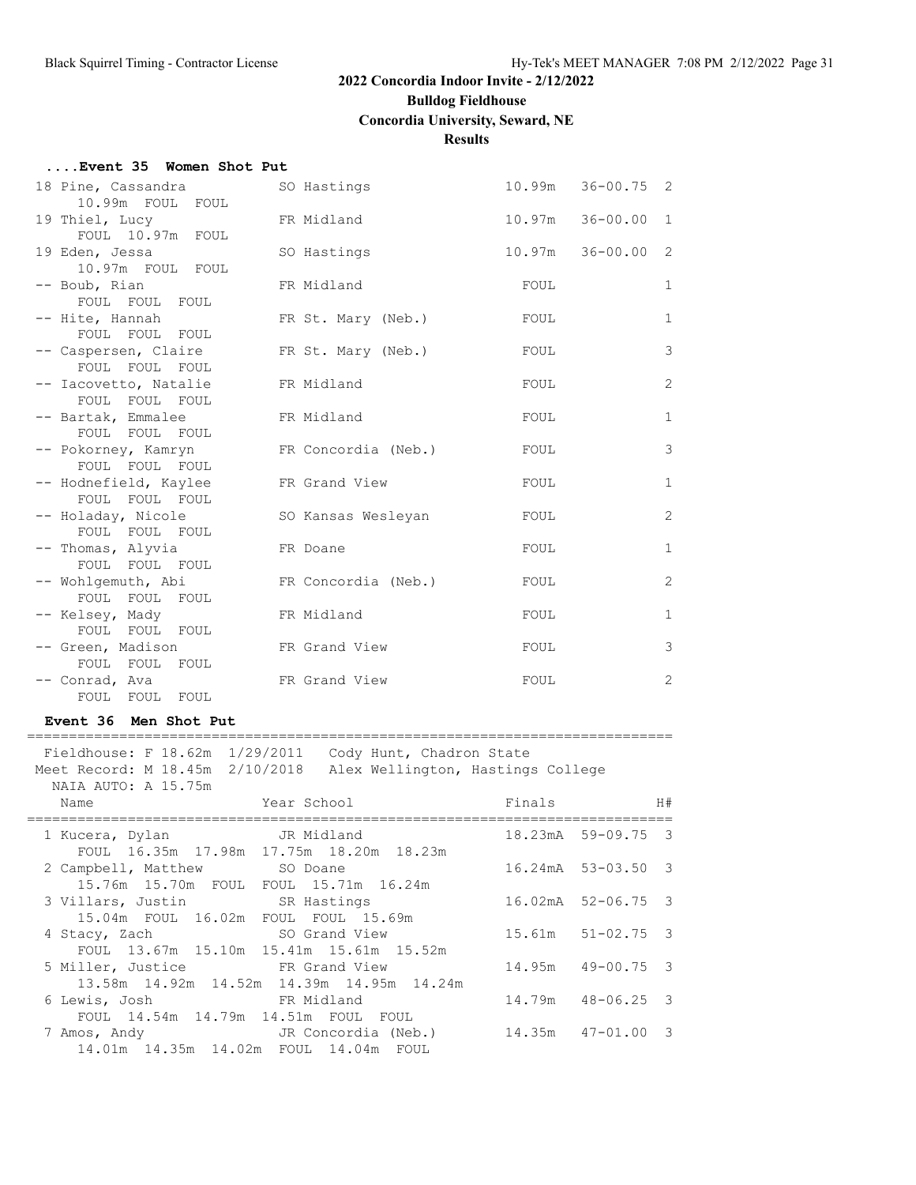## ....Event 35 Women Shot Put

```
 18 Pine, Cassandra           SO Hastings               10.99m   36-00.75  2 
      10.99m  FOUL  FOUL  
 19 Thiel, Lucy               FR Midland                10.97m   36-00.00  1 
      FOUL  10.97m  FOUL  
 19 Eden, Jessa               SO Hastings               10.97m   36-00.00  2 
      10.97m  FOUL  FOUL  
 -- Boub, Rian                FR Midland                  FOUL             1 
      FOUL  FOUL  FOUL  
 -- Hite, Hannah              FR St. Mary (Neb.)          FOUL             1 
      FOUL  FOUL  FOUL  
 -- Caspersen, Claire         FR St. Mary (Neb.)          FOUL             3 
      FOUL  FOUL  FOUL  
 -- Iacovetto, Natalie        FR Midland                  FOUL             2 
      FOUL  FOUL  FOUL  
 -- Bartak, Emmalee           FR Midland                  FOUL             1 
      FOUL  FOUL  FOUL  
 -- Pokorney, Kamryn          FR Concordia (Neb.)         FOUL             3 
      FOUL  FOUL  FOUL  
 -- Hodnefield, Kaylee        FR Grand View               FOUL             1 
      FOUL  FOUL  FOUL  
 -- Holaday, Nicole           SO Kansas Wesleyan          FOUL             2 
      FOUL  FOUL  FOUL  
 -- Thomas, Alyvia            FR Doane                    FOUL             1 
      FOUL  FOUL  FOUL  
 -- Wohlgemuth, Abi           FR Concordia (Neb.)         FOUL             2 
      FOUL  FOUL  FOUL  
 -- Kelsey, Mady              FR Midland                  FOUL             1 
      FOUL  FOUL  FOUL  
 -- Green, Madison            FR Grand View               FOUL             3 
      FOUL  FOUL  FOUL  
 -- Conrad, Ava               FR Grand View               FOUL             2 
      FOUL  FOUL  FOUL  
```

## Event 36 Men Shot Put

```
===========================================================================
 Fieldhouse: F 18.62m  1/29/2011   Cody Hunt, Chadron State 
 Meet Record: M 18.45m  2/10/2018   Alex Wellington, Hastings College 
  NAIA AUTO: A 15.75m 
   Name                    Year School                  Finals            H# 
===========================================================================
  1 Kucera, Dylan              JR Midland               18.23mA  59-09.75  3 
      FOUL  16.35m  17.98m  17.75m  18.20m  18.23m 
  2 Campbell, Matthew          SO Doane                 16.24mA  53-03.50  3 
      15.76m  15.70m  FOUL  FOUL  15.71m  16.24m 
  3 Villars, Justin            SR Hastings              16.02mA  52-06.75  3 
      15.04m  FOUL  16.02m  FOUL  FOUL  15.69m 
  4 Stacy, Zach                SO Grand View            15.61m   51-02.75  3 
      FOUL  13.67m  15.10m  15.41m  15.61m  15.52m 
  5 Miller, Justice            FR Grand View            14.95m   49-00.75  3 
      13.58m  14.92m  14.52m  14.39m  14.95m  14.24m 
  6 Lewis, Josh                FR Midland               14.79m   48-06.25  3 
      FOUL  14.54m  14.79m  14.51m  FOUL  FOUL 
  7 Amos, Andy                 JR Concordia (Neb.)      14.35m   47-01.00  3 
      14.01m  14.35m  14.02m  FOUL  14.04m  FOUL 
```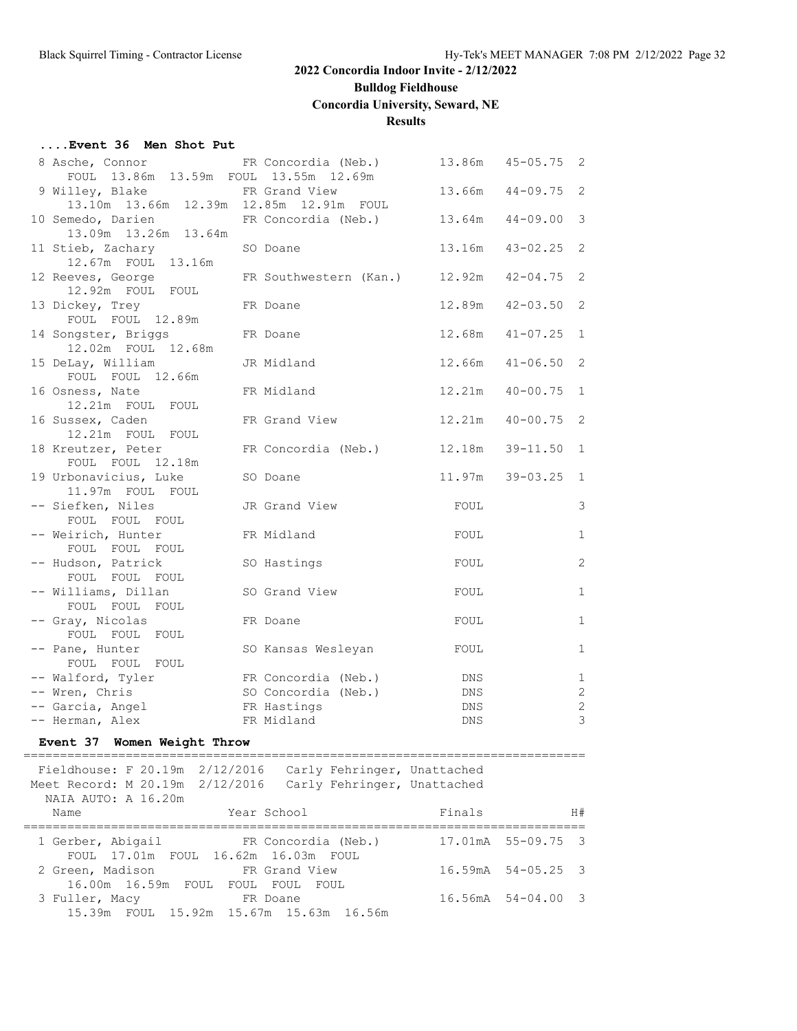**2022 Concordia Indoor Invite - 2/12/2022**
**Bulldog Fieldhouse**
**Concordia University, Seward, NE**
**Results**

### ....Event 36 Men Shot Put

```
  8 Asche, Connor            FR Concordia (Neb.)        13.86m   45-05.75  2
     FOUL  13.86m  13.59m  FOUL  13.55m  12.69m
  9 Willey, Blake            FR Grand View              13.66m   44-09.75  2
     13.10m  13.66m  12.39m  12.85m  12.91m  FOUL
 10 Semedo, Darien           FR Concordia (Neb.)        13.64m   44-09.00  3
     13.09m  13.26m  13.64m
 11 Stieb, Zachary           SO Doane                   13.16m   43-02.25  2
     12.67m  FOUL  13.16m
 12 Reeves, George           FR Southwestern (Kan.)     12.92m   42-04.75  2
     12.92m  FOUL  FOUL
 13 Dickey, Trey             FR Doane                   12.89m   42-03.50  2
     FOUL  FOUL  12.89m
 14 Songster, Briggs         FR Doane                   12.68m   41-07.25  1
     12.02m  FOUL  12.68m
 15 DeLay, William           JR Midland                 12.66m   41-06.50  2
     FOUL  FOUL  12.66m
 16 Osness, Nate             FR Midland                 12.21m   40-00.75  1
     12.21m  FOUL  FOUL
 16 Sussex, Caden            FR Grand View              12.21m   40-00.75  2
     12.21m  FOUL  FOUL
 18 Kreutzer, Peter          FR Concordia (Neb.)        12.18m   39-11.50  1
     FOUL  FOUL  12.18m
 19 Urbonavicius, Luke       SO Doane                   11.97m   39-03.25  1
     11.97m  FOUL  FOUL
 -- Siefken, Niles           JR Grand View                FOUL             3
     FOUL  FOUL  FOUL
 -- Weirich, Hunter          FR Midland                   FOUL             1
     FOUL  FOUL  FOUL
 -- Hudson, Patrick          SO Hastings                  FOUL             2
     FOUL  FOUL  FOUL
 -- Williams, Dillan         SO Grand View                FOUL             1
     FOUL  FOUL  FOUL
 -- Gray, Nicolas            FR Doane                     FOUL             1
     FOUL  FOUL  FOUL
 -- Pane, Hunter             SO Kansas Wesleyan           FOUL             1
     FOUL  FOUL  FOUL
 -- Walford, Tyler           FR Concordia (Neb.)           DNS             1
 -- Wren, Chris              SO Concordia (Neb.)           DNS             2
 -- Garcia, Angel            FR Hastings                   DNS             2
 -- Herman, Alex             FR Midland                    DNS             3
```

### Event 37 Women Weight Throw

```
==========================================================================
 Fieldhouse: F 20.19m  2/12/2016   Carly Fehringer, Unattached
 Meet Record: M 20.19m  2/12/2016   Carly Fehringer, Unattached
   NAIA AUTO: A 16.20m
    Name                    Year School                 Finals            H#
==========================================================================
  1 Gerber, Abigail          FR Concordia (Neb.)       17.01mA  55-09.75  3
     FOUL  17.01m  FOUL  16.62m  16.03m  FOUL
  2 Green, Madison           FR Grand View             16.59mA  54-05.25  3
     16.00m  16.59m  FOUL  FOUL  FOUL  FOUL
  3 Fuller, Macy             FR Doane                  16.56mA  54-04.00  3
     15.39m  FOUL  15.92m  15.67m  15.63m  16.56m
```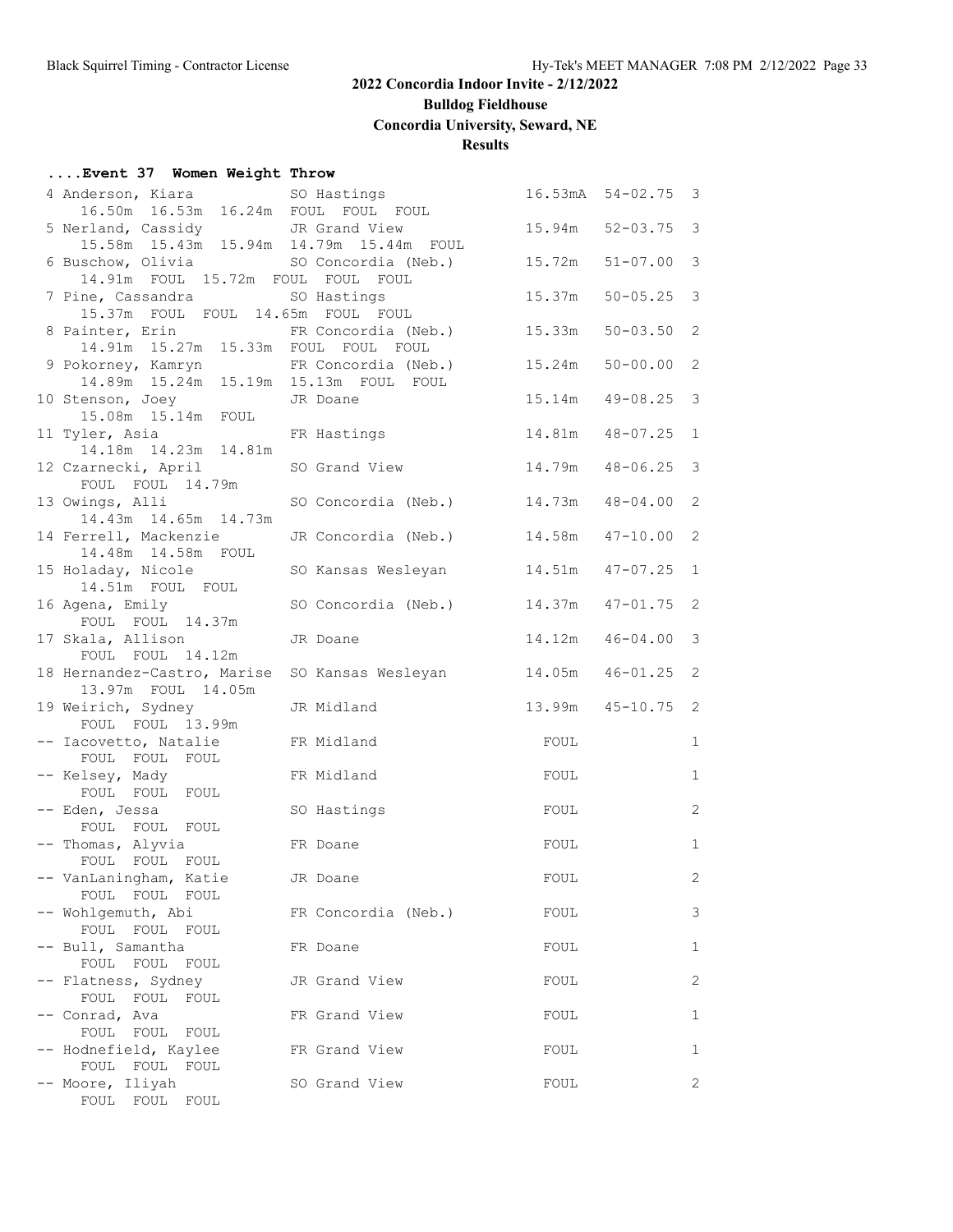## 2022 Concordia Indoor Invite - 2/12/2022

**Bulldog Fieldhouse**

**Concordia University, Seward, NE**

**Results**

### ....Event 37 Women Weight Throw

```
  4 Anderson, Kiara          SO Hastings               16.53mA  54-02.75  3 
      16.50m  16.53m  16.24m  FOUL  FOUL  FOUL
  5 Nerland, Cassidy         JR Grand View             15.94m   52-03.75  3 
      15.58m  15.43m  15.94m  14.79m  15.44m  FOUL
  6 Buschow, Olivia          SO Concordia (Neb.)       15.72m   51-07.00  3 
      14.91m  FOUL  15.72m  FOUL  FOUL  FOUL
  7 Pine, Cassandra          SO Hastings               15.37m   50-05.25  3 
      15.37m  FOUL  FOUL  14.65m  FOUL  FOUL
  8 Painter, Erin            FR Concordia (Neb.)       15.33m   50-03.50  2 
      14.91m  15.27m  15.33m  FOUL  FOUL  FOUL
  9 Pokorney, Kamryn         FR Concordia (Neb.)       15.24m   50-00.00  2 
      14.89m  15.24m  15.19m  15.13m  FOUL  FOUL
 10 Stenson, Joey            JR Doane                  15.14m   49-08.25  3 
      15.08m  15.14m  FOUL
 11 Tyler, Asia              FR Hastings               14.81m   48-07.25  1 
      14.18m  14.23m  14.81m
 12 Czarnecki, April         SO Grand View             14.79m   48-06.25  3 
      FOUL  FOUL  14.79m
 13 Owings, Alli             SO Concordia (Neb.)       14.73m   48-04.00  2 
      14.43m  14.65m  14.73m
 14 Ferrell, Mackenzie       JR Concordia (Neb.)       14.58m   47-10.00  2 
      14.48m  14.58m  FOUL
 15 Holaday, Nicole          SO Kansas Wesleyan        14.51m   47-07.25  1 
      14.51m  FOUL  FOUL
 16 Agena, Emily             SO Concordia (Neb.)       14.37m   47-01.75  2 
      FOUL  FOUL  14.37m
 17 Skala, Allison           JR Doane                  14.12m   46-04.00  3 
      FOUL  FOUL  14.12m
 18 Hernandez-Castro, Marise SO Kansas Wesleyan        14.05m   46-01.25  2 
      13.97m  FOUL  14.05m
 19 Weirich, Sydney          JR Midland                13.99m   45-10.75  2 
      FOUL  FOUL  13.99m
 -- Iacovetto, Natalie       FR Midland                  FOUL             1 
      FOUL  FOUL  FOUL
 -- Kelsey, Mady             FR Midland                  FOUL             1 
      FOUL  FOUL  FOUL
 -- Eden, Jessa              SO Hastings                 FOUL             2 
      FOUL  FOUL  FOUL
 -- Thomas, Alyvia           FR Doane                    FOUL             1 
      FOUL  FOUL  FOUL
 -- VanLaningham, Katie      JR Doane                    FOUL             2 
      FOUL  FOUL  FOUL
 -- Wohlgemuth, Abi          FR Concordia (Neb.)         FOUL             3 
      FOUL  FOUL  FOUL
 -- Bull, Samantha           FR Doane                    FOUL             1 
      FOUL  FOUL  FOUL
 -- Flatness, Sydney         JR Grand View               FOUL             2 
      FOUL  FOUL  FOUL
 -- Conrad, Ava              FR Grand View               FOUL             1 
      FOUL  FOUL  FOUL
 -- Hodnefield, Kaylee       FR Grand View               FOUL             1 
      FOUL  FOUL  FOUL
 -- Moore, Iliyah            SO Grand View               FOUL             2 
      FOUL  FOUL  FOUL
```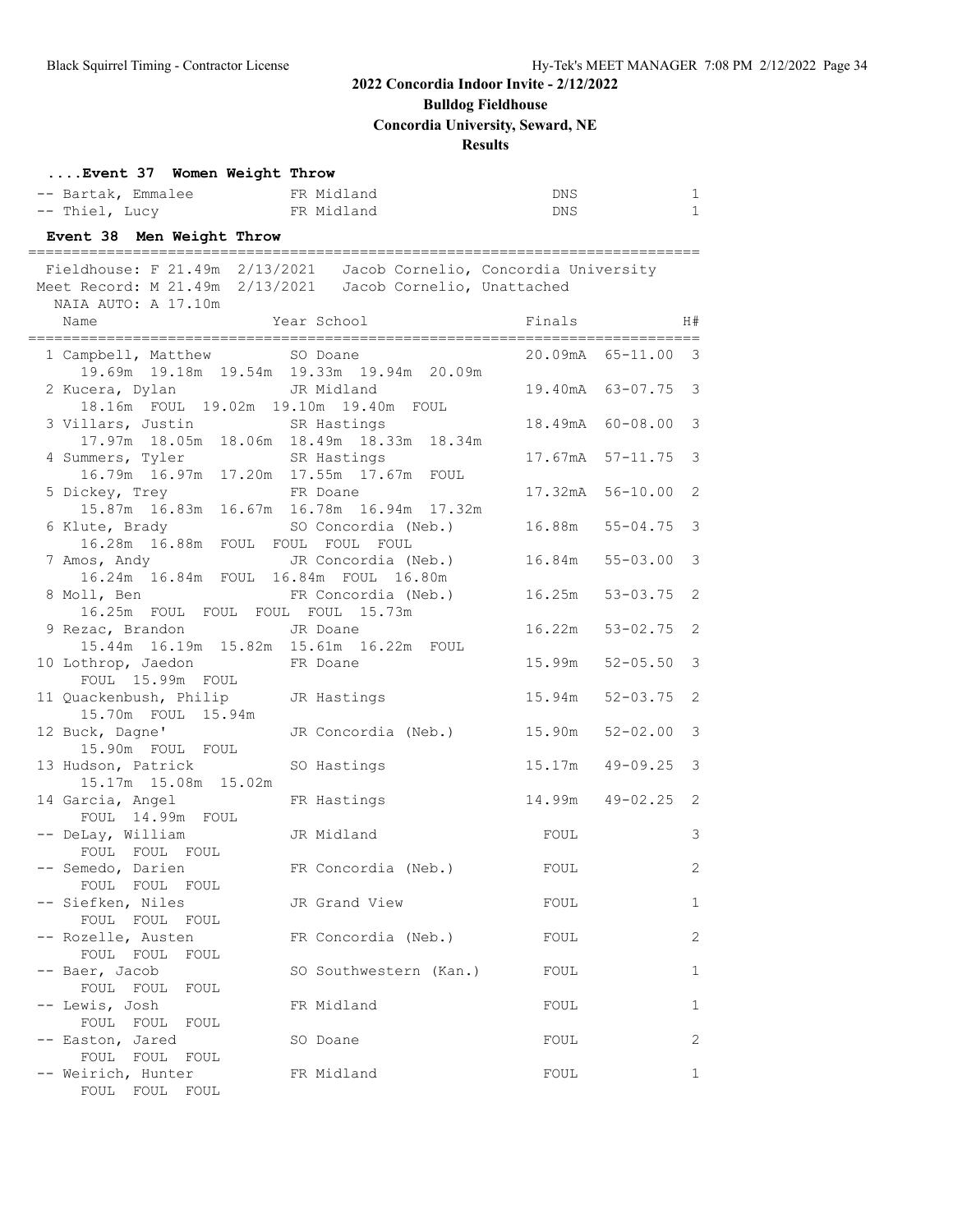# 2022 Concordia Indoor Invite - 2/12/2022

**Bulldog Fieldhouse**

**Concordia University, Seward, NE**

**Results**

### ....Event 37 Women Weight Throw

| Place | Name | Year | School | Finals | H# |
|---|---|---|---|---|---|
| -- | Bartak, Emmalee | FR | Midland | DNS | 1 |
| -- | Thiel, Lucy | FR | Midland | DNS | 1 |

### Event 38 Men Weight Throw

Fieldhouse: F 21.49m 2/13/2021 Jacob Cornelio, Concordia University
Meet Record: M 21.49m 2/13/2021 Jacob Cornelio, Unattached
NAIA AUTO: A 17.10m

| Place | Name | Year | School | Finals | | H# |
|---|---|---|---|---|---|---|
| 1 | Campbell, Matthew | SO | Doane | 20.09mA | 65-11.00 | 3 |
| | 19.69m 19.18m 19.54m 19.33m 19.94m 20.09m | | | | | |
| 2 | Kucera, Dylan | JR | Midland | 19.40mA | 63-07.75 | 3 |
| | 18.16m FOUL 19.02m 19.10m 19.40m FOUL | | | | | |
| 3 | Villars, Justin | SR | Hastings | 18.49mA | 60-08.00 | 3 |
| | 17.97m 18.05m 18.06m 18.49m 18.33m 18.34m | | | | | |
| 4 | Summers, Tyler | SR | Hastings | 17.67mA | 57-11.75 | 3 |
| | 16.79m 16.97m 17.20m 17.55m 17.67m FOUL | | | | | |
| 5 | Dickey, Trey | FR | Doane | 17.32mA | 56-10.00 | 2 |
| | 15.87m 16.83m 16.67m 16.78m 16.94m 17.32m | | | | | |
| 6 | Klute, Brady | SO | Concordia (Neb.) | 16.88m | 55-04.75 | 3 |
| | 16.28m 16.88m FOUL FOUL FOUL FOUL | | | | | |
| 7 | Amos, Andy | JR | Concordia (Neb.) | 16.84m | 55-03.00 | 3 |
| | 16.24m 16.84m FOUL 16.84m FOUL 16.80m | | | | | |
| 8 | Moll, Ben | FR | Concordia (Neb.) | 16.25m | 53-03.75 | 2 |
| | 16.25m FOUL FOUL FOUL FOUL 15.73m | | | | | |
| 9 | Rezac, Brandon | JR | Doane | 16.22m | 53-02.75 | 2 |
| | 15.44m 16.19m 15.82m 15.61m 16.22m FOUL | | | | | |
| 10 | Lothrop, Jaedon | FR | Doane | 15.99m | 52-05.50 | 3 |
| | FOUL 15.99m FOUL | | | | | |
| 11 | Quackenbush, Philip | JR | Hastings | 15.94m | 52-03.75 | 2 |
| | 15.70m FOUL 15.94m | | | | | |
| 12 | Buck, Dagne' | JR | Concordia (Neb.) | 15.90m | 52-02.00 | 3 |
| | 15.90m FOUL FOUL | | | | | |
| 13 | Hudson, Patrick | SO | Hastings | 15.17m | 49-09.25 | 3 |
| | 15.17m 15.08m 15.02m | | | | | |
| 14 | Garcia, Angel | FR | Hastings | 14.99m | 49-02.25 | 2 |
| | FOUL 14.99m FOUL | | | | | |
| -- | DeLay, William | JR | Midland | FOUL | | 3 |
| | FOUL FOUL FOUL | | | | | |
| -- | Semedo, Darien | FR | Concordia (Neb.) | FOUL | | 2 |
| | FOUL FOUL FOUL | | | | | |
| -- | Siefken, Niles | JR | Grand View | FOUL | | 1 |
| | FOUL FOUL FOUL | | | | | |
| -- | Rozelle, Austen | FR | Concordia (Neb.) | FOUL | | 2 |
| | FOUL FOUL FOUL | | | | | |
| -- | Baer, Jacob | SO | Southwestern (Kan.) | FOUL | | 1 |
| | FOUL FOUL FOUL | | | | | |
| -- | Lewis, Josh | FR | Midland | FOUL | | 1 |
| | FOUL FOUL FOUL | | | | | |
| -- | Easton, Jared | SO | Doane | FOUL | | 2 |
| | FOUL FOUL FOUL | | | | | |
| -- | Weirich, Hunter | FR | Midland | FOUL | | 1 |
| | FOUL FOUL FOUL | | | | | |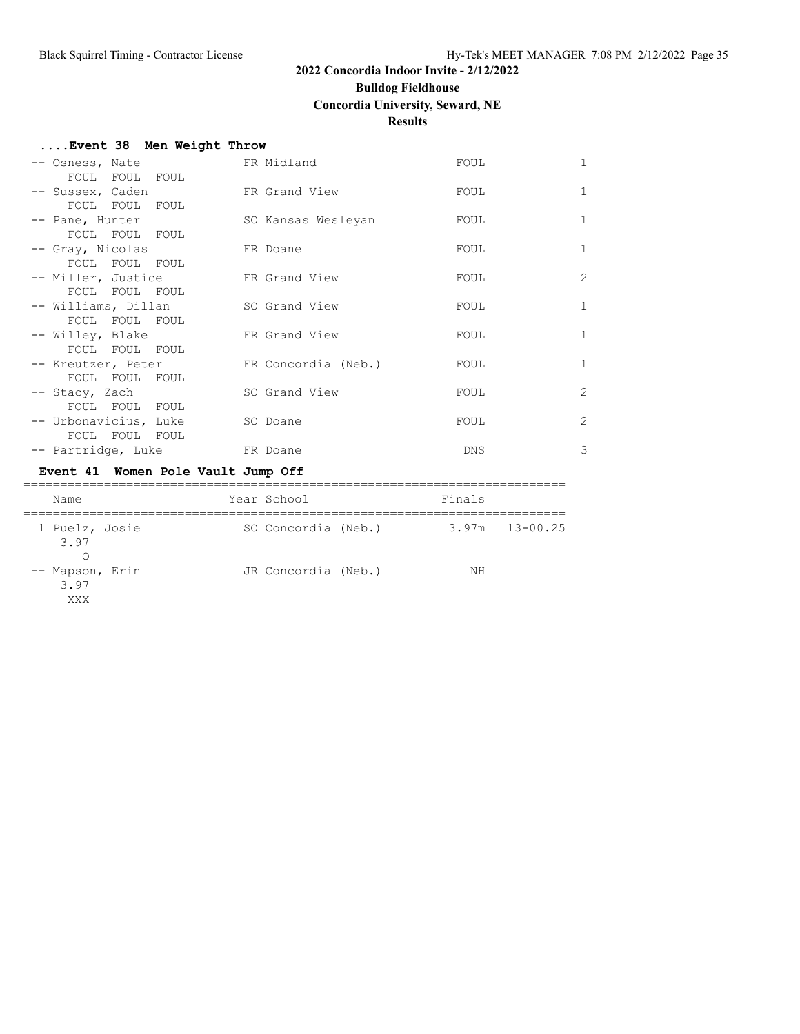## 2022 Concordia Indoor Invite - 2/12/2022

**Bulldog Fieldhouse**

**Concordia University, Seward, NE**

**Results**

### ....Event 38 Men Weight Throw

| | | | | |
|---|---|---|---|---|
| -- | Osness, Nate | FR Midland | FOUL | 1 |
| | FOUL FOUL FOUL | | | |
| -- | Sussex, Caden | FR Grand View | FOUL | 1 |
| | FOUL FOUL FOUL | | | |
| -- | Pane, Hunter | SO Kansas Wesleyan | FOUL | 1 |
| | FOUL FOUL FOUL | | | |
| -- | Gray, Nicolas | FR Doane | FOUL | 1 |
| | FOUL FOUL FOUL | | | |
| -- | Miller, Justice | FR Grand View | FOUL | 2 |
| | FOUL FOUL FOUL | | | |
| -- | Williams, Dillan | SO Grand View | FOUL | 1 |
| | FOUL FOUL FOUL | | | |
| -- | Willey, Blake | FR Grand View | FOUL | 1 |
| | FOUL FOUL FOUL | | | |
| -- | Kreutzer, Peter | FR Concordia (Neb.) | FOUL | 1 |
| | FOUL FOUL FOUL | | | |
| -- | Stacy, Zach | SO Grand View | FOUL | 2 |
| | FOUL FOUL FOUL | | | |
| -- | Urbonavicius, Luke | SO Doane | FOUL | 2 |
| | FOUL FOUL FOUL | | | |
| -- | Partridge, Luke | FR Doane | DNS | 3 |

### Event 41 Women Pole Vault Jump Off

| | Name | Year School | Finals | |
|---|---|---|---|---|
| 1 | Puelz, Josie | SO Concordia (Neb.) | 3.97m | 13-00.25 |
| | 3.97 | | | |
| | O | | | |
| -- | Mapson, Erin | JR Concordia (Neb.) | NH | |
| | 3.97 | | | |
| | XXX | | | |